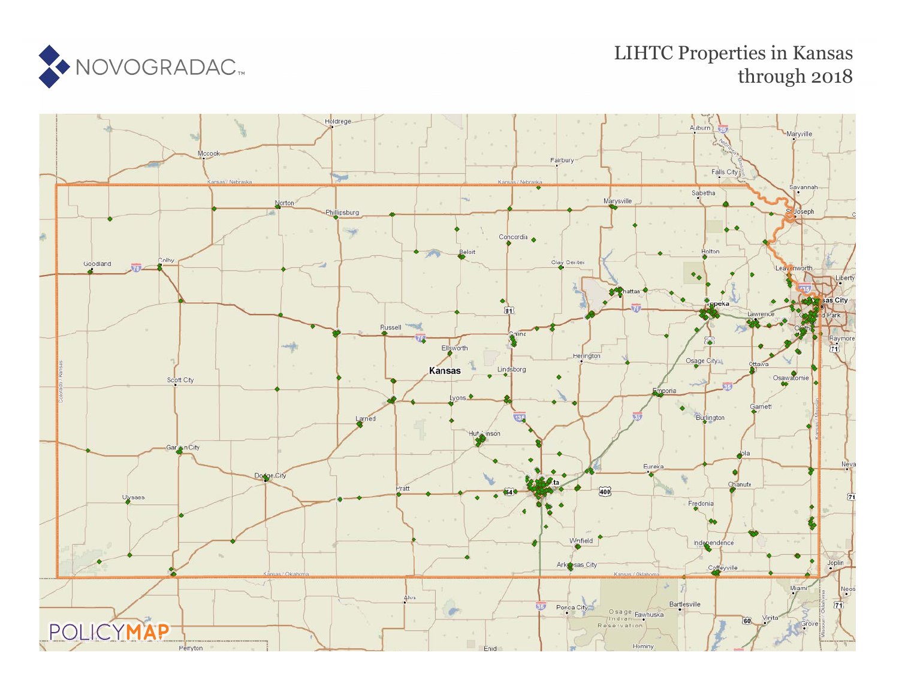# LIHTC Properties in Kansas through 2018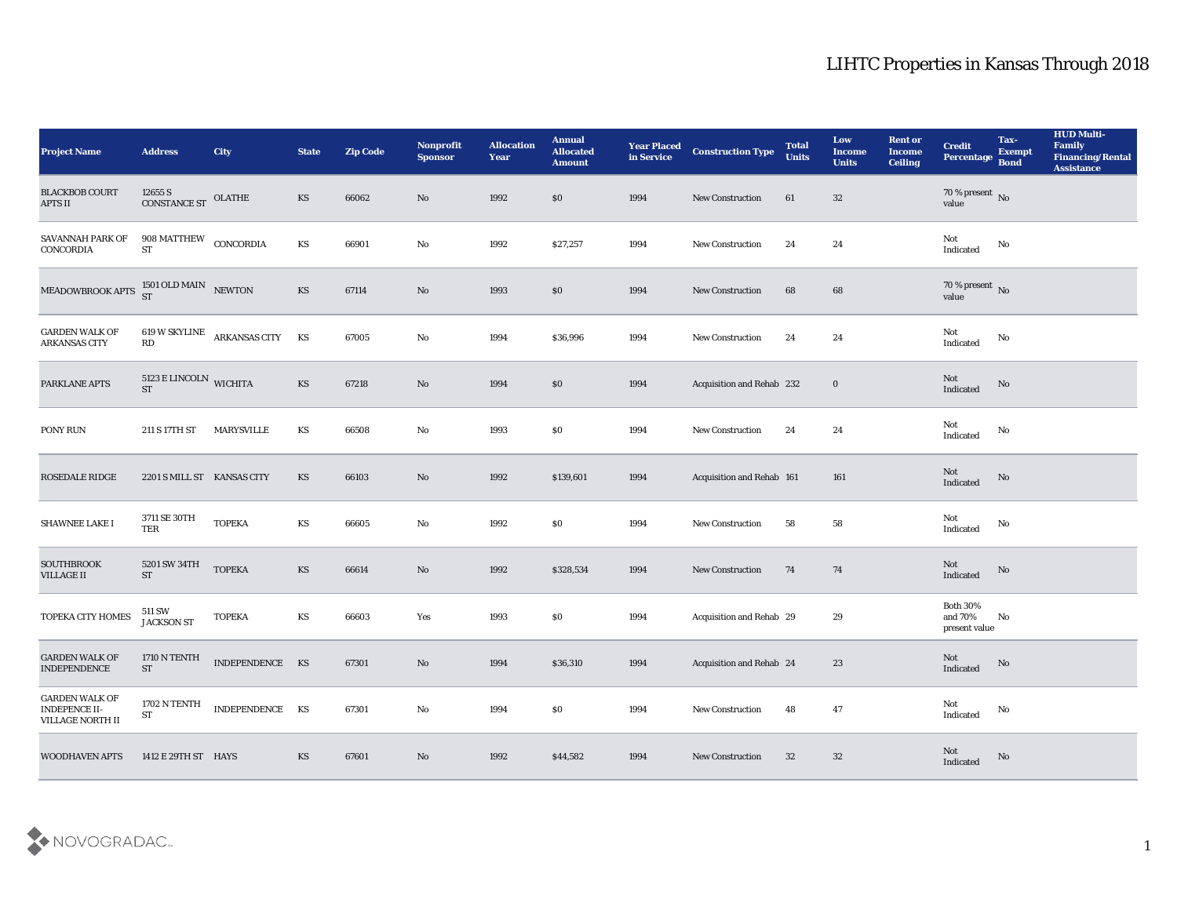# LIHTC Properties in Kansas Through 2018

| Project Name | Address | City | State | Zip Code | Nonprofit Sponsor | Allocation Year | Annual Allocated Amount | Year Placed in Service | Construction Type | Total Units | Low Income Units | Rent or Income Ceiling | Credit Percentage | Tax-Exempt Bond | HUD Multi-Family Financing/Rental Assistance |
|---|---|---|---|---|---|---|---|---|---|---|---|---|---|---|---|
| BLACKBOB COURT APTS II | 12655 S CONSTANCE ST | OLATHE | KS | 66062 | No | 1992 | $0 | 1994 | New Construction | 61 | 32 | | 70 % present value | No | |
| SAVANNAH PARK OF CONCORDIA | 908 MATTHEW ST | CONCORDIA | KS | 66901 | No | 1992 | $27,257 | 1994 | New Construction | 24 | 24 | | Not Indicated | No | |
| MEADOWBROOK APTS | 1501 OLD MAIN ST | NEWTON | KS | 67114 | No | 1993 | $0 | 1994 | New Construction | 68 | 68 | | 70 % present value | No | |
| GARDEN WALK OF ARKANSAS CITY | 619 W SKYLINE RD | ARKANSAS CITY | KS | 67005 | No | 1994 | $36,996 | 1994 | New Construction | 24 | 24 | | Not Indicated | No | |
| PARKLANE APTS | 5123 E LINCOLN ST | WICHITA | KS | 67218 | No | 1994 | $0 | 1994 | Acquisition and Rehab | 232 | 0 | | Not Indicated | No | |
| PONY RUN | 211 S 17TH ST | MARYSVILLE | KS | 66508 | No | 1993 | $0 | 1994 | New Construction | 24 | 24 | | Not Indicated | No | |
| ROSEDALE RIDGE | 2201 S MILL ST | KANSAS CITY | KS | 66103 | No | 1992 | $139,601 | 1994 | Acquisition and Rehab | 161 | 161 | | Not Indicated | No | |
| SHAWNEE LAKE I | 3711 SE 30TH TER | TOPEKA | KS | 66605 | No | 1992 | $0 | 1994 | New Construction | 58 | 58 | | Not Indicated | No | |
| SOUTHBROOK VILLAGE II | 5201 SW 34TH ST | TOPEKA | KS | 66614 | No | 1992 | $328,534 | 1994 | New Construction | 74 | 74 | | Not Indicated | No | |
| TOPEKA CITY HOMES | 511 SW JACKSON ST | TOPEKA | KS | 66603 | Yes | 1993 | $0 | 1994 | Acquisition and Rehab | 29 | 29 | | Both 30% and 70% present value | No | |
| GARDEN WALK OF INDEPENDENCE | 1710 N TENTH ST | INDEPENDENCE | KS | 67301 | No | 1994 | $36,310 | 1994 | Acquisition and Rehab | 24 | 23 | | Not Indicated | No | |
| GARDEN WALK OF INDEPENCE II-VILLAGE NORTH II | 1702 N TENTH ST | INDEPENDENCE | KS | 67301 | No | 1994 | $0 | 1994 | New Construction | 48 | 47 | | Not Indicated | No | |
| WOODHAVEN APTS | 1412 E 29TH ST | HAYS | KS | 67601 | No | 1992 | $44,582 | 1994 | New Construction | 32 | 32 | | Not Indicated | No | |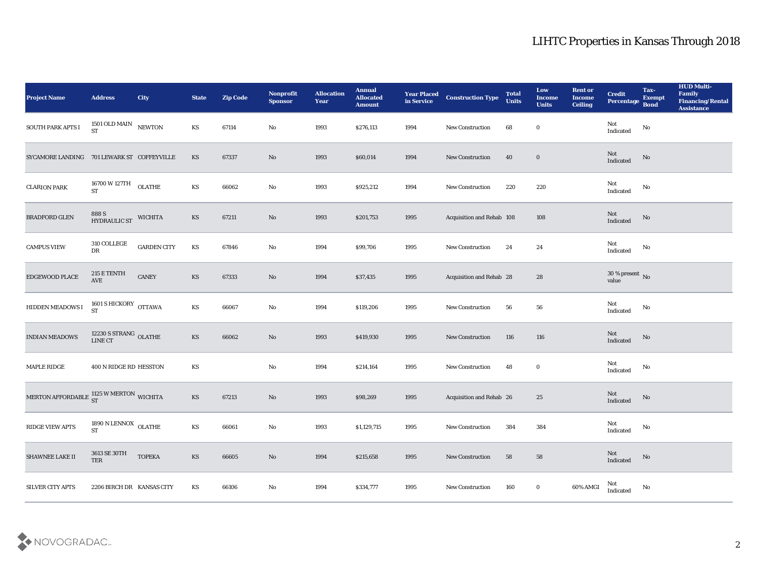# LIHTC Properties in Kansas Through 2018

| Project Name | Address | City | State | Zip Code | Nonprofit Sponsor | Allocation Year | Annual Allocated Amount | Year Placed in Service | Construction Type | Total Units | Low Income Units | Rent or Income Ceiling | Credit Percentage | Tax-Exempt Bond | HUD Multi-Family Financing/Rental Assistance |
|---|---|---|---|---|---|---|---|---|---|---|---|---|---|---|---|
| SOUTH PARK APTS I | 1501 OLD MAIN ST | NEWTON | KS | 67114 | No | 1993 | $276,113 | 1994 | New Construction | 68 | 0 | | Not Indicated | No | |
| SYCAMORE LANDING | 701 LEWARK ST | COFFEYVILLE | KS | 67337 | No | 1993 | $60,014 | 1994 | New Construction | 40 | 0 | | Not Indicated | No | |
| CLARION PARK | 16700 W 127TH ST | OLATHE | KS | 66062 | No | 1993 | $925,212 | 1994 | New Construction | 220 | 220 | | Not Indicated | No | |
| BRADFORD GLEN | 888 S HYDRAULIC ST | WICHITA | KS | 67211 | No | 1993 | $201,753 | 1995 | Acquisition and Rehab | 108 | 108 | | Not Indicated | No | |
| CAMPUS VIEW | 310 COLLEGE DR | GARDEN CITY | KS | 67846 | No | 1994 | $99,706 | 1995 | New Construction | 24 | 24 | | Not Indicated | No | |
| EDGEWOOD PLACE | 215 E TENTH AVE | CANEY | KS | 67333 | No | 1994 | $37,435 | 1995 | Acquisition and Rehab | 28 | 28 | | 30 % present value | No | |
| HIDDEN MEADOWS I | 1601 S HICKORY ST | OTTAWA | KS | 66067 | No | 1994 | $119,206 | 1995 | New Construction | 56 | 56 | | Not Indicated | No | |
| INDIAN MEADOWS | 12230 S STRANG LINE CT | OLATHE | KS | 66062 | No | 1993 | $419,930 | 1995 | New Construction | 116 | 116 | | Not Indicated | No | |
| MAPLE RIDGE | 400 N RIDGE RD | HESSTON | KS | | No | 1994 | $214,164 | 1995 | New Construction | 48 | 0 | | Not Indicated | No | |
| MERTON AFFORDABLE | 1125 W MERTON ST | WICHITA | KS | 67213 | No | 1993 | $98,269 | 1995 | Acquisition and Rehab | 26 | 25 | | Not Indicated | No | |
| RIDGE VIEW APTS | 1890 N LENNOX ST | OLATHE | KS | 66061 | No | 1993 | $1,129,715 | 1995 | New Construction | 384 | 384 | | Not Indicated | No | |
| SHAWNEE LAKE II | 3613 SE 30TH TER | TOPEKA | KS | 66605 | No | 1994 | $215,658 | 1995 | New Construction | 58 | 58 | | Not Indicated | No | |
| SILVER CITY APTS | 2206 BIRCH DR | KANSAS CITY | KS | 66106 | No | 1994 | $334,777 | 1995 | New Construction | 160 | 0 | 60% AMGI | Not Indicated | No | |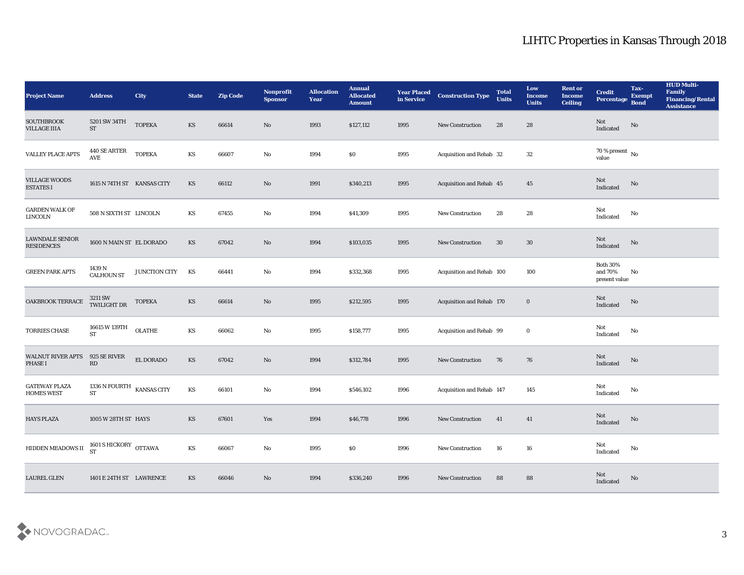| Project Name | Address | City | State | Zip Code | Nonprofit Sponsor | Allocation Year | Annual Allocated Amount | Year Placed in Service | Construction Type | Total Units | Low Income Units | Rent or Income Ceiling | Credit Percentage | Tax-Exempt Bond | HUD Multi-Family Financing/Rental Assistance |
|---|---|---|---|---|---|---|---|---|---|---|---|---|---|---|---|
| SOUTHBROOK VILLAGE IIIA | 5201 SW 34TH ST | TOPEKA | KS | 66614 | No | 1993 | $127,112 | 1995 | New Construction | 28 | 28 | | Not Indicated | No | |
| VALLEY PLACE APTS | 440 SE ARTER AVE | TOPEKA | KS | 66607 | No | 1994 | $0 | 1995 | Acquisition and Rehab | 32 | 32 | | 70 % present value | No | |
| VILLAGE WOODS ESTATES I | 1615 N 74TH ST | KANSAS CITY | KS | 66112 | No | 1991 | $340,213 | 1995 | Acquisition and Rehab | 45 | 45 | | Not Indicated | No | |
| GARDEN WALK OF LINCOLN | 508 N SIXTH ST | LINCOLN | KS | 67455 | No | 1994 | $41,309 | 1995 | New Construction | 28 | 28 | | Not Indicated | No | |
| LAWNDALE SENIOR RESIDENCES | 1600 N MAIN ST | EL DORADO | KS | 67042 | No | 1994 | $103,035 | 1995 | New Construction | 30 | 30 | | Not Indicated | No | |
| GREEN PARK APTS | 1439 N CALHOUN ST | JUNCTION CITY | KS | 66441 | No | 1994 | $332,368 | 1995 | Acquisition and Rehab | 100 | 100 | | Both 30% and 70% present value | No | |
| OAKBROOK TERRACE | 3211 SW TWILIGHT DR | TOPEKA | KS | 66614 | No | 1995 | $212,595 | 1995 | Acquisition and Rehab | 170 | 0 | | Not Indicated | No | |
| TORRIES CHASE | 16615 W 139TH ST | OLATHE | KS | 66062 | No | 1995 | $158,777 | 1995 | Acquisition and Rehab | 99 | 0 | | Not Indicated | No | |
| WALNUT RIVER APTS PHASE I | 925 SE RIVER RD | EL DORADO | KS | 67042 | No | 1994 | $312,784 | 1995 | New Construction | 76 | 76 | | Not Indicated | No | |
| GATEWAY PLAZA HOMES WEST | 1336 N FOURTH ST | KANSAS CITY | KS | 66101 | No | 1994 | $546,102 | 1996 | Acquisition and Rehab | 147 | 145 | | Not Indicated | No | |
| HAYS PLAZA | 1005 W 28TH ST | HAYS | KS | 67601 | Yes | 1994 | $46,778 | 1996 | New Construction | 41 | 41 | | Not Indicated | No | |
| HIDDEN MEADOWS II | 1601 S HICKORY ST | OTTAWA | KS | 66067 | No | 1995 | $0 | 1996 | New Construction | 16 | 16 | | Not Indicated | No | |
| LAUREL GLEN | 1401 E 24TH ST | LAWRENCE | KS | 66046 | No | 1994 | $336,240 | 1996 | New Construction | 88 | 88 | | Not Indicated | No | |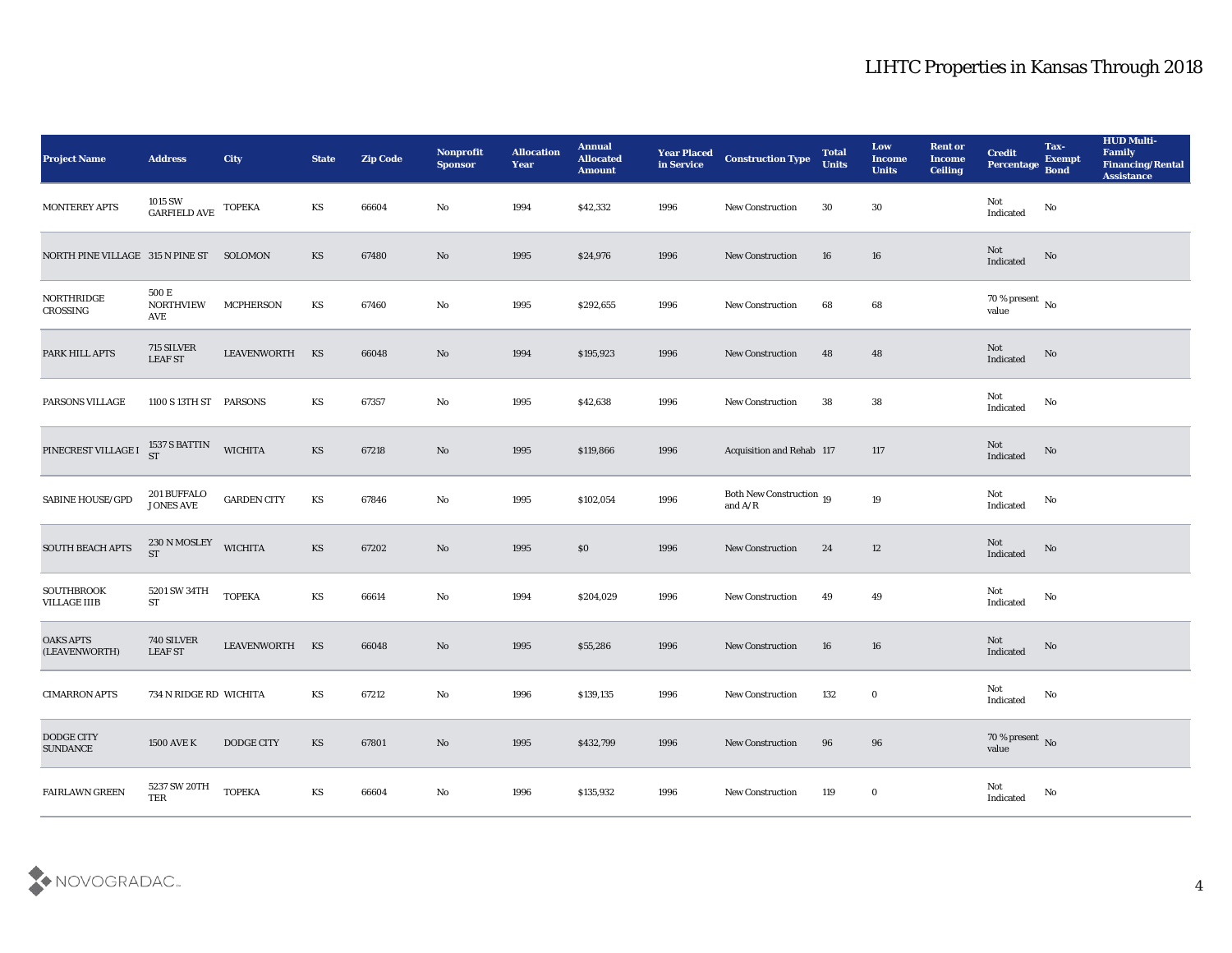# LIHTC Properties in Kansas Through 2018

| Project Name | Address | City | State | Zip Code | Nonprofit Sponsor | Allocation Year | Annual Allocated Amount | Year Placed in Service | Construction Type | Total Units | Low Income Units | Rent or Income Ceiling | Credit Percentage | Tax-Exempt Bond | HUD Multi-Family Financing/Rental Assistance |
|---|---|---|---|---|---|---|---|---|---|---|---|---|---|---|---|
| MONTEREY APTS | 1015 SW GARFIELD AVE | TOPEKA | KS | 66604 | No | 1994 | $42,332 | 1996 | New Construction | 30 | 30 | | Not Indicated | No | |
| NORTH PINE VILLAGE | 315 N PINE ST | SOLOMON | KS | 67480 | No | 1995 | $24,976 | 1996 | New Construction | 16 | 16 | | Not Indicated | No | |
| NORTHRIDGE CROSSING | 500 E NORTHVIEW AVE | MCPHERSON | KS | 67460 | No | 1995 | $292,655 | 1996 | New Construction | 68 | 68 | | 70 % present value | No | |
| PARK HILL APTS | 715 SILVER LEAF ST | LEAVENWORTH | KS | 66048 | No | 1994 | $195,923 | 1996 | New Construction | 48 | 48 | | Not Indicated | No | |
| PARSONS VILLAGE | 1100 S 13TH ST | PARSONS | KS | 67357 | No | 1995 | $42,638 | 1996 | New Construction | 38 | 38 | | Not Indicated | No | |
| PINECREST VILLAGE I | 1537 S BATTIN ST | WICHITA | KS | 67218 | No | 1995 | $119,866 | 1996 | Acquisition and Rehab | 117 | 117 | | Not Indicated | No | |
| SABINE HOUSE/GPD | 201 BUFFALO JONES AVE | GARDEN CITY | KS | 67846 | No | 1995 | $102,054 | 1996 | Both New Construction and A/R | 19 | 19 | | Not Indicated | No | |
| SOUTH BEACH APTS | 230 N MOSLEY ST | WICHITA | KS | 67202 | No | 1995 | $0 | 1996 | New Construction | 24 | 12 | | Not Indicated | No | |
| SOUTHBROOK VILLAGE IIIB | 5201 SW 34TH ST | TOPEKA | KS | 66614 | No | 1994 | $204,029 | 1996 | New Construction | 49 | 49 | | Not Indicated | No | |
| OAKS APTS (LEAVENWORTH) | 740 SILVER LEAF ST | LEAVENWORTH | KS | 66048 | No | 1995 | $55,286 | 1996 | New Construction | 16 | 16 | | Not Indicated | No | |
| CIMARRON APTS | 734 N RIDGE RD | WICHITA | KS | 67212 | No | 1996 | $139,135 | 1996 | New Construction | 132 | 0 | | Not Indicated | No | |
| DODGE CITY SUNDANCE | 1500 AVE K | DODGE CITY | KS | 67801 | No | 1995 | $432,799 | 1996 | New Construction | 96 | 96 | | 70 % present value | No | |
| FAIRLAWN GREEN | 5237 SW 20TH TER | TOPEKA | KS | 66604 | No | 1996 | $135,932 | 1996 | New Construction | 119 | 0 | | Not Indicated | No | |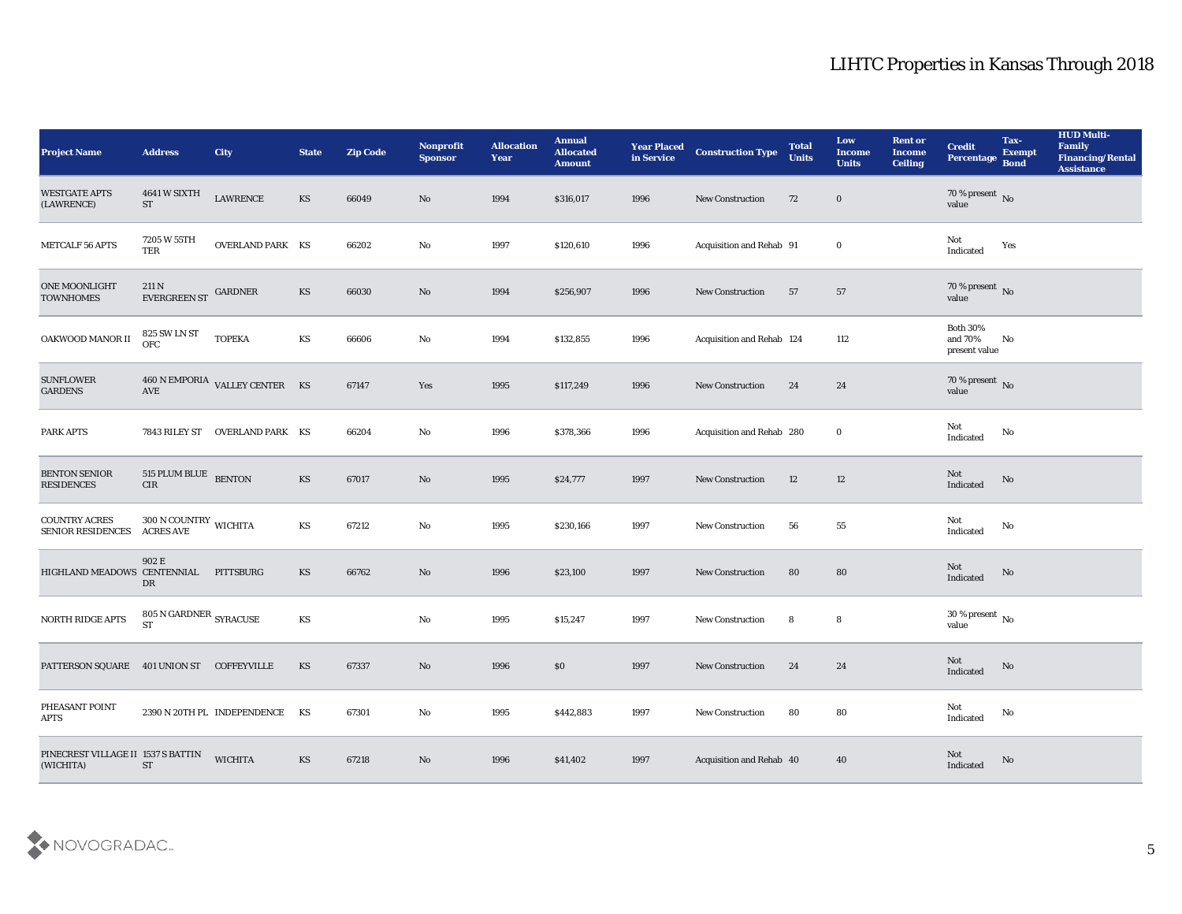# LIHTC Properties in Kansas Through 2018

| Project Name | Address | City | State | Zip Code | Nonprofit Sponsor | Allocation Year | Annual Allocated Amount | Year Placed in Service | Construction Type | Total Units | Low Income Units | Rent or Income Ceiling | Credit Percentage | Tax-Exempt Bond | HUD Multi-Family Financing/Rental Assistance |
|---|---|---|---|---|---|---|---|---|---|---|---|---|---|---|---|
| WESTGATE APTS (LAWRENCE) | 4641 W SIXTH ST | LAWRENCE | KS | 66049 | No | 1994 | $316,017 | 1996 | New Construction | 72 | 0 | | 70 % present value | No | |
| METCALF 56 APTS | 7205 W 55TH TER | OVERLAND PARK | KS | 66202 | No | 1997 | $120,610 | 1996 | Acquisition and Rehab | 91 | 0 | | Not Indicated | Yes | |
| ONE MOONLIGHT TOWNHOMES | 211 N EVERGREEN ST | GARDNER | KS | 66030 | No | 1994 | $256,907 | 1996 | New Construction | 57 | 57 | | 70 % present value | No | |
| OAKWOOD MANOR II | 825 SW LN ST OFC | TOPEKA | KS | 66606 | No | 1994 | $132,855 | 1996 | Acquisition and Rehab | 124 | 112 | | Both 30% and 70% present value | No | |
| SUNFLOWER GARDENS | 460 N EMPORIA AVE | VALLEY CENTER | KS | 67147 | Yes | 1995 | $117,249 | 1996 | New Construction | 24 | 24 | | 70 % present value | No | |
| PARK APTS | 7843 RILEY ST | OVERLAND PARK | KS | 66204 | No | 1996 | $378,366 | 1996 | Acquisition and Rehab | 280 | 0 | | Not Indicated | No | |
| BENTON SENIOR RESIDENCES | 515 PLUM BLUE CIR | BENTON | KS | 67017 | No | 1995 | $24,777 | 1997 | New Construction | 12 | 12 | | Not Indicated | No | |
| COUNTRY ACRES SENIOR RESIDENCES | 300 N COUNTRY ACRES AVE | WICHITA | KS | 67212 | No | 1995 | $230,166 | 1997 | New Construction | 56 | 55 | | Not Indicated | No | |
| HIGHLAND MEADOWS | 902 E CENTENNIAL DR | PITTSBURG | KS | 66762 | No | 1996 | $23,100 | 1997 | New Construction | 80 | 80 | | Not Indicated | No | |
| NORTH RIDGE APTS | 805 N GARDNER ST | SYRACUSE | KS | | No | 1995 | $15,247 | 1997 | New Construction | 8 | 8 | | 30 % present value | No | |
| PATTERSON SQUARE | 401 UNION ST | COFFEYVILLE | KS | 67337 | No | 1996 | $0 | 1997 | New Construction | 24 | 24 | | Not Indicated | No | |
| PHEASANT POINT APTS | 2390 N 20TH PL | INDEPENDENCE | KS | 67301 | No | 1995 | $442,883 | 1997 | New Construction | 80 | 80 | | Not Indicated | No | |
| PINECREST VILLAGE II (WICHITA) | 1537 S BATTIN ST | WICHITA | KS | 67218 | No | 1996 | $41,402 | 1997 | Acquisition and Rehab | 40 | 40 | | Not Indicated | No | |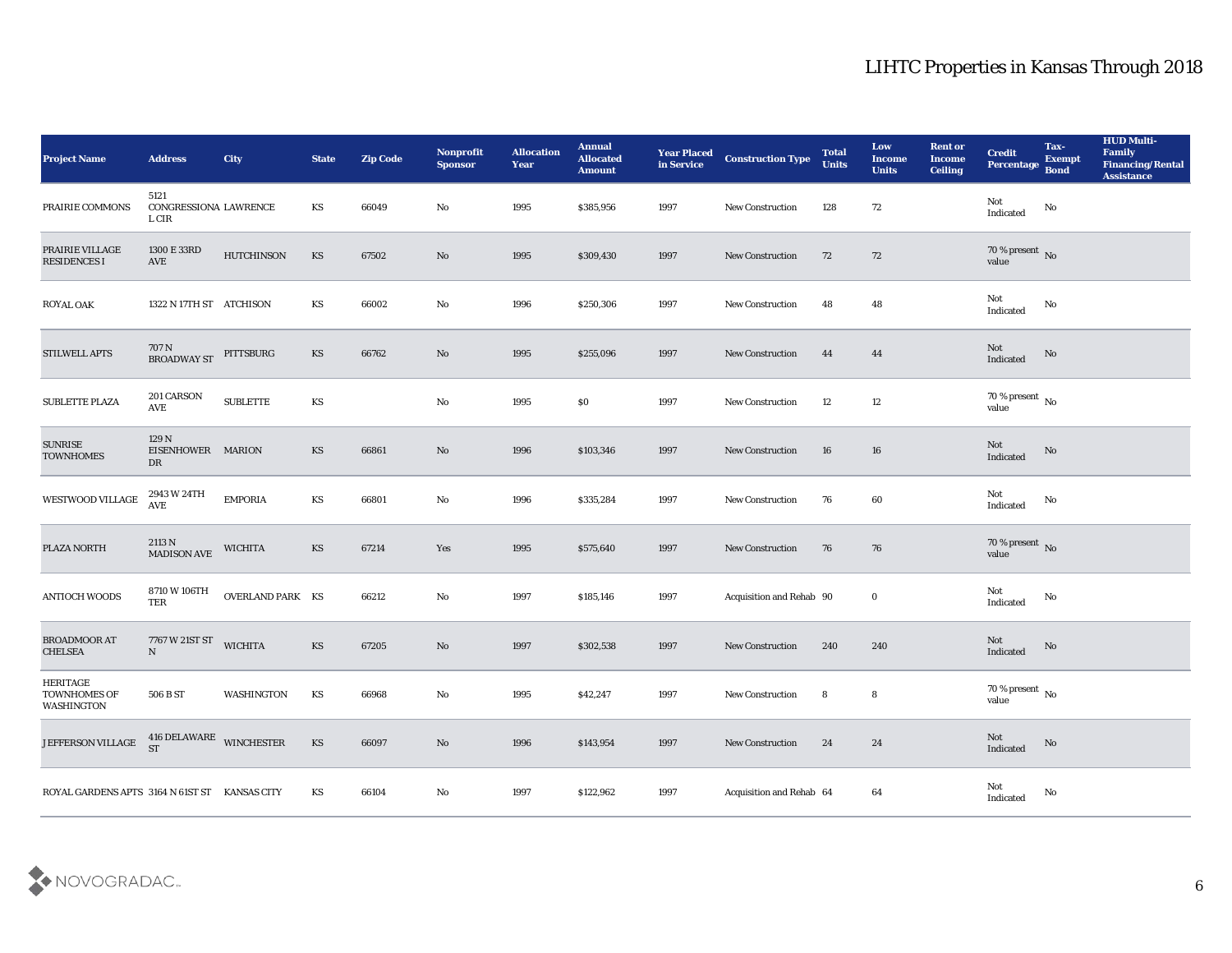# LIHTC Properties in Kansas Through 2018

| Project Name | Address | City | State | Zip Code | Nonprofit Sponsor | Allocation Year | Annual Allocated Amount | Year Placed in Service | Construction Type | Total Units | Low Income Units | Rent or Income Ceiling | Credit Percentage | Tax-Exempt Bond | HUD Multi-Family Financing/Rental Assistance |
|---|---|---|---|---|---|---|---|---|---|---|---|---|---|---|---|
| PRAIRIE COMMONS | 5121 CONGRESSIONAL CIR | LAWRENCE | KS | 66049 | No | 1995 | $385,956 | 1997 | New Construction | 128 | 72 | | Not Indicated | No | |
| PRAIRIE VILLAGE RESIDENCES I | 1300 E 33RD AVE | HUTCHINSON | KS | 67502 | No | 1995 | $309,430 | 1997 | New Construction | 72 | 72 | | 70 % present value | No | |
| ROYAL OAK | 1322 N 17TH ST | ATCHISON | KS | 66002 | No | 1996 | $250,306 | 1997 | New Construction | 48 | 48 | | Not Indicated | No | |
| STILWELL APTS | 707 N BROADWAY ST | PITTSBURG | KS | 66762 | No | 1995 | $255,096 | 1997 | New Construction | 44 | 44 | | Not Indicated | No | |
| SUBLETTE PLAZA | 201 CARSON AVE | SUBLETTE | KS | | No | 1995 | $0 | 1997 | New Construction | 12 | 12 | | 70 % present value | No | |
| SUNRISE TOWNHOMES | 129 N EISENHOWER DR | MARION | KS | 66861 | No | 1996 | $103,346 | 1997 | New Construction | 16 | 16 | | Not Indicated | No | |
| WESTWOOD VILLAGE | 2943 W 24TH AVE | EMPORIA | KS | 66801 | No | 1996 | $335,284 | 1997 | New Construction | 76 | 60 | | Not Indicated | No | |
| PLAZA NORTH | 2113 N MADISON AVE | WICHITA | KS | 67214 | Yes | 1995 | $575,640 | 1997 | New Construction | 76 | 76 | | 70 % present value | No | |
| ANTIOCH WOODS | 8710 W 106TH TER | OVERLAND PARK | KS | 66212 | No | 1997 | $185,146 | 1997 | Acquisition and Rehab | 90 | 0 | | Not Indicated | No | |
| BROADMOOR AT CHELSEA | 7767 W 21ST ST N | WICHITA | KS | 67205 | No | 1997 | $302,538 | 1997 | New Construction | 240 | 240 | | Not Indicated | No | |
| HERITAGE TOWNHOMES OF WASHINGTON | 506 B ST | WASHINGTON | KS | 66968 | No | 1995 | $42,247 | 1997 | New Construction | 8 | 8 | | 70 % present value | No | |
| JEFFERSON VILLAGE | 416 DELAWARE ST | WINCHESTER | KS | 66097 | No | 1996 | $143,954 | 1997 | New Construction | 24 | 24 | | Not Indicated | No | |
| ROYAL GARDENS APTS | 3164 N 61ST ST | KANSAS CITY | KS | 66104 | No | 1997 | $122,962 | 1997 | Acquisition and Rehab | 64 | 64 | | Not Indicated | No | |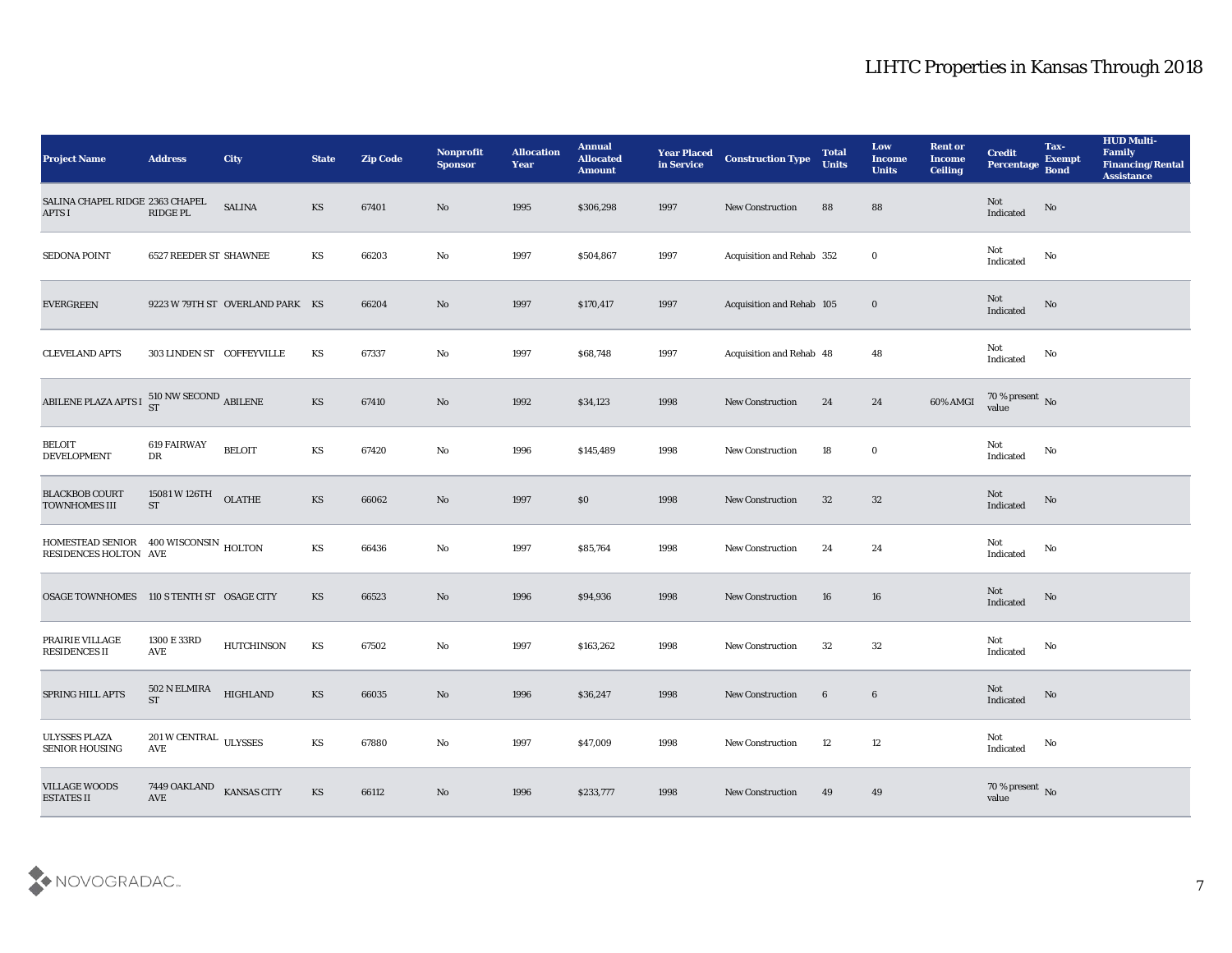# LIHTC Properties in Kansas Through 2018

| Project Name | Address | City | State | Zip Code | Nonprofit Sponsor | Allocation Year | Annual Allocated Amount | Year Placed in Service | Construction Type | Total Units | Low Income Units | Rent or Income Ceiling | Credit Percentage | Tax-Exempt Bond | HUD Multi-Family Financing/Rental Assistance |
|---|---|---|---|---|---|---|---|---|---|---|---|---|---|---|---|
| SALINA CHAPEL RIDGE APTS I | 2363 CHAPEL RIDGE PL | SALINA | KS | 67401 | No | 1995 | $306,298 | 1997 | New Construction | 88 | 88 | | Not Indicated | No | |
| SEDONA POINT | 6527 REEDER ST | SHAWNEE | KS | 66203 | No | 1997 | $504,867 | 1997 | Acquisition and Rehab | 352 | 0 | | Not Indicated | No | |
| EVERGREEN | 9223 W 79TH ST | OVERLAND PARK | KS | 66204 | No | 1997 | $170,417 | 1997 | Acquisition and Rehab | 105 | 0 | | Not Indicated | No | |
| CLEVELAND APTS | 303 LINDEN ST | COFFEYVILLE | KS | 67337 | No | 1997 | $68,748 | 1997 | Acquisition and Rehab | 48 | 48 | | Not Indicated | No | |
| ABILENE PLAZA APTS I | 510 NW SECOND ST | ABILENE | KS | 67410 | No | 1992 | $34,123 | 1998 | New Construction | 24 | 24 | 60% AMGI | 70 % present value | No | |
| BELOIT DEVELOPMENT | 619 FAIRWAY DR | BELOIT | KS | 67420 | No | 1996 | $145,489 | 1998 | New Construction | 18 | 0 | | Not Indicated | No | |
| BLACKBOB COURT TOWNHOMES III | 15081 W 126TH ST | OLATHE | KS | 66062 | No | 1997 | $0 | 1998 | New Construction | 32 | 32 | | Not Indicated | No | |
| HOMESTEAD SENIOR RESIDENCES HOLTON | 400 WISCONSIN AVE | HOLTON | KS | 66436 | No | 1997 | $85,764 | 1998 | New Construction | 24 | 24 | | Not Indicated | No | |
| OSAGE TOWNHOMES | 110 S TENTH ST | OSAGE CITY | KS | 66523 | No | 1996 | $94,936 | 1998 | New Construction | 16 | 16 | | Not Indicated | No | |
| PRAIRIE VILLAGE RESIDENCES II | 1300 E 33RD AVE | HUTCHINSON | KS | 67502 | No | 1997 | $163,262 | 1998 | New Construction | 32 | 32 | | Not Indicated | No | |
| SPRING HILL APTS | 502 N ELMIRA ST | HIGHLAND | KS | 66035 | No | 1996 | $36,247 | 1998 | New Construction | 6 | 6 | | Not Indicated | No | |
| ULYSSES PLAZA SENIOR HOUSING | 201 W CENTRAL AVE | ULYSSES | KS | 67880 | No | 1997 | $47,009 | 1998 | New Construction | 12 | 12 | | Not Indicated | No | |
| VILLAGE WOODS ESTATES II | 7449 OAKLAND AVE | KANSAS CITY | KS | 66112 | No | 1996 | $233,777 | 1998 | New Construction | 49 | 49 | | 70 % present value | No | |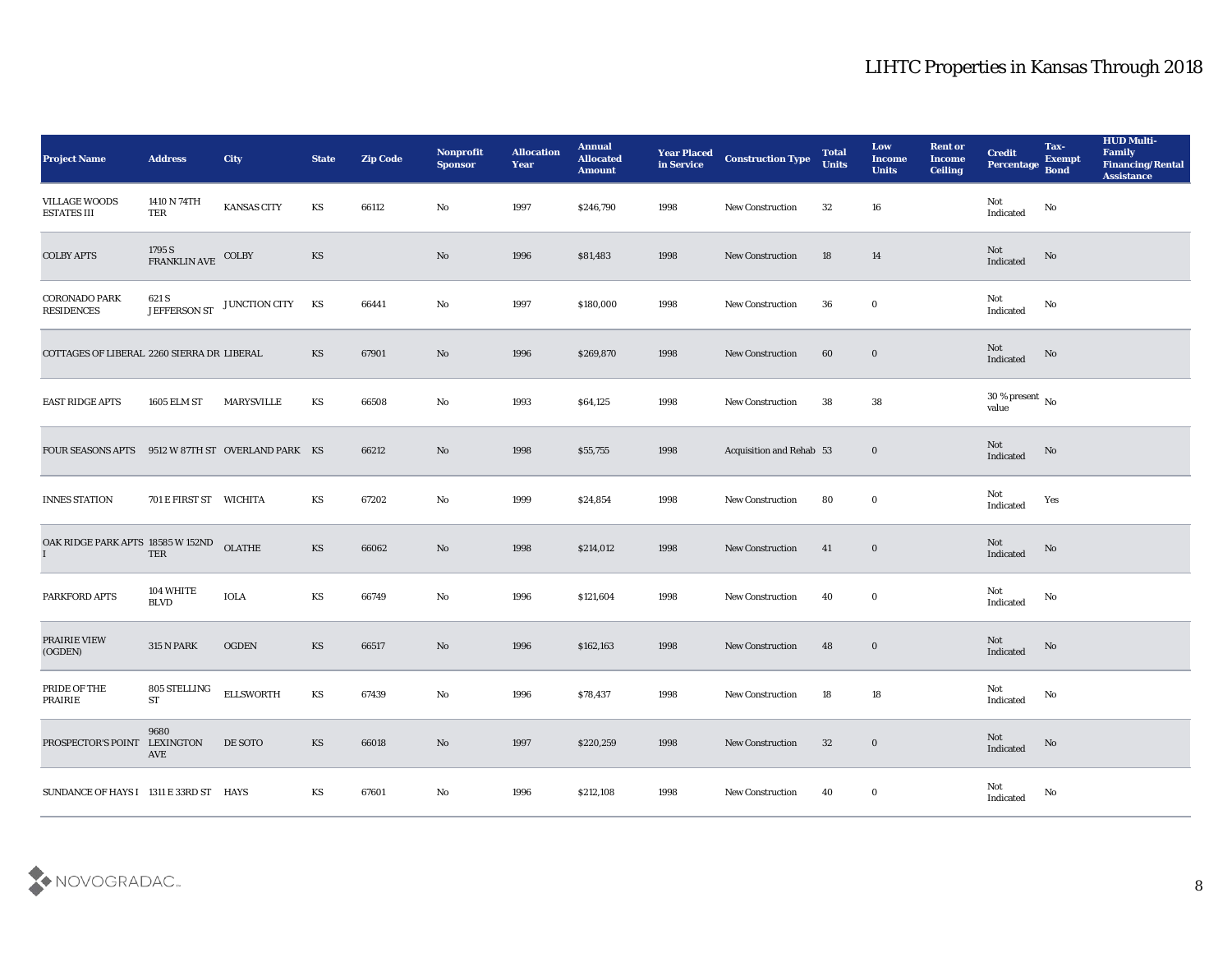# LIHTC Properties in Kansas Through 2018

| Project Name | Address | City | State | Zip Code | Nonprofit Sponsor | Allocation Year | Annual Allocated Amount | Year Placed in Service | Construction Type | Total Units | Low Income Units | Rent or Income Ceiling | Credit Percentage | Tax-Exempt Bond | HUD Multi-Family Financing/Rental Assistance |
|---|---|---|---|---|---|---|---|---|---|---|---|---|---|---|---|
| VILLAGE WOODS ESTATES III | 1410 N 74TH TER | KANSAS CITY | KS | 66112 | No | 1997 | $246,790 | 1998 | New Construction | 32 | 16 | | Not Indicated | No | |
| COLBY APTS | 1795 S FRANKLIN AVE | COLBY | KS | | No | 1996 | $81,483 | 1998 | New Construction | 18 | 14 | | Not Indicated | No | |
| CORONADO PARK RESIDENCES | 621 S JEFFERSON ST | JUNCTION CITY | KS | 66441 | No | 1997 | $180,000 | 1998 | New Construction | 36 | 0 | | Not Indicated | No | |
| COTTAGES OF LIBERAL | 2260 SIERRA DR | LIBERAL | KS | 67901 | No | 1996 | $269,870 | 1998 | New Construction | 60 | 0 | | Not Indicated | No | |
| EAST RIDGE APTS | 1605 ELM ST | MARYSVILLE | KS | 66508 | No | 1993 | $64,125 | 1998 | New Construction | 38 | 38 | | 30 % present value | No | |
| FOUR SEASONS APTS | 9512 W 87TH ST | OVERLAND PARK | KS | 66212 | No | 1998 | $55,755 | 1998 | Acquisition and Rehab | 53 | 0 | | Not Indicated | No | |
| INNES STATION | 701 E FIRST ST | WICHITA | KS | 67202 | No | 1999 | $24,854 | 1998 | New Construction | 80 | 0 | | Not Indicated | Yes | |
| OAK RIDGE PARK APTS I | 18585 W 152ND TER | OLATHE | KS | 66062 | No | 1998 | $214,012 | 1998 | New Construction | 41 | 0 | | Not Indicated | No | |
| PARKFORD APTS | 104 WHITE BLVD | IOLA | KS | 66749 | No | 1996 | $121,604 | 1998 | New Construction | 40 | 0 | | Not Indicated | No | |
| PRAIRIE VIEW (OGDEN) | 315 N PARK | OGDEN | KS | 66517 | No | 1996 | $162,163 | 1998 | New Construction | 48 | 0 | | Not Indicated | No | |
| PRIDE OF THE PRAIRIE | 805 STELLING ST | ELLSWORTH | KS | 67439 | No | 1996 | $78,437 | 1998 | New Construction | 18 | 18 | | Not Indicated | No | |
| PROSPECTOR'S POINT | 9680 LEXINGTON AVE | DE SOTO | KS | 66018 | No | 1997 | $220,259 | 1998 | New Construction | 32 | 0 | | Not Indicated | No | |
| SUNDANCE OF HAYS I | 1311 E 33RD ST | HAYS | KS | 67601 | No | 1996 | $212,108 | 1998 | New Construction | 40 | 0 | | Not Indicated | No | |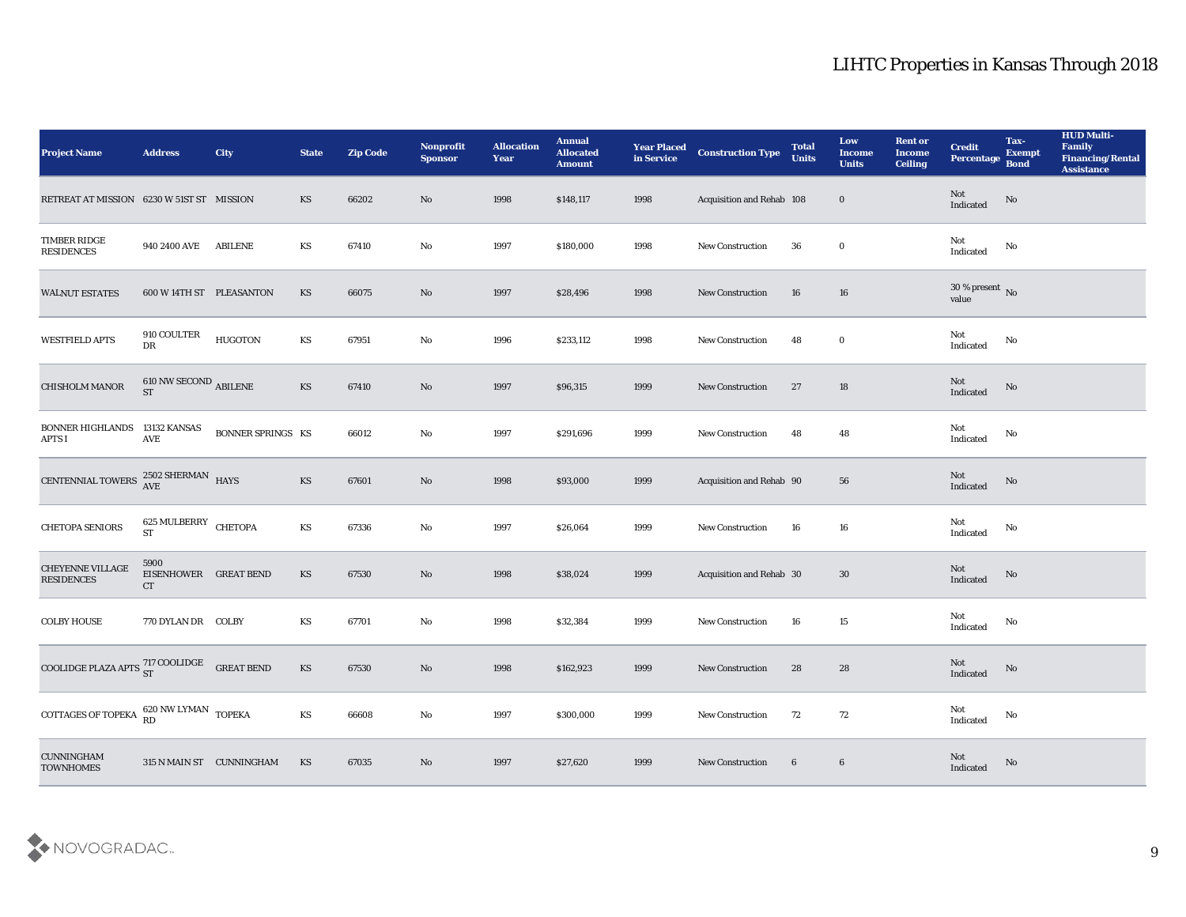# LIHTC Properties in Kansas Through 2018

| Project Name | Address | City | State | Zip Code | Nonprofit Sponsor | Allocation Year | Annual Allocated Amount | Year Placed in Service | Construction Type | Total Units | Low Income Units | Rent or Income Ceiling | Credit Percentage | Tax-Exempt Bond | HUD Multi-Family Financing/Rental Assistance |
|---|---|---|---|---|---|---|---|---|---|---|---|---|---|---|---|
| RETREAT AT MISSION | 6230 W 51ST ST | MISSION | KS | 66202 | No | 1998 | $148,117 | 1998 | Acquisition and Rehab | 108 | 0 | | Not Indicated | No | |
| TIMBER RIDGE RESIDENCES | 940 2400 AVE | ABILENE | KS | 67410 | No | 1997 | $180,000 | 1998 | New Construction | 36 | 0 | | Not Indicated | No | |
| WALNUT ESTATES | 600 W 14TH ST | PLEASANTON | KS | 66075 | No | 1997 | $28,496 | 1998 | New Construction | 16 | 16 | | 30 % present value | No | |
| WESTFIELD APTS | 910 COULTER DR | HUGOTON | KS | 67951 | No | 1996 | $233,112 | 1998 | New Construction | 48 | 0 | | Not Indicated | No | |
| CHISHOLM MANOR | 610 NW SECOND ST | ABILENE | KS | 67410 | No | 1997 | $96,315 | 1999 | New Construction | 27 | 18 | | Not Indicated | No | |
| BONNER HIGHLANDS APTS I | 13132 KANSAS AVE | BONNER SPRINGS | KS | 66012 | No | 1997 | $291,696 | 1999 | New Construction | 48 | 48 | | Not Indicated | No | |
| CENTENNIAL TOWERS | 2502 SHERMAN AVE | HAYS | KS | 67601 | No | 1998 | $93,000 | 1999 | Acquisition and Rehab | 90 | 56 | | Not Indicated | No | |
| CHETOPA SENIORS | 625 MULBERRY ST | CHETOPA | KS | 67336 | No | 1997 | $26,064 | 1999 | New Construction | 16 | 16 | | Not Indicated | No | |
| CHEYENNE VILLAGE RESIDENCES | 5900 EISENHOWER CT | GREAT BEND | KS | 67530 | No | 1998 | $38,024 | 1999 | Acquisition and Rehab | 30 | 30 | | Not Indicated | No | |
| COLBY HOUSE | 770 DYLAN DR | COLBY | KS | 67701 | No | 1998 | $32,384 | 1999 | New Construction | 16 | 15 | | Not Indicated | No | |
| COOLIDGE PLAZA APTS | 717 COOLIDGE ST | GREAT BEND | KS | 67530 | No | 1998 | $162,923 | 1999 | New Construction | 28 | 28 | | Not Indicated | No | |
| COTTAGES OF TOPEKA | 620 NW LYMAN RD | TOPEKA | KS | 66608 | No | 1997 | $300,000 | 1999 | New Construction | 72 | 72 | | Not Indicated | No | |
| CUNNINGHAM TOWNHOMES | 315 N MAIN ST | CUNNINGHAM | KS | 67035 | No | 1997 | $27,620 | 1999 | New Construction | 6 | 6 | | Not Indicated | No | |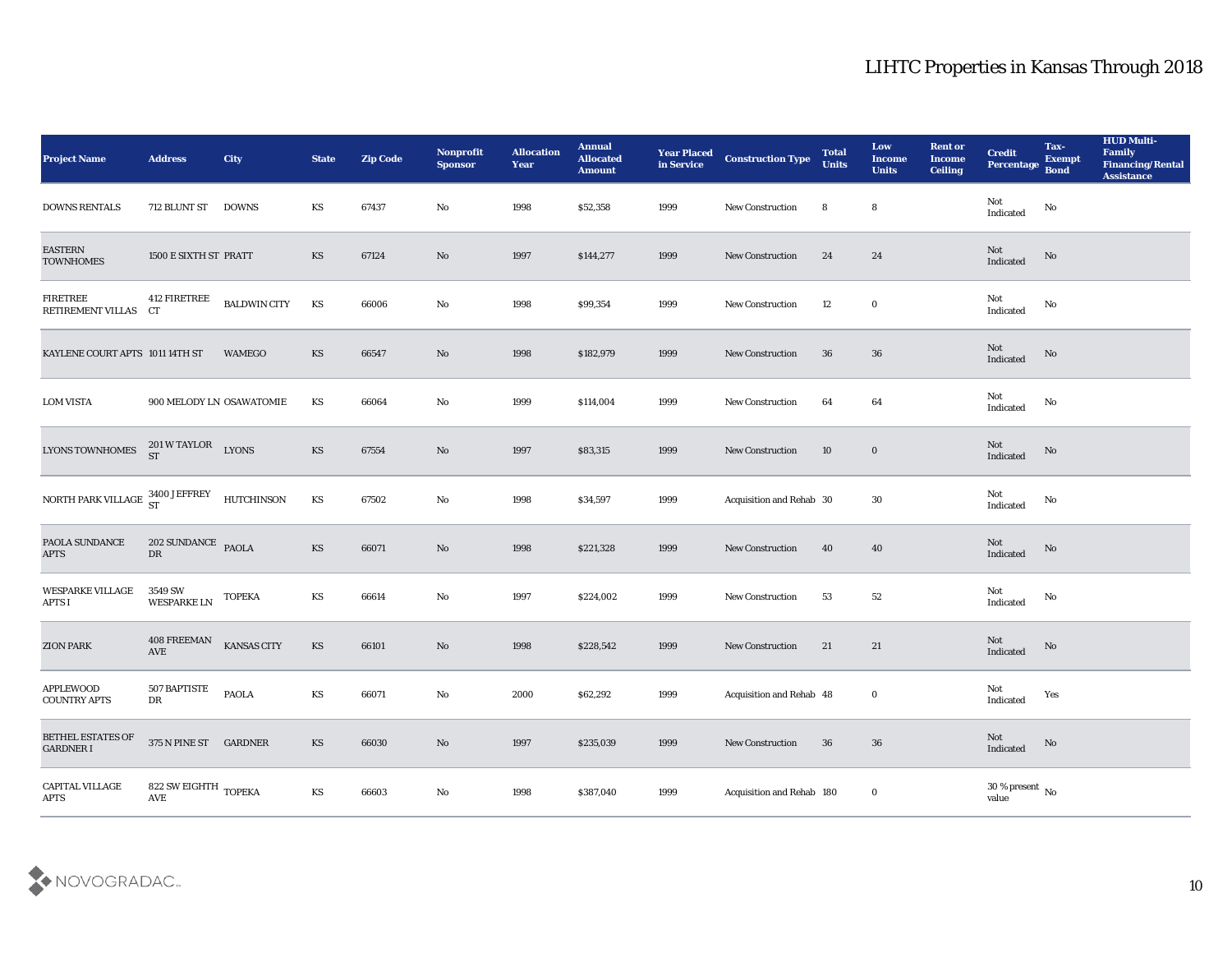# LIHTC Properties in Kansas Through 2018

| Project Name | Address | City | State | Zip Code | Nonprofit Sponsor | Allocation Year | Annual Allocated Amount | Year Placed in Service | Construction Type | Total Units | Low Income Units | Rent or Income Ceiling | Credit Percentage | Tax-Exempt Bond | HUD Multi-Family Financing/Rental Assistance |
|---|---|---|---|---|---|---|---|---|---|---|---|---|---|---|---|
| DOWNS RENTALS | 712 BLUNT ST | DOWNS | KS | 67437 | No | 1998 | $52,358 | 1999 | New Construction | 8 | 8 | | Not Indicated | No | |
| EASTERN TOWNHOMES | 1500 E SIXTH ST | PRATT | KS | 67124 | No | 1997 | $144,277 | 1999 | New Construction | 24 | 24 | | Not Indicated | No | |
| FIRETREE RETIREMENT VILLAS | 412 FIRETREE CT | BALDWIN CITY | KS | 66006 | No | 1998 | $99,354 | 1999 | New Construction | 12 | 0 | | Not Indicated | No | |
| KAYLENE COURT APTS | 1011 14TH ST | WAMEGO | KS | 66547 | No | 1998 | $182,979 | 1999 | New Construction | 36 | 36 | | Not Indicated | No | |
| LOM VISTA | 900 MELODY LN | OSAWATOMIE | KS | 66064 | No | 1999 | $114,004 | 1999 | New Construction | 64 | 64 | | Not Indicated | No | |
| LYONS TOWNHOMES | 201 W TAYLOR ST | LYONS | KS | 67554 | No | 1997 | $83,315 | 1999 | New Construction | 10 | 0 | | Not Indicated | No | |
| NORTH PARK VILLAGE | 3400 JEFFREY ST | HUTCHINSON | KS | 67502 | No | 1998 | $34,597 | 1999 | Acquisition and Rehab | 30 | 30 | | Not Indicated | No | |
| PAOLA SUNDANCE APTS | 202 SUNDANCE DR | PAOLA | KS | 66071 | No | 1998 | $221,328 | 1999 | New Construction | 40 | 40 | | Not Indicated | No | |
| WESPARKE VILLAGE APTS I | 3549 SW WESPARKE LN | TOPEKA | KS | 66614 | No | 1997 | $224,002 | 1999 | New Construction | 53 | 52 | | Not Indicated | No | |
| ZION PARK | 408 FREEMAN AVE | KANSAS CITY | KS | 66101 | No | 1998 | $228,542 | 1999 | New Construction | 21 | 21 | | Not Indicated | No | |
| APPLEWOOD COUNTRY APTS | 507 BAPTISTE DR | PAOLA | KS | 66071 | No | 2000 | $62,292 | 1999 | Acquisition and Rehab | 48 | 0 | | Not Indicated | Yes | |
| BETHEL ESTATES OF GARDNER I | 375 N PINE ST | GARDNER | KS | 66030 | No | 1997 | $235,039 | 1999 | New Construction | 36 | 36 | | Not Indicated | No | |
| CAPITAL VILLAGE APTS | 822 SW EIGHTH AVE | TOPEKA | KS | 66603 | No | 1998 | $387,040 | 1999 | Acquisition and Rehab | 180 | 0 | | 30 % present value | No | |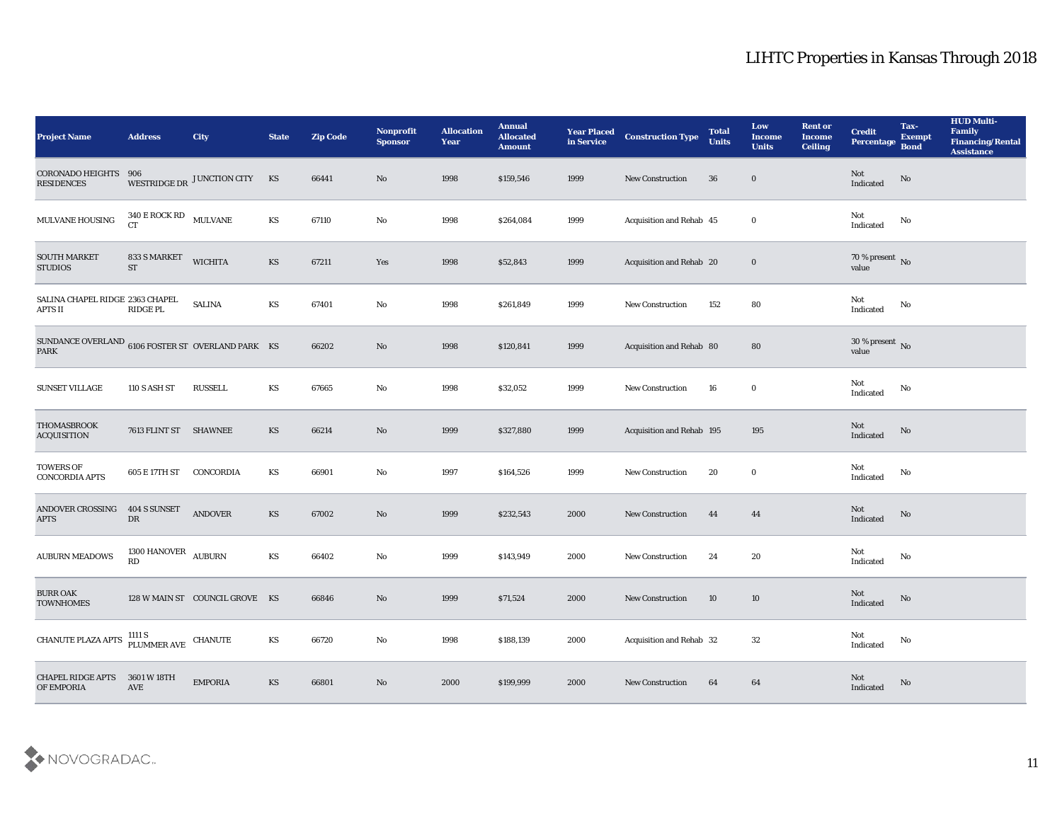# LIHTC Properties in Kansas Through 2018

| Project Name | Address | City | State | Zip Code | Nonprofit Sponsor | Allocation Year | Annual Allocated Amount | Year Placed in Service | Construction Type | Total Units | Low Income Units | Rent or Income Ceiling | Credit Percentage | Tax-Exempt Bond | HUD Multi-Family Financing/Rental Assistance |
|---|---|---|---|---|---|---|---|---|---|---|---|---|---|---|---|
| CORONADO HEIGHTS RESIDENCES | 906 WESTRIDGE DR | JUNCTION CITY | KS | 66441 | No | 1998 | $159,546 | 1999 | New Construction | 36 | 0 | | Not Indicated | No | |
| MULVANE HOUSING | 340 E ROCK RD CT | MULVANE | KS | 67110 | No | 1998 | $264,084 | 1999 | Acquisition and Rehab | 45 | 0 | | Not Indicated | No | |
| SOUTH MARKET STUDIOS | 833 S MARKET ST | WICHITA | KS | 67211 | Yes | 1998 | $52,843 | 1999 | Acquisition and Rehab | 20 | 0 | | 70 % present value | No | |
| SALINA CHAPEL RIDGE APTS II | 2363 CHAPEL RIDGE PL | SALINA | KS | 67401 | No | 1998 | $261,849 | 1999 | New Construction | 152 | 80 | | Not Indicated | No | |
| SUNDANCE OVERLAND PARK | 6106 FOSTER ST | OVERLAND PARK | KS | 66202 | No | 1998 | $120,841 | 1999 | Acquisition and Rehab | 80 | 80 | | 30 % present value | No | |
| SUNSET VILLAGE | 110 S ASH ST | RUSSELL | KS | 67665 | No | 1998 | $32,052 | 1999 | New Construction | 16 | 0 | | Not Indicated | No | |
| THOMASBROOK ACQUISITION | 7613 FLINT ST | SHAWNEE | KS | 66214 | No | 1999 | $327,880 | 1999 | Acquisition and Rehab | 195 | 195 | | Not Indicated | No | |
| TOWERS OF CONCORDIA APTS | 605 E 17TH ST | CONCORDIA | KS | 66901 | No | 1997 | $164,526 | 1999 | New Construction | 20 | 0 | | Not Indicated | No | |
| ANDOVER CROSSING APTS | 404 S SUNSET DR | ANDOVER | KS | 67002 | No | 1999 | $232,543 | 2000 | New Construction | 44 | 44 | | Not Indicated | No | |
| AUBURN MEADOWS | 1300 HANOVER RD | AUBURN | KS | 66402 | No | 1999 | $143,949 | 2000 | New Construction | 24 | 20 | | Not Indicated | No | |
| BURR OAK TOWNHOMES | 128 W MAIN ST | COUNCIL GROVE | KS | 66846 | No | 1999 | $71,524 | 2000 | New Construction | 10 | 10 | | Not Indicated | No | |
| CHANUTE PLAZA APTS | 1111 S PLUMMER AVE | CHANUTE | KS | 66720 | No | 1998 | $188,139 | 2000 | Acquisition and Rehab | 32 | 32 | | Not Indicated | No | |
| CHAPEL RIDGE APTS OF EMPORIA | 3601 W 18TH AVE | EMPORIA | KS | 66801 | No | 2000 | $199,999 | 2000 | New Construction | 64 | 64 | | Not Indicated | No | |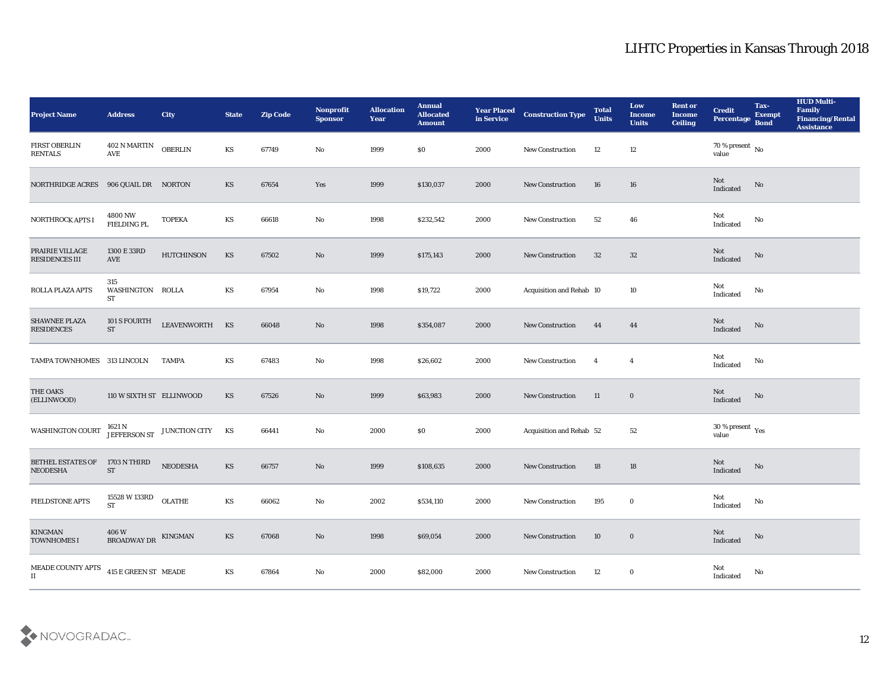# LIHTC Properties in Kansas Through 2018

| Project Name | Address | City | State | Zip Code | Nonprofit Sponsor | Allocation Year | Annual Allocated Amount | Year Placed in Service | Construction Type | Total Units | Low Income Units | Rent or Income Ceiling | Credit Percentage | Tax-Exempt Bond | HUD Multi-Family Financing/Rental Assistance |
|---|---|---|---|---|---|---|---|---|---|---|---|---|---|---|---|
| FIRST OBERLIN RENTALS | 402 N MARTIN AVE | OBERLIN | KS | 67749 | No | 1999 | $0 | 2000 | New Construction | 12 | 12 | | 70 % present value | No | |
| NORTHRIDGE ACRES | 906 QUAIL DR | NORTON | KS | 67654 | Yes | 1999 | $130,037 | 2000 | New Construction | 16 | 16 | | Not Indicated | No | |
| NORTHROCK APTS I | 4800 NW FIELDING PL | TOPEKA | KS | 66618 | No | 1998 | $232,542 | 2000 | New Construction | 52 | 46 | | Not Indicated | No | |
| PRAIRIE VILLAGE RESIDENCES III | 1300 E 33RD AVE | HUTCHINSON | KS | 67502 | No | 1999 | $175,143 | 2000 | New Construction | 32 | 32 | | Not Indicated | No | |
| ROLLA PLAZA APTS | 315 WASHINGTON ST | ROLLA | KS | 67954 | No | 1998 | $19,722 | 2000 | Acquisition and Rehab | 10 | 10 | | Not Indicated | No | |
| SHAWNEE PLAZA RESIDENCES | 101 S FOURTH ST | LEAVENWORTH | KS | 66048 | No | 1998 | $354,087 | 2000 | New Construction | 44 | 44 | | Not Indicated | No | |
| TAMPA TOWNHOMES | 313 LINCOLN | TAMPA | KS | 67483 | No | 1998 | $26,602 | 2000 | New Construction | 4 | 4 | | Not Indicated | No | |
| THE OAKS (ELLINWOOD) | 110 W SIXTH ST | ELLINWOOD | KS | 67526 | No | 1999 | $63,983 | 2000 | New Construction | 11 | 0 | | Not Indicated | No | |
| WASHINGTON COURT | 1621 N JEFFERSON ST | JUNCTION CITY | KS | 66441 | No | 2000 | $0 | 2000 | Acquisition and Rehab | 52 | 52 | | 30 % present value | Yes | |
| BETHEL ESTATES OF NEODESHA | 1703 N THIRD ST | NEODESHA | KS | 66757 | No | 1999 | $108,635 | 2000 | New Construction | 18 | 18 | | Not Indicated | No | |
| FIELDSTONE APTS | 15528 W 133RD ST | OLATHE | KS | 66062 | No | 2002 | $534,110 | 2000 | New Construction | 195 | 0 | | Not Indicated | No | |
| KINGMAN TOWNHOMES I | 406 W BROADWAY DR | KINGMAN | KS | 67068 | No | 1998 | $69,054 | 2000 | New Construction | 10 | 0 | | Not Indicated | No | |
| MEADE COUNTY APTS II | 415 E GREEN ST | MEADE | KS | 67864 | No | 2000 | $82,000 | 2000 | New Construction | 12 | 0 | | Not Indicated | No | |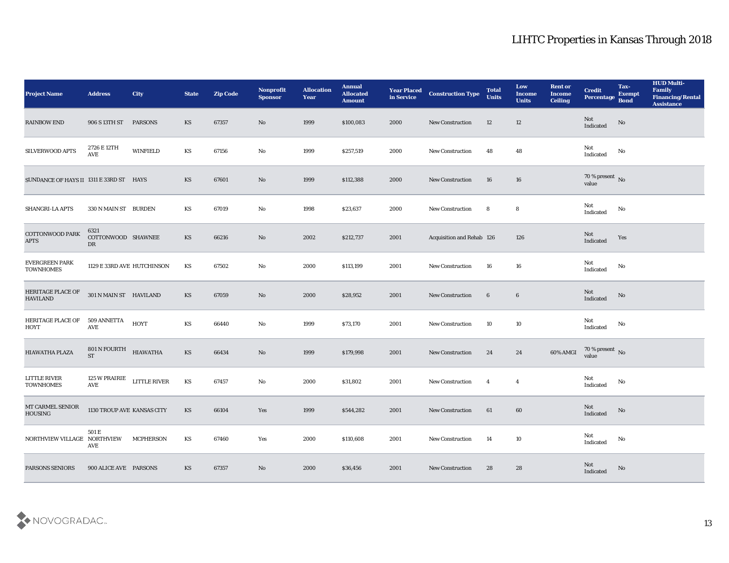# LIHTC Properties in Kansas Through 2018

| Project Name | Address | City | State | Zip Code | Nonprofit Sponsor | Allocation Year | Annual Allocated Amount | Year Placed in Service | Construction Type | Total Units | Low Income Units | Rent or Income Ceiling | Credit Percentage | Tax-Exempt Bond | HUD Multi-Family Financing/Rental Assistance |
|---|---|---|---|---|---|---|---|---|---|---|---|---|---|---|---|
| RAINBOW END | 906 S 13TH ST | PARSONS | KS | 67357 | No | 1999 | $100,083 | 2000 | New Construction | 12 | 12 | | Not Indicated | No | |
| SILVERWOOD APTS | 2726 E 12TH AVE | WINFIELD | KS | 67156 | No | 1999 | $257,519 | 2000 | New Construction | 48 | 48 | | Not Indicated | No | |
| SUNDANCE OF HAYS II | 1311 E 33RD ST | HAYS | KS | 67601 | No | 1999 | $112,388 | 2000 | New Construction | 16 | 16 | | 70 % present value | No | |
| SHANGRI-LA APTS | 330 N MAIN ST | BURDEN | KS | 67019 | No | 1998 | $23,637 | 2000 | New Construction | 8 | 8 | | Not Indicated | No | |
| COTTONWOOD PARK APTS | 6321 COTTONWOOD DR | SHAWNEE | KS | 66216 | No | 2002 | $212,737 | 2001 | Acquisition and Rehab | 126 | 126 | | Not Indicated | Yes | |
| EVERGREEN PARK TOWNHOMES | 1129 E 33RD AVE | HUTCHINSON | KS | 67502 | No | 2000 | $113,199 | 2001 | New Construction | 16 | 16 | | Not Indicated | No | |
| HERITAGE PLACE OF HAVILAND | 301 N MAIN ST | HAVILAND | KS | 67059 | No | 2000 | $28,952 | 2001 | New Construction | 6 | 6 | | Not Indicated | No | |
| HERITAGE PLACE OF HOYT | 509 ANNETTA AVE | HOYT | KS | 66440 | No | 1999 | $73,170 | 2001 | New Construction | 10 | 10 | | Not Indicated | No | |
| HIAWATHA PLAZA | 801 N FOURTH ST | HIAWATHA | KS | 66434 | No | 1999 | $179,998 | 2001 | New Construction | 24 | 24 | 60% AMGI | 70 % present value | No | |
| LITTLE RIVER TOWNHOMES | 125 W PRAIRIE AVE | LITTLE RIVER | KS | 67457 | No | 2000 | $31,802 | 2001 | New Construction | 4 | 4 | | Not Indicated | No | |
| MT CARMEL SENIOR HOUSING | 1130 TROUP AVE | KANSAS CITY | KS | 66104 | Yes | 1999 | $544,282 | 2001 | New Construction | 61 | 60 | | Not Indicated | No | |
| NORTHVIEW VILLAGE | 501 E NORTHVIEW AVE | MCPHERSON | KS | 67460 | Yes | 2000 | $110,608 | 2001 | New Construction | 14 | 10 | | Not Indicated | No | |
| PARSONS SENIORS | 900 ALICE AVE | PARSONS | KS | 67357 | No | 2000 | $36,456 | 2001 | New Construction | 28 | 28 | | Not Indicated | No | |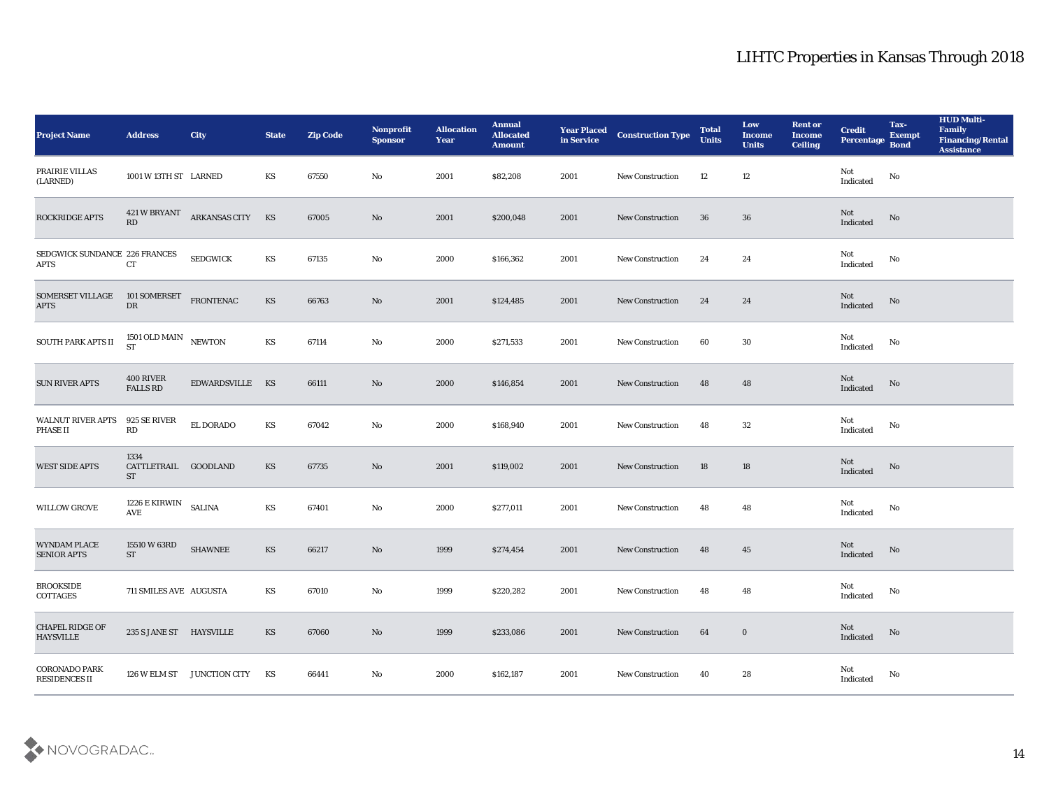# LIHTC Properties in Kansas Through 2018

| Project Name | Address | City | State | Zip Code | Nonprofit Sponsor | Allocation Year | Annual Allocated Amount | Year Placed in Service | Construction Type | Total Units | Low Income Units | Rent or Income Ceiling | Credit Percentage | Tax-Exempt Bond | HUD Multi-Family Financing/Rental Assistance |
|---|---|---|---|---|---|---|---|---|---|---|---|---|---|---|---|
| PRAIRIE VILLAS (LARNED) | 1001 W 13TH ST | LARNED | KS | 67550 | No | 2001 | $82,208 | 2001 | New Construction | 12 | 12 | | Not Indicated | No | |
| ROCKRIDGE APTS | 421 W BRYANT RD | ARKANSAS CITY | KS | 67005 | No | 2001 | $200,048 | 2001 | New Construction | 36 | 36 | | Not Indicated | No | |
| SEDGWICK SUNDANCE APTS | 226 FRANCES CT | SEDGWICK | KS | 67135 | No | 2000 | $166,362 | 2001 | New Construction | 24 | 24 | | Not Indicated | No | |
| SOMERSET VILLAGE APTS | 101 SOMERSET DR | FRONTENAC | KS | 66763 | No | 2001 | $124,485 | 2001 | New Construction | 24 | 24 | | Not Indicated | No | |
| SOUTH PARK APTS II | 1501 OLD MAIN ST | NEWTON | KS | 67114 | No | 2000 | $271,533 | 2001 | New Construction | 60 | 30 | | Not Indicated | No | |
| SUN RIVER APTS | 400 RIVER FALLS RD | EDWARDSVILLE | KS | 66111 | No | 2000 | $146,854 | 2001 | New Construction | 48 | 48 | | Not Indicated | No | |
| WALNUT RIVER APTS PHASE II | 925 SE RIVER RD | EL DORADO | KS | 67042 | No | 2000 | $168,940 | 2001 | New Construction | 48 | 32 | | Not Indicated | No | |
| WEST SIDE APTS | 1334 CATTLETRAIL ST | GOODLAND | KS | 67735 | No | 2001 | $119,002 | 2001 | New Construction | 18 | 18 | | Not Indicated | No | |
| WILLOW GROVE | 1226 E KIRWIN AVE | SALINA | KS | 67401 | No | 2000 | $277,011 | 2001 | New Construction | 48 | 48 | | Not Indicated | No | |
| WYNDAM PLACE SENIOR APTS | 15510 W 63RD ST | SHAWNEE | KS | 66217 | No | 1999 | $274,454 | 2001 | New Construction | 48 | 45 | | Not Indicated | No | |
| BROOKSIDE COTTAGES | 711 SMILES AVE | AUGUSTA | KS | 67010 | No | 1999 | $220,282 | 2001 | New Construction | 48 | 48 | | Not Indicated | No | |
| CHAPEL RIDGE OF HAYSVILLE | 235 S JANE ST | HAYSVILLE | KS | 67060 | No | 1999 | $233,086 | 2001 | New Construction | 64 | 0 | | Not Indicated | No | |
| CORONADO PARK RESIDENCES II | 126 W ELM ST | JUNCTION CITY | KS | 66441 | No | 2000 | $162,187 | 2001 | New Construction | 40 | 28 | | Not Indicated | No | |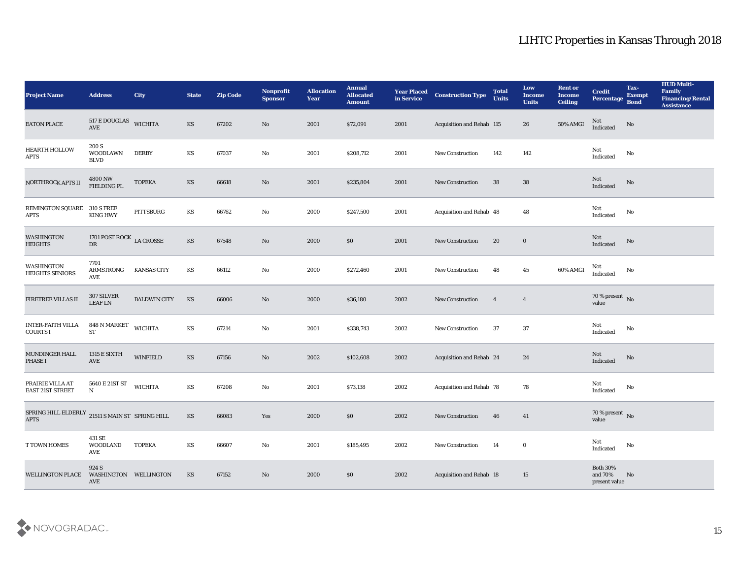# LIHTC Properties in Kansas Through 2018

| Project Name | Address | City | State | Zip Code | Nonprofit Sponsor | Allocation Year | Annual Allocated Amount | Year Placed in Service | Construction Type | Total Units | Low Income Units | Rent or Income Ceiling | Credit Percentage | Tax-Exempt Bond | HUD Multi-Family Financing/Rental Assistance |
|---|---|---|---|---|---|---|---|---|---|---|---|---|---|---|---|
| EATON PLACE | 517 E DOUGLAS AVE | WICHITA | KS | 67202 | No | 2001 | $72,091 | 2001 | Acquisition and Rehab | 115 | 26 | 50% AMGI | Not Indicated | No | |
| HEARTH HOLLOW APTS | 200 S WOODLAWN BLVD | DERBY | KS | 67037 | No | 2001 | $208,712 | 2001 | New Construction | 142 | 142 | | Not Indicated | No | |
| NORTHROCK APTS II | 4800 NW FIELDING PL | TOPEKA | KS | 66618 | No | 2001 | $235,804 | 2001 | New Construction | 38 | 38 | | Not Indicated | No | |
| REMINGTON SQUARE APTS | 310 S FREE KING HWY | PITTSBURG | KS | 66762 | No | 2000 | $247,500 | 2001 | Acquisition and Rehab | 48 | 48 | | Not Indicated | No | |
| WASHINGTON HEIGHTS | 1701 POST ROCK DR | LA CROSSE | KS | 67548 | No | 2000 | $0 | 2001 | New Construction | 20 | 0 | | Not Indicated | No | |
| WASHINGTON HEIGHTS SENIORS | 7701 ARMSTRONG AVE | KANSAS CITY | KS | 66112 | No | 2000 | $272,460 | 2001 | New Construction | 48 | 45 | 60% AMGI | Not Indicated | No | |
| FIRETREE VILLAS II | 307 SILVER LEAF LN | BALDWIN CITY | KS | 66006 | No | 2000 | $36,180 | 2002 | New Construction | 4 | 4 | | 70 % present value | No | |
| INTER-FAITH VILLA COURTS I | 848 N MARKET ST | WICHITA | KS | 67214 | No | 2001 | $338,743 | 2002 | New Construction | 37 | 37 | | Not Indicated | No | |
| MUNDINGER HALL PHASE I | 1315 E SIXTH AVE | WINFIELD | KS | 67156 | No | 2002 | $102,608 | 2002 | Acquisition and Rehab | 24 | 24 | | Not Indicated | No | |
| PRAIRIE VILLA AT EAST 21ST STREET | 5640 E 21ST ST N | WICHITA | KS | 67208 | No | 2001 | $73,138 | 2002 | Acquisition and Rehab | 78 | 78 | | Not Indicated | No | |
| SPRING HILL ELDERLY APTS | 21511 S MAIN ST | SPRING HILL | KS | 66083 | Yes | 2000 | $0 | 2002 | New Construction | 46 | 41 | | 70 % present value | No | |
| T TOWN HOMES | 431 SE WOODLAND AVE | TOPEKA | KS | 66607 | No | 2001 | $185,495 | 2002 | New Construction | 14 | 0 | | Not Indicated | No | |
| WELLINGTON PLACE | 924 S WASHINGTON AVE | WELLINGTON | KS | 67152 | No | 2000 | $0 | 2002 | Acquisition and Rehab | 18 | 15 | | Both 30% and 70% present value | No | |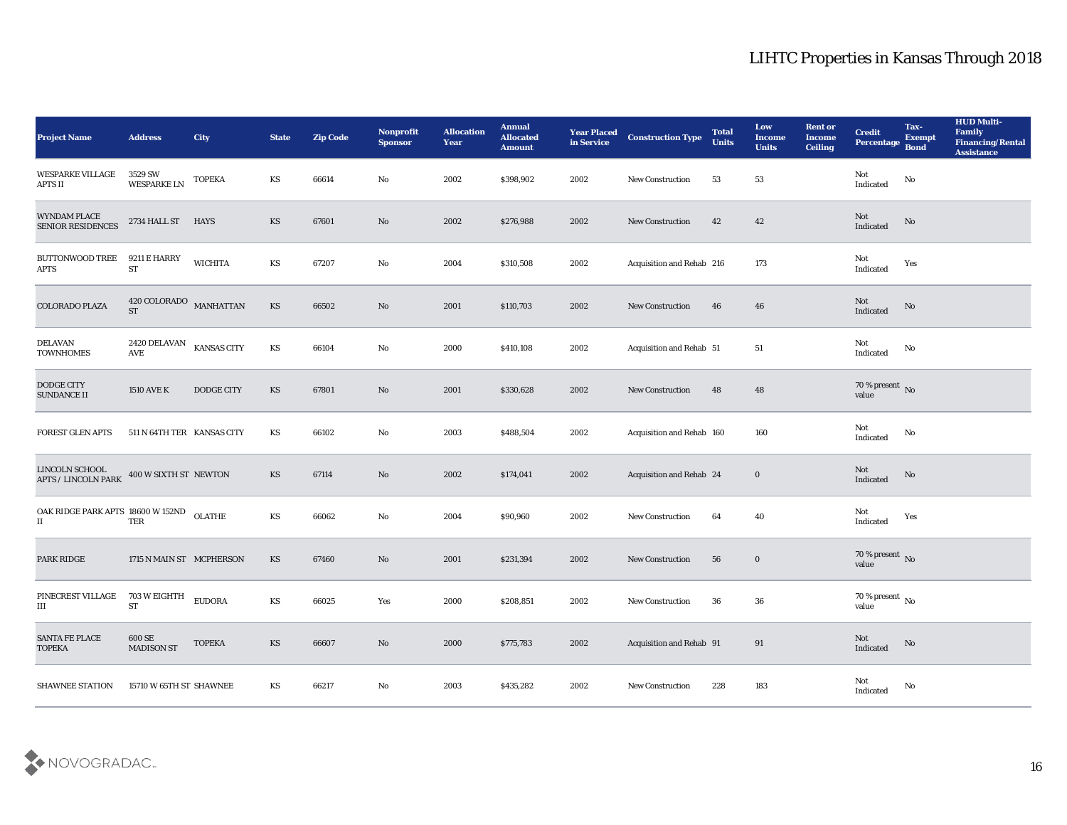# LIHTC Properties in Kansas Through 2018

| Project Name | Address | City | State | Zip Code | Nonprofit Sponsor | Allocation Year | Annual Allocated Amount | Year Placed in Service | Construction Type | Total Units | Low Income Units | Rent or Income Ceiling | Credit Percentage | Tax-Exempt Bond | HUD Multi-Family Financing/Rental Assistance |
|---|---|---|---|---|---|---|---|---|---|---|---|---|---|---|---|
| WESPARKE VILLAGE APTS II | 3529 SW WESPARKE LN | TOPEKA | KS | 66614 | No | 2002 | $398,902 | 2002 | New Construction | 53 | 53 | | Not Indicated | No | |
| WYNDAM PLACE SENIOR RESIDENCES | 2734 HALL ST | HAYS | KS | 67601 | No | 2002 | $276,988 | 2002 | New Construction | 42 | 42 | | Not Indicated | No | |
| BUTTONWOOD TREE APTS | 9211 E HARRY ST | WICHITA | KS | 67207 | No | 2004 | $310,508 | 2002 | Acquisition and Rehab | 216 | 173 | | Not Indicated | Yes | |
| COLORADO PLAZA | 420 COLORADO ST | MANHATTAN | KS | 66502 | No | 2001 | $110,703 | 2002 | New Construction | 46 | 46 | | Not Indicated | No | |
| DELAVAN TOWNHOMES | 2420 DELAVAN AVE | KANSAS CITY | KS | 66104 | No | 2000 | $410,108 | 2002 | Acquisition and Rehab | 51 | 51 | | Not Indicated | No | |
| DODGE CITY SUNDANCE II | 1510 AVE K | DODGE CITY | KS | 67801 | No | 2001 | $330,628 | 2002 | New Construction | 48 | 48 | | 70 % present value | No | |
| FOREST GLEN APTS | 511 N 64TH TER | KANSAS CITY | KS | 66102 | No | 2003 | $488,504 | 2002 | Acquisition and Rehab | 160 | 160 | | Not Indicated | No | |
| LINCOLN SCHOOL APTS / LINCOLN PARK | 400 W SIXTH ST | NEWTON | KS | 67114 | No | 2002 | $174,041 | 2002 | Acquisition and Rehab | 24 | 0 | | Not Indicated | No | |
| OAK RIDGE PARK APTS II | 18600 W 152ND TER | OLATHE | KS | 66062 | No | 2004 | $90,960 | 2002 | New Construction | 64 | 40 | | Not Indicated | Yes | |
| PARK RIDGE | 1715 N MAIN ST | MCPHERSON | KS | 67460 | No | 2001 | $231,394 | 2002 | New Construction | 56 | 0 | | 70 % present value | No | |
| PINECREST VILLAGE III | 703 W EIGHTH ST | EUDORA | KS | 66025 | Yes | 2000 | $208,851 | 2002 | New Construction | 36 | 36 | | 70 % present value | No | |
| SANTA FE PLACE TOPEKA | 600 SE MADISON ST | TOPEKA | KS | 66607 | No | 2000 | $775,783 | 2002 | Acquisition and Rehab | 91 | 91 | | Not Indicated | No | |
| SHAWNEE STATION | 15710 W 65TH ST | SHAWNEE | KS | 66217 | No | 2003 | $435,282 | 2002 | New Construction | 228 | 183 | | Not Indicated | No | |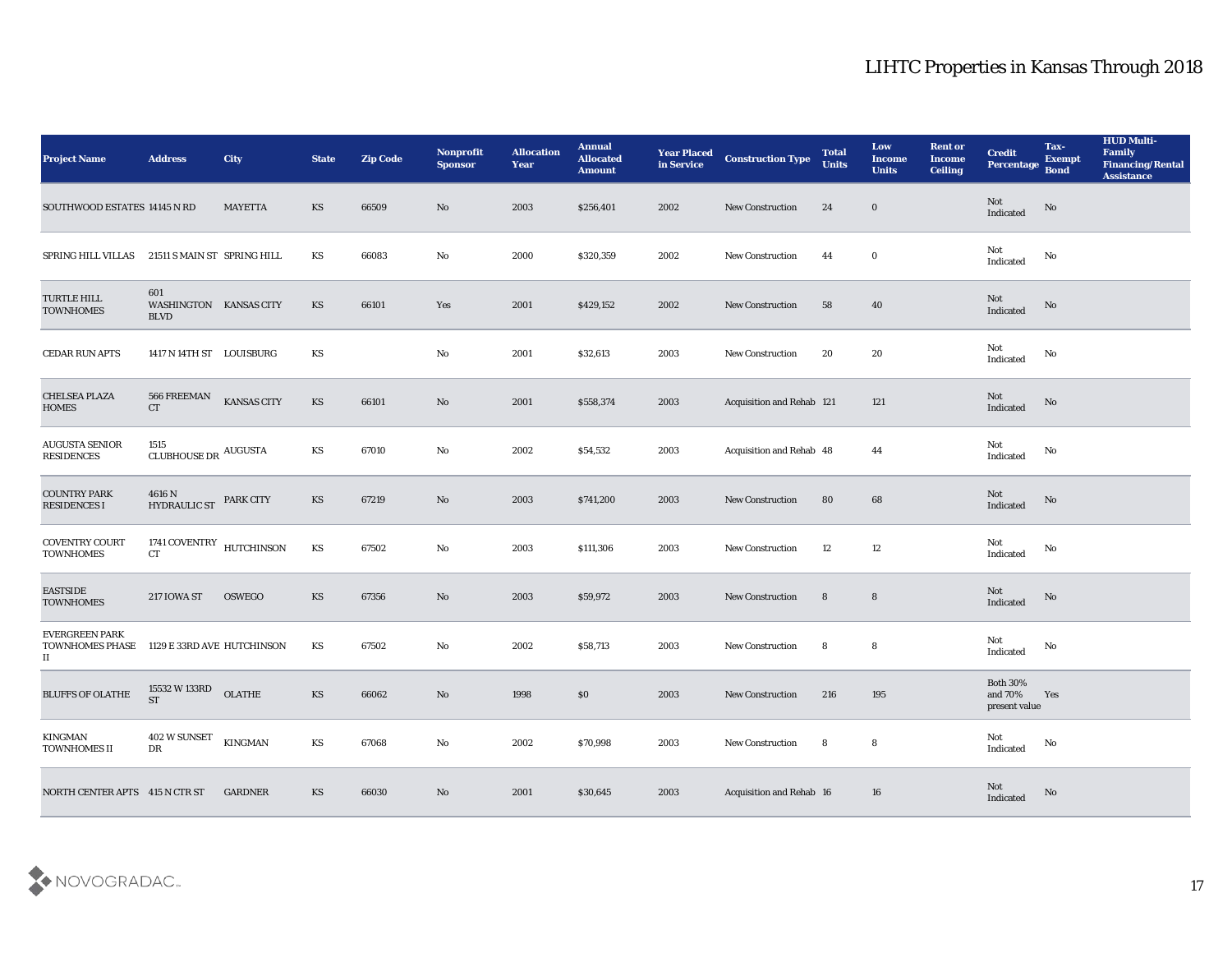# LIHTC Properties in Kansas Through 2018

| Project Name | Address | City | State | Zip Code | Nonprofit Sponsor | Allocation Year | Annual Allocated Amount | Year Placed in Service | Construction Type | Total Units | Low Income Units | Rent or Income Ceiling | Credit Percentage | Tax-Exempt Bond | HUD Multi-Family Financing/Rental Assistance |
|---|---|---|---|---|---|---|---|---|---|---|---|---|---|---|---|
| SOUTHWOOD ESTATES | 14145 N RD | MAYETTA | KS | 66509 | No | 2003 | $256,401 | 2002 | New Construction | 24 | 0 | | Not Indicated | No | |
| SPRING HILL VILLAS | 21511 S MAIN ST | SPRING HILL | KS | 66083 | No | 2000 | $320,359 | 2002 | New Construction | 44 | 0 | | Not Indicated | No | |
| TURTLE HILL TOWNHOMES | 601 WASHINGTON BLVD | KANSAS CITY | KS | 66101 | Yes | 2001 | $429,152 | 2002 | New Construction | 58 | 40 | | Not Indicated | No | |
| CEDAR RUN APTS | 1417 N 14TH ST | LOUISBURG | KS | | No | 2001 | $32,613 | 2003 | New Construction | 20 | 20 | | Not Indicated | No | |
| CHELSEA PLAZA HOMES | 566 FREEMAN CT | KANSAS CITY | KS | 66101 | No | 2001 | $558,374 | 2003 | Acquisition and Rehab | 121 | 121 | | Not Indicated | No | |
| AUGUSTA SENIOR RESIDENCES | 1515 CLUBHOUSE DR | AUGUSTA | KS | 67010 | No | 2002 | $54,532 | 2003 | Acquisition and Rehab | 48 | 44 | | Not Indicated | No | |
| COUNTRY PARK RESIDENCES I | 4616 N HYDRAULIC ST | PARK CITY | KS | 67219 | No | 2003 | $741,200 | 2003 | New Construction | 80 | 68 | | Not Indicated | No | |
| COVENTRY COURT TOWNHOMES | 1741 COVENTRY CT | HUTCHINSON | KS | 67502 | No | 2003 | $111,306 | 2003 | New Construction | 12 | 12 | | Not Indicated | No | |
| EASTSIDE TOWNHOMES | 217 IOWA ST | OSWEGO | KS | 67356 | No | 2003 | $59,972 | 2003 | New Construction | 8 | 8 | | Not Indicated | No | |
| EVERGREEN PARK TOWNHOMES PHASE II | 1129 E 33RD AVE | HUTCHINSON | KS | 67502 | No | 2002 | $58,713 | 2003 | New Construction | 8 | 8 | | Not Indicated | No | |
| BLUFFS OF OLATHE | 15532 W 133RD ST | OLATHE | KS | 66062 | No | 1998 | $0 | 2003 | New Construction | 216 | 195 | | Both 30% and 70% present value | Yes | |
| KINGMAN TOWNHOMES II | 402 W SUNSET DR | KINGMAN | KS | 67068 | No | 2002 | $70,998 | 2003 | New Construction | 8 | 8 | | Not Indicated | No | |
| NORTH CENTER APTS | 415 N CTR ST | GARDNER | KS | 66030 | No | 2001 | $30,645 | 2003 | Acquisition and Rehab | 16 | 16 | | Not Indicated | No | |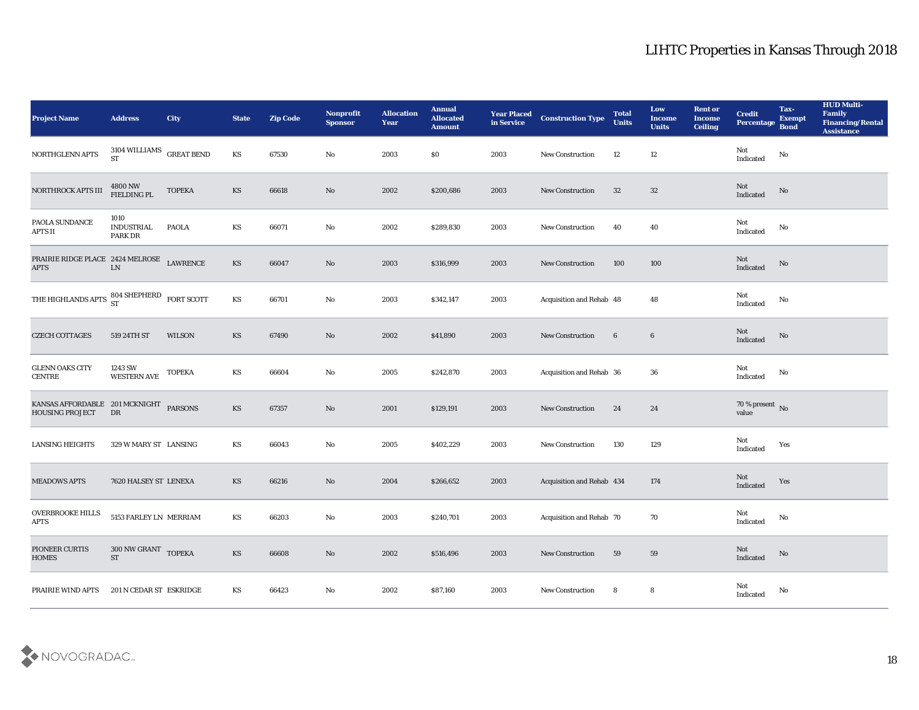# LIHTC Properties in Kansas Through 2018

| Project Name | Address | City | State | Zip Code | Nonprofit Sponsor | Allocation Year | Annual Allocated Amount | Year Placed in Service | Construction Type | Total Units | Low Income Units | Rent or Income Ceiling | Credit Percentage | Tax-Exempt Bond | HUD Multi-Family Financing/Rental Assistance |
|---|---|---|---|---|---|---|---|---|---|---|---|---|---|---|---|
| NORTHGLENN APTS | 3104 WILLIAMS ST | GREAT BEND | KS | 67530 | No | 2003 | $0 | 2003 | New Construction | 12 | 12 | | Not Indicated | No | |
| NORTHROCK APTS III | 4800 NW FIELDING PL | TOPEKA | KS | 66618 | No | 2002 | $200,686 | 2003 | New Construction | 32 | 32 | | Not Indicated | No | |
| PAOLA SUNDANCE APTS II | 1010 INDUSTRIAL PARK DR | PAOLA | KS | 66071 | No | 2002 | $289,830 | 2003 | New Construction | 40 | 40 | | Not Indicated | No | |
| PRAIRIE RIDGE PLACE APTS | 2424 MELROSE LN | LAWRENCE | KS | 66047 | No | 2003 | $316,999 | 2003 | New Construction | 100 | 100 | | Not Indicated | No | |
| THE HIGHLANDS APTS | 804 SHEPHERD ST | FORT SCOTT | KS | 66701 | No | 2003 | $342,147 | 2003 | Acquisition and Rehab | 48 | 48 | | Not Indicated | No | |
| CZECH COTTAGES | 519 24TH ST | WILSON | KS | 67490 | No | 2002 | $41,890 | 2003 | New Construction | 6 | 6 | | Not Indicated | No | |
| GLENN OAKS CITY CENTRE | 1243 SW WESTERN AVE | TOPEKA | KS | 66604 | No | 2005 | $242,870 | 2003 | Acquisition and Rehab | 36 | 36 | | Not Indicated | No | |
| KANSAS AFFORDABLE HOUSING PROJECT | 201 MCKNIGHT DR | PARSONS | KS | 67357 | No | 2001 | $129,191 | 2003 | New Construction | 24 | 24 | | 70 % present value | No | |
| LANSING HEIGHTS | 329 W MARY ST | LANSING | KS | 66043 | No | 2005 | $402,229 | 2003 | New Construction | 130 | 129 | | Not Indicated | Yes | |
| MEADOWS APTS | 7620 HALSEY ST | LENEXA | KS | 66216 | No | 2004 | $266,652 | 2003 | Acquisition and Rehab | 434 | 174 | | Not Indicated | Yes | |
| OVERBROOKE HILLS APTS | 5153 FARLEY LN | MERRIAM | KS | 66203 | No | 2003 | $240,701 | 2003 | Acquisition and Rehab | 70 | 70 | | Not Indicated | No | |
| PIONEER CURTIS HOMES | 300 NW GRANT ST | TOPEKA | KS | 66608 | No | 2002 | $516,496 | 2003 | New Construction | 59 | 59 | | Not Indicated | No | |
| PRAIRIE WIND APTS | 201 N CEDAR ST | ESKRIDGE | KS | 66423 | No | 2002 | $87,160 | 2003 | New Construction | 8 | 8 | | Not Indicated | No | |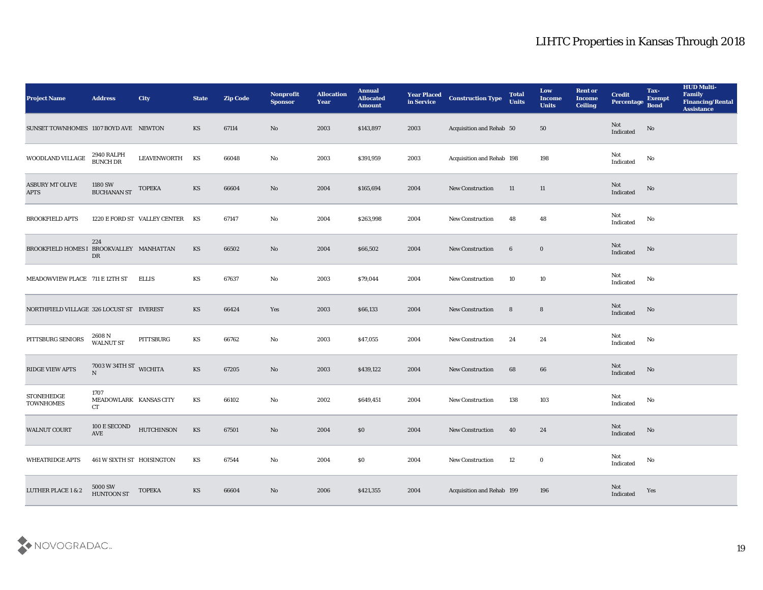# LIHTC Properties in Kansas Through 2018

| Project Name | Address | City | State | Zip Code | Nonprofit Sponsor | Allocation Year | Annual Allocated Amount | Year Placed in Service | Construction Type | Total Units | Low Income Units | Rent or Income Ceiling | Credit Percentage | Tax-Exempt Bond | HUD Multi-Family Financing/Rental Assistance |
|---|---|---|---|---|---|---|---|---|---|---|---|---|---|---|---|
| SUNSET TOWNHOMES | 1107 BOYD AVE | NEWTON | KS | 67114 | No | 2003 | $143,897 | 2003 | Acquisition and Rehab | 50 | 50 | | Not Indicated | No | |
| WOODLAND VILLAGE | 2940 RALPH BUNCH DR | LEAVENWORTH | KS | 66048 | No | 2003 | $391,959 | 2003 | Acquisition and Rehab | 198 | 198 | | Not Indicated | No | |
| ASBURY MT OLIVE APTS | 1180 SW BUCHANAN ST | TOPEKA | KS | 66604 | No | 2004 | $165,694 | 2004 | New Construction | 11 | 11 | | Not Indicated | No | |
| BROOKFIELD APTS | 1220 E FORD ST | VALLEY CENTER | KS | 67147 | No | 2004 | $263,998 | 2004 | New Construction | 48 | 48 | | Not Indicated | No | |
| BROOKFIELD HOMES I | 224 BROOKVALLEY DR | MANHATTAN | KS | 66502 | No | 2004 | $66,502 | 2004 | New Construction | 6 | 0 | | Not Indicated | No | |
| MEADOWVIEW PLACE | 711 E 12TH ST | ELLIS | KS | 67637 | No | 2003 | $79,044 | 2004 | New Construction | 10 | 10 | | Not Indicated | No | |
| NORTHFIELD VILLAGE | 326 LOCUST ST | EVEREST | KS | 66424 | Yes | 2003 | $66,133 | 2004 | New Construction | 8 | 8 | | Not Indicated | No | |
| PITTSBURG SENIORS | 2608 N WALNUT ST | PITTSBURG | KS | 66762 | No | 2003 | $47,055 | 2004 | New Construction | 24 | 24 | | Not Indicated | No | |
| RIDGE VIEW APTS | 7003 W 34TH ST N | WICHITA | KS | 67205 | No | 2003 | $439,122 | 2004 | New Construction | 68 | 66 | | Not Indicated | No | |
| STONEHEDGE TOWNHOMES | 1707 MEADOWLARK CT | KANSAS CITY | KS | 66102 | No | 2002 | $649,451 | 2004 | New Construction | 138 | 103 | | Not Indicated | No | |
| WALNUT COURT | 100 E SECOND AVE | HUTCHINSON | KS | 67501 | No | 2004 | $0 | 2004 | New Construction | 40 | 24 | | Not Indicated | No | |
| WHEATRIDGE APTS | 461 W SIXTH ST | HOISINGTON | KS | 67544 | No | 2004 | $0 | 2004 | New Construction | 12 | 0 | | Not Indicated | No | |
| LUTHER PLACE 1 & 2 | 5000 SW HUNTOON ST | TOPEKA | KS | 66604 | No | 2006 | $421,355 | 2004 | Acquisition and Rehab | 199 | 196 | | Not Indicated | Yes | |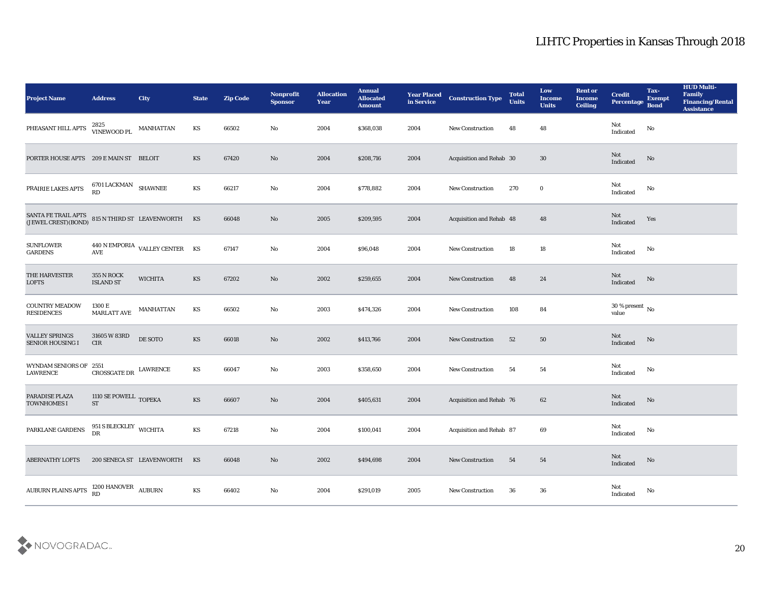# LIHTC Properties in Kansas Through 2018

| Project Name | Address | City | State | Zip Code | Nonprofit Sponsor | Allocation Year | Annual Allocated Amount | Year Placed in Service | Construction Type | Total Units | Low Income Units | Rent or Income Ceiling | Credit Percentage | Tax-Exempt Bond | HUD Multi-Family Financing/Rental Assistance |
|---|---|---|---|---|---|---|---|---|---|---|---|---|---|---|---|
| PHEASANT HILL APTS | 2825 VINEWOOD PL | MANHATTAN | KS | 66502 | No | 2004 | $368,038 | 2004 | New Construction | 48 | 48 | | Not Indicated | No | |
| PORTER HOUSE APTS | 209 E MAIN ST | BELOIT | KS | 67420 | No | 2004 | $208,716 | 2004 | Acquisition and Rehab | 30 | 30 | | Not Indicated | No | |
| PRAIRIE LAKES APTS | 6701 LACKMAN RD | SHAWNEE | KS | 66217 | No | 2004 | $778,882 | 2004 | New Construction | 270 | 0 | | Not Indicated | No | |
| SANTA FE TRAIL APTS (JEWEL CREST)(BOND) | 815 N THIRD ST | LEAVENWORTH | KS | 66048 | No | 2005 | $209,595 | 2004 | Acquisition and Rehab | 48 | 48 | | Not Indicated | Yes | |
| SUNFLOWER GARDENS | 440 N EMPORIA AVE | VALLEY CENTER | KS | 67147 | No | 2004 | $96,048 | 2004 | New Construction | 18 | 18 | | Not Indicated | No | |
| THE HARVESTER LOFTS | 355 N ROCK ISLAND ST | WICHITA | KS | 67202 | No | 2002 | $259,655 | 2004 | New Construction | 48 | 24 | | Not Indicated | No | |
| COUNTRY MEADOW RESIDENCES | 1300 E MARLATT AVE | MANHATTAN | KS | 66502 | No | 2003 | $474,326 | 2004 | New Construction | 108 | 84 | | 30 % present value | No | |
| VALLEY SPRINGS SENIOR HOUSING I | 31605 W 83RD CIR | DE SOTO | KS | 66018 | No | 2002 | $413,766 | 2004 | New Construction | 52 | 50 | | Not Indicated | No | |
| WYNDAM SENIORS OF LAWRENCE | 2551 CROSSGATE DR | LAWRENCE | KS | 66047 | No | 2003 | $358,650 | 2004 | New Construction | 54 | 54 | | Not Indicated | No | |
| PARADISE PLAZA TOWNHOMES I | 1110 SE POWELL ST | TOPEKA | KS | 66607 | No | 2004 | $405,631 | 2004 | Acquisition and Rehab | 76 | 62 | | Not Indicated | No | |
| PARKLANE GARDENS | 951 S BLECKLEY DR | WICHITA | KS | 67218 | No | 2004 | $100,041 | 2004 | Acquisition and Rehab | 87 | 69 | | Not Indicated | No | |
| ABERNATHY LOFTS | 200 SENECA ST | LEAVENWORTH | KS | 66048 | No | 2002 | $494,698 | 2004 | New Construction | 54 | 54 | | Not Indicated | No | |
| AUBURN PLAINS APTS | 1200 HANOVER RD | AUBURN | KS | 66402 | No | 2004 | $291,019 | 2005 | New Construction | 36 | 36 | | Not Indicated | No | |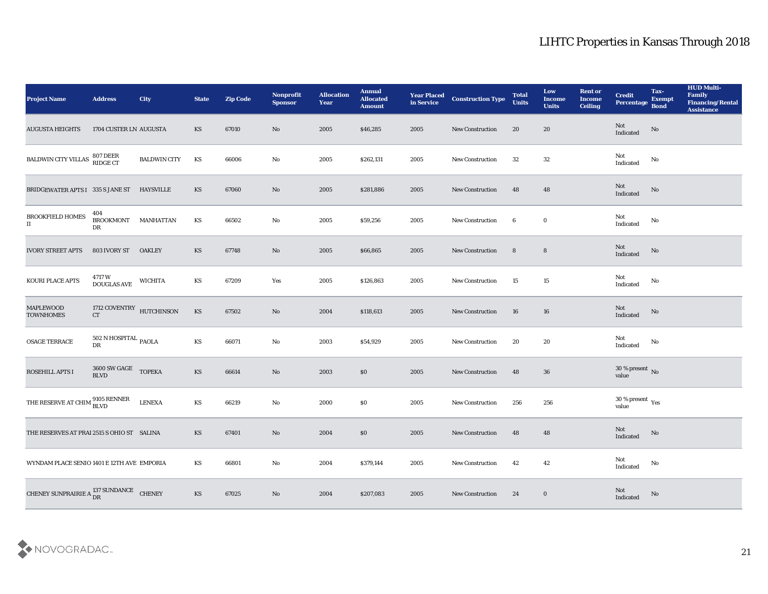# LIHTC Properties in Kansas Through 2018

| Project Name | Address | City | State | Zip Code | Nonprofit Sponsor | Allocation Year | Annual Allocated Amount | Year Placed in Service | Construction Type | Total Units | Low Income Units | Rent or Income Ceiling | Credit Percentage | Tax-Exempt Bond | HUD Multi-Family Financing/Rental Assistance |
|---|---|---|---|---|---|---|---|---|---|---|---|---|---|---|---|
| AUGUSTA HEIGHTS | 1704 CUSTER LN | AUGUSTA | KS | 67010 | No | 2005 | $46,285 | 2005 | New Construction | 20 | 20 | | Not Indicated | No | |
| BALDWIN CITY VILLAS | 807 DEER RIDGE CT | BALDWIN CITY | KS | 66006 | No | 2005 | $262,131 | 2005 | New Construction | 32 | 32 | | Not Indicated | No | |
| BRIDGEWATER APTS I | 335 S JANE ST | HAYSVILLE | KS | 67060 | No | 2005 | $281,886 | 2005 | New Construction | 48 | 48 | | Not Indicated | No | |
| BROOKFIELD HOMES II | 404 BROOKMONT DR | MANHATTAN | KS | 66502 | No | 2005 | $59,256 | 2005 | New Construction | 6 | 0 | | Not Indicated | No | |
| IVORY STREET APTS | 803 IVORY ST | OAKLEY | KS | 67748 | No | 2005 | $66,865 | 2005 | New Construction | 8 | 8 | | Not Indicated | No | |
| KOURI PLACE APTS | 4717 W DOUGLAS AVE | WICHITA | KS | 67209 | Yes | 2005 | $126,863 | 2005 | New Construction | 15 | 15 | | Not Indicated | No | |
| MAPLEWOOD TOWNHOMES | 1712 COVENTRY CT | HUTCHINSON | KS | 67502 | No | 2004 | $118,613 | 2005 | New Construction | 16 | 16 | | Not Indicated | No | |
| OSAGE TERRACE | 502 N HOSPITAL DR | PAOLA | KS | 66071 | No | 2003 | $54,929 | 2005 | New Construction | 20 | 20 | | Not Indicated | No | |
| ROSEHILL APTS I | 3600 SW GAGE BLVD | TOPEKA | KS | 66614 | No | 2003 | $0 | 2005 | New Construction | 48 | 36 | | 30 % present value | No | |
| THE RESERVE AT CHIM | 9105 RENNER BLVD | LENEXA | KS | 66219 | No | 2000 | $0 | 2005 | New Construction | 256 | 256 | | 30 % present value | Yes | |
| THE RESERVES AT PRAI | 2515 S OHIO ST | SALINA | KS | 67401 | No | 2004 | $0 | 2005 | New Construction | 48 | 48 | | Not Indicated | No | |
| WYNDAM PLACE SENIO | 1401 E 12TH AVE | EMPORIA | KS | 66801 | No | 2004 | $379,144 | 2005 | New Construction | 42 | 42 | | Not Indicated | No | |
| CHENEY SUNPRAIRIE A | 137 SUNDANCE DR | CHENEY | KS | 67025 | No | 2004 | $207,083 | 2005 | New Construction | 24 | 0 | | Not Indicated | No | |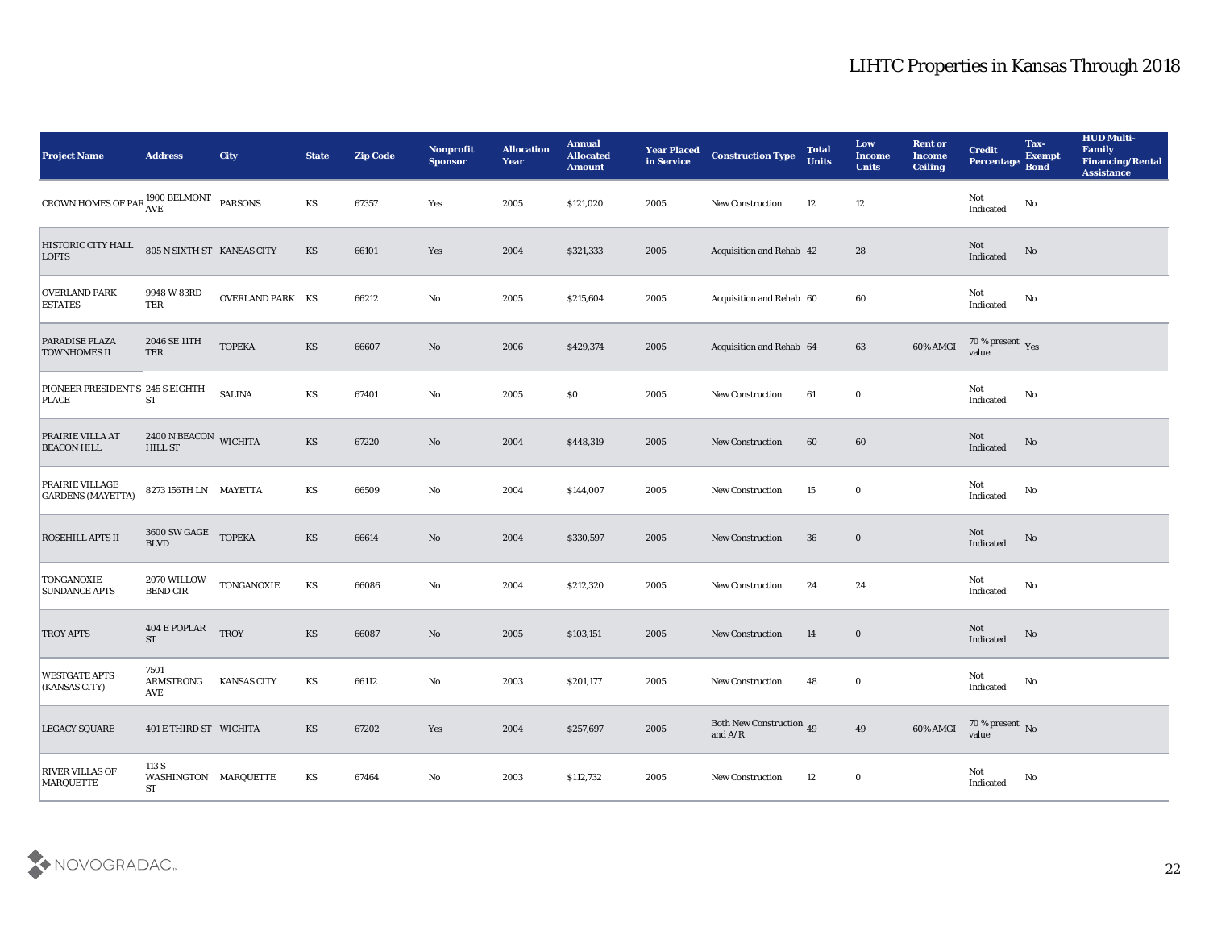# LIHTC Properties in Kansas Through 2018

| Project Name | Address | City | State | Zip Code | Nonprofit Sponsor | Allocation Year | Annual Allocated Amount | Year Placed in Service | Construction Type | Total Units | Low Income Units | Rent or Income Ceiling | Credit Percentage | Tax-Exempt Bond | HUD Multi-Family Financing/Rental Assistance |
|---|---|---|---|---|---|---|---|---|---|---|---|---|---|---|---|
| CROWN HOMES OF PAR | 1900 BELMONT AVE | PARSONS | KS | 67357 | Yes | 2005 | $121,020 | 2005 | New Construction | 12 | 12 | | Not Indicated | No | |
| HISTORIC CITY HALL LOFTS | 805 N SIXTH ST | KANSAS CITY | KS | 66101 | Yes | 2004 | $321,333 | 2005 | Acquisition and Rehab | 42 | 28 | | Not Indicated | No | |
| OVERLAND PARK ESTATES | 9948 W 83RD TER | OVERLAND PARK | KS | 66212 | No | 2005 | $215,604 | 2005 | Acquisition and Rehab | 60 | 60 | | Not Indicated | No | |
| PARADISE PLAZA TOWNHOMES II | 2046 SE 11TH TER | TOPEKA | KS | 66607 | No | 2006 | $429,374 | 2005 | Acquisition and Rehab | 64 | 63 | 60% AMGI | 70 % present value | Yes | |
| PIONEER PRESIDENT'S PLACE | 245 S EIGHTH ST | SALINA | KS | 67401 | No | 2005 | $0 | 2005 | New Construction | 61 | 0 | | Not Indicated | No | |
| PRAIRIE VILLA AT BEACON HILL | 2400 N BEACON HILL ST | WICHITA | KS | 67220 | No | 2004 | $448,319 | 2005 | New Construction | 60 | 60 | | Not Indicated | No | |
| PRAIRIE VILLAGE GARDENS (MAYETTA) | 8273 156TH LN | MAYETTA | KS | 66509 | No | 2004 | $144,007 | 2005 | New Construction | 15 | 0 | | Not Indicated | No | |
| ROSEHILL APTS II | 3600 SW GAGE BLVD | TOPEKA | KS | 66614 | No | 2004 | $330,597 | 2005 | New Construction | 36 | 0 | | Not Indicated | No | |
| TONGANOXIE SUNDANCE APTS | 2070 WILLOW BEND CIR | TONGANOXIE | KS | 66086 | No | 2004 | $212,320 | 2005 | New Construction | 24 | 24 | | Not Indicated | No | |
| TROY APTS | 404 E POPLAR ST | TROY | KS | 66087 | No | 2005 | $103,151 | 2005 | New Construction | 14 | 0 | | Not Indicated | No | |
| WESTGATE APTS (KANSAS CITY) | 7501 ARMSTRONG AVE | KANSAS CITY | KS | 66112 | No | 2003 | $201,177 | 2005 | New Construction | 48 | 0 | | Not Indicated | No | |
| LEGACY SQUARE | 401 E THIRD ST | WICHITA | KS | 67202 | Yes | 2004 | $257,697 | 2005 | Both New Construction and A/R | 49 | 49 | 60% AMGI | 70 % present value | No | |
| RIVER VILLAS OF MARQUETTE | 113 S WASHINGTON ST | MARQUETTE | KS | 67464 | No | 2003 | $112,732 | 2005 | New Construction | 12 | 0 | | Not Indicated | No | |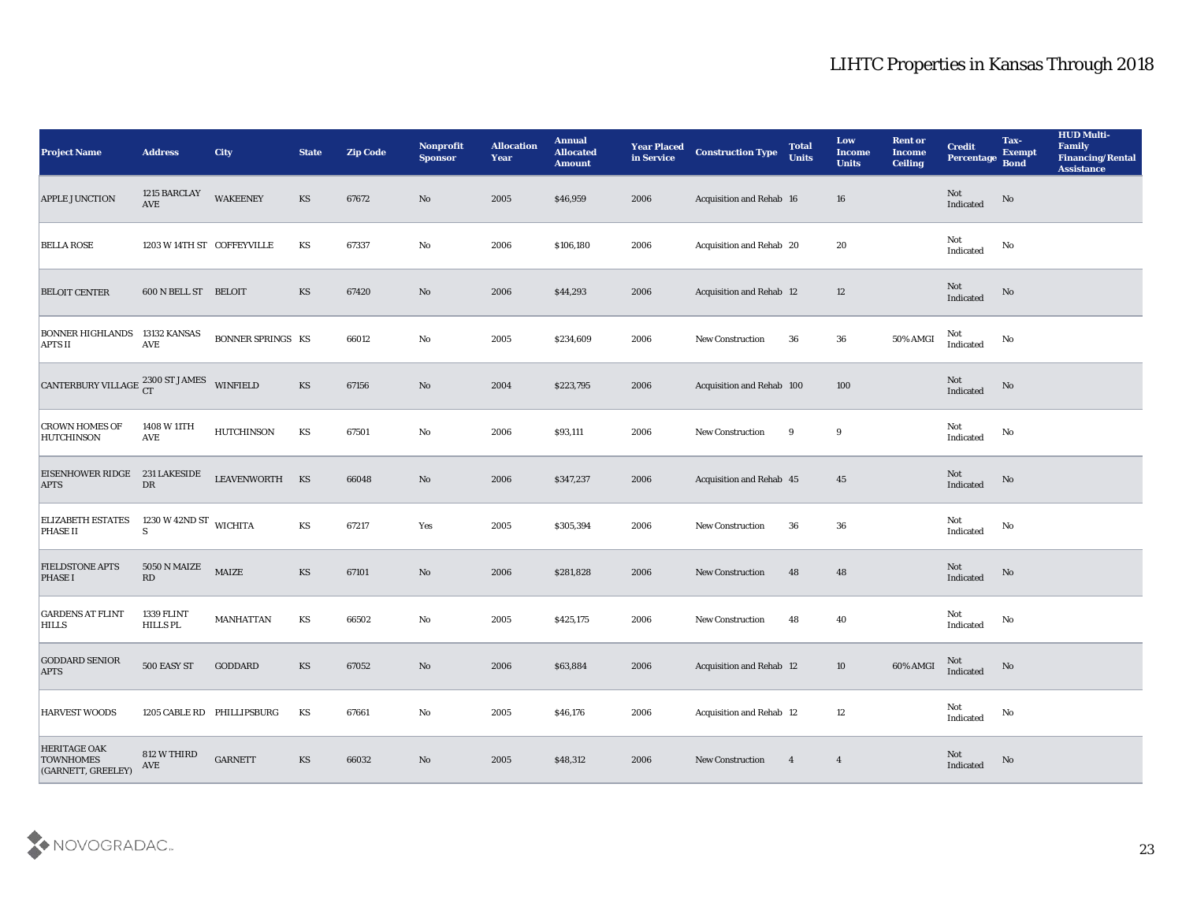# LIHTC Properties in Kansas Through 2018

| Project Name | Address | City | State | Zip Code | Nonprofit Sponsor | Allocation Year | Annual Allocated Amount | Year Placed in Service | Construction Type | Total Units | Low Income Units | Rent or Income Ceiling | Credit Percentage | Tax-Exempt Bond | HUD Multi-Family Financing/Rental Assistance |
|---|---|---|---|---|---|---|---|---|---|---|---|---|---|---|---|
| APPLE JUNCTION | 1215 BARCLAY AVE | WAKEENEY | KS | 67672 | No | 2005 | $46,959 | 2006 | Acquisition and Rehab | 16 | 16 | | Not Indicated | No | |
| BELLA ROSE | 1203 W 14TH ST | COFFEYVILLE | KS | 67337 | No | 2006 | $106,180 | 2006 | Acquisition and Rehab | 20 | 20 | | Not Indicated | No | |
| BELOIT CENTER | 600 N BELL ST | BELOIT | KS | 67420 | No | 2006 | $44,293 | 2006 | Acquisition and Rehab | 12 | 12 | | Not Indicated | No | |
| BONNER HIGHLANDS APTS II | 13132 KANSAS AVE | BONNER SPRINGS | KS | 66012 | No | 2005 | $234,609 | 2006 | New Construction | 36 | 36 | 50% AMGI | Not Indicated | No | |
| CANTERBURY VILLAGE | 2300 ST JAMES CT | WINFIELD | KS | 67156 | No | 2004 | $223,795 | 2006 | Acquisition and Rehab | 100 | 100 | | Not Indicated | No | |
| CROWN HOMES OF HUTCHINSON | 1408 W 11TH AVE | HUTCHINSON | KS | 67501 | No | 2006 | $93,111 | 2006 | New Construction | 9 | 9 | | Not Indicated | No | |
| EISENHOWER RIDGE APTS | 231 LAKESIDE DR | LEAVENWORTH | KS | 66048 | No | 2006 | $347,237 | 2006 | Acquisition and Rehab | 45 | 45 | | Not Indicated | No | |
| ELIZABETH ESTATES PHASE II | 1230 W 42ND ST S | WICHITA | KS | 67217 | Yes | 2005 | $305,394 | 2006 | New Construction | 36 | 36 | | Not Indicated | No | |
| FIELDSTONE APTS PHASE I | 5050 N MAIZE RD | MAIZE | KS | 67101 | No | 2006 | $281,828 | 2006 | New Construction | 48 | 48 | | Not Indicated | No | |
| GARDENS AT FLINT HILLS | 1339 FLINT HILLS PL | MANHATTAN | KS | 66502 | No | 2005 | $425,175 | 2006 | New Construction | 48 | 40 | | Not Indicated | No | |
| GODDARD SENIOR APTS | 500 EASY ST | GODDARD | KS | 67052 | No | 2006 | $63,884 | 2006 | Acquisition and Rehab | 12 | 10 | 60% AMGI | Not Indicated | No | |
| HARVEST WOODS | 1205 CABLE RD | PHILLIPSBURG | KS | 67661 | No | 2005 | $46,176 | 2006 | Acquisition and Rehab | 12 | 12 | | Not Indicated | No | |
| HERITAGE OAK TOWNHOMES (GARNETT, GREELEY) | 812 W THIRD AVE | GARNETT | KS | 66032 | No | 2005 | $48,312 | 2006 | New Construction | 4 | 4 | | Not Indicated | No | |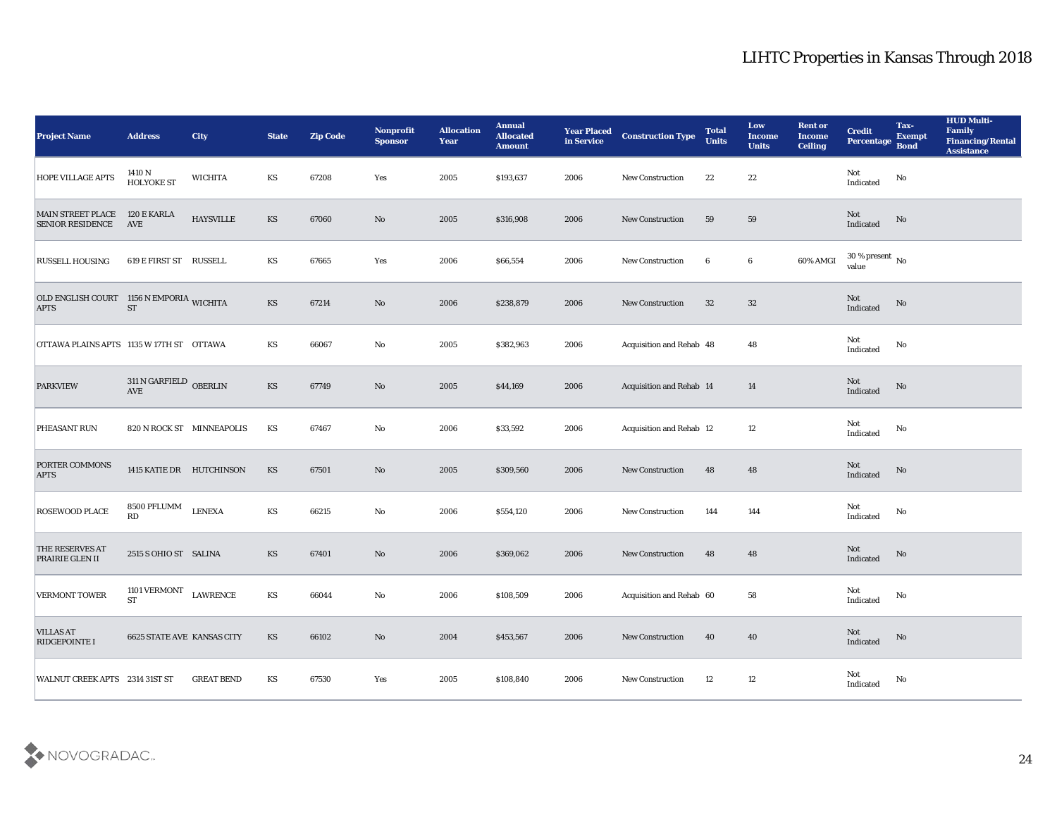# LIHTC Properties in Kansas Through 2018

| Project Name | Address | City | State | Zip Code | Nonprofit Sponsor | Allocation Year | Annual Allocated Amount | Year Placed in Service | Construction Type | Total Units | Low Income Units | Rent or Income Ceiling | Credit Percentage | Tax-Exempt Bond | HUD Multi-Family Financing/Rental Assistance |
|---|---|---|---|---|---|---|---|---|---|---|---|---|---|---|---|
| HOPE VILLAGE APTS | 1410 N HOLYOKE ST | WICHITA | KS | 67208 | Yes | 2005 | $193,637 | 2006 | New Construction | 22 | 22 | | Not Indicated | No | |
| MAIN STREET PLACE SENIOR RESIDENCE | 120 E KARLA AVE | HAYSVILLE | KS | 67060 | No | 2005 | $316,908 | 2006 | New Construction | 59 | 59 | | Not Indicated | No | |
| RUSSELL HOUSING | 619 E FIRST ST | RUSSELL | KS | 67665 | Yes | 2006 | $66,554 | 2006 | New Construction | 6 | 6 | 60% AMGI | 30 % present value | No | |
| OLD ENGLISH COURT APTS | 1156 N EMPORIA ST | WICHITA | KS | 67214 | No | 2006 | $238,879 | 2006 | New Construction | 32 | 32 | | Not Indicated | No | |
| OTTAWA PLAINS APTS | 1135 W 17TH ST | OTTAWA | KS | 66067 | No | 2005 | $382,963 | 2006 | Acquisition and Rehab | 48 | 48 | | Not Indicated | No | |
| PARKVIEW | 311 N GARFIELD AVE | OBERLIN | KS | 67749 | No | 2005 | $44,169 | 2006 | Acquisition and Rehab | 14 | 14 | | Not Indicated | No | |
| PHEASANT RUN | 820 N ROCK ST | MINNEAPOLIS | KS | 67467 | No | 2006 | $33,592 | 2006 | Acquisition and Rehab | 12 | 12 | | Not Indicated | No | |
| PORTER COMMONS APTS | 1415 KATIE DR | HUTCHINSON | KS | 67501 | No | 2005 | $309,560 | 2006 | New Construction | 48 | 48 | | Not Indicated | No | |
| ROSEWOOD PLACE | 8500 PFLUMM RD | LENEXA | KS | 66215 | No | 2006 | $554,120 | 2006 | New Construction | 144 | 144 | | Not Indicated | No | |
| THE RESERVES AT PRAIRIE GLEN II | 2515 S OHIO ST | SALINA | KS | 67401 | No | 2006 | $369,062 | 2006 | New Construction | 48 | 48 | | Not Indicated | No | |
| VERMONT TOWER | 1101 VERMONT ST | LAWRENCE | KS | 66044 | No | 2006 | $108,509 | 2006 | Acquisition and Rehab | 60 | 58 | | Not Indicated | No | |
| VILLAS AT RIDGEPOINTE I | 6625 STATE AVE | KANSAS CITY | KS | 66102 | No | 2004 | $453,567 | 2006 | New Construction | 40 | 40 | | Not Indicated | No | |
| WALNUT CREEK APTS | 2314 31ST ST | GREAT BEND | KS | 67530 | Yes | 2005 | $108,840 | 2006 | New Construction | 12 | 12 | | Not Indicated | No | |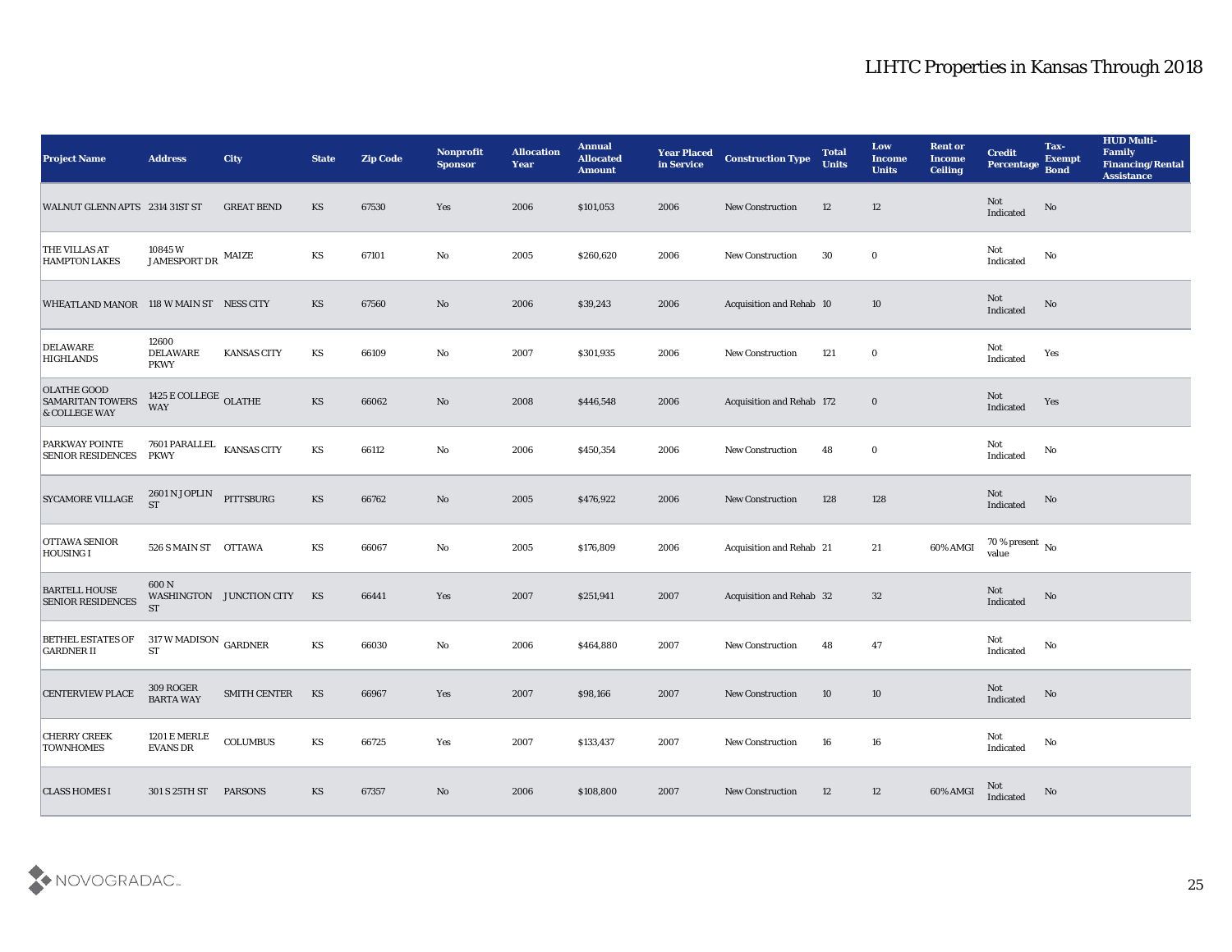# LIHTC Properties in Kansas Through 2018

| Project Name | Address | City | State | Zip Code | Nonprofit Sponsor | Allocation Year | Annual Allocated Amount | Year Placed in Service | Construction Type | Total Units | Low Income Units | Rent or Income Ceiling | Credit Percentage | Tax-Exempt Bond | HUD Multi-Family Financing/Rental Assistance |
|---|---|---|---|---|---|---|---|---|---|---|---|---|---|---|---|
| WALNUT GLENN APTS | 2314 31ST ST | GREAT BEND | KS | 67530 | Yes | 2006 | $101,053 | 2006 | New Construction | 12 | 12 | | Not Indicated | No | |
| THE VILLAS AT HAMPTON LAKES | 10845 W JAMESPORT DR | MAIZE | KS | 67101 | No | 2005 | $260,620 | 2006 | New Construction | 30 | 0 | | Not Indicated | No | |
| WHEATLAND MANOR | 118 W MAIN ST | NESS CITY | KS | 67560 | No | 2006 | $39,243 | 2006 | Acquisition and Rehab | 10 | 10 | | Not Indicated | No | |
| DELAWARE HIGHLANDS | 12600 DELAWARE PKWY | KANSAS CITY | KS | 66109 | No | 2007 | $301,935 | 2006 | New Construction | 121 | 0 | | Not Indicated | Yes | |
| OLATHE GOOD SAMARITAN TOWERS & COLLEGE WAY | 1425 E COLLEGE WAY | OLATHE | KS | 66062 | No | 2008 | $446,548 | 2006 | Acquisition and Rehab | 172 | 0 | | Not Indicated | Yes | |
| PARKWAY POINTE SENIOR RESIDENCES | 7601 PARALLEL PKWY | KANSAS CITY | KS | 66112 | No | 2006 | $450,354 | 2006 | New Construction | 48 | 0 | | Not Indicated | No | |
| SYCAMORE VILLAGE | 2601 N JOPLIN ST | PITTSBURG | KS | 66762 | No | 2005 | $476,922 | 2006 | New Construction | 128 | 128 | | Not Indicated | No | |
| OTTAWA SENIOR HOUSING I | 526 S MAIN ST | OTTAWA | KS | 66067 | No | 2005 | $176,809 | 2006 | Acquisition and Rehab | 21 | 21 | 60% AMGI | 70 % present value | No | |
| BARTELL HOUSE SENIOR RESIDENCES | 600 N WASHINGTON ST | JUNCTION CITY | KS | 66441 | Yes | 2007 | $251,941 | 2007 | Acquisition and Rehab | 32 | 32 | | Not Indicated | No | |
| BETHEL ESTATES OF GARDNER II | 317 W MADISON ST | GARDNER | KS | 66030 | No | 2006 | $464,880 | 2007 | New Construction | 48 | 47 | | Not Indicated | No | |
| CENTERVIEW PLACE | 309 ROGER BARTA WAY | SMITH CENTER | KS | 66967 | Yes | 2007 | $98,166 | 2007 | New Construction | 10 | 10 | | Not Indicated | No | |
| CHERRY CREEK TOWNHOMES | 1201 E MERLE EVANS DR | COLUMBUS | KS | 66725 | Yes | 2007 | $133,437 | 2007 | New Construction | 16 | 16 | | Not Indicated | No | |
| CLASS HOMES I | 301 S 25TH ST | PARSONS | KS | 67357 | No | 2006 | $108,800 | 2007 | New Construction | 12 | 12 | 60% AMGI | Not Indicated | No | |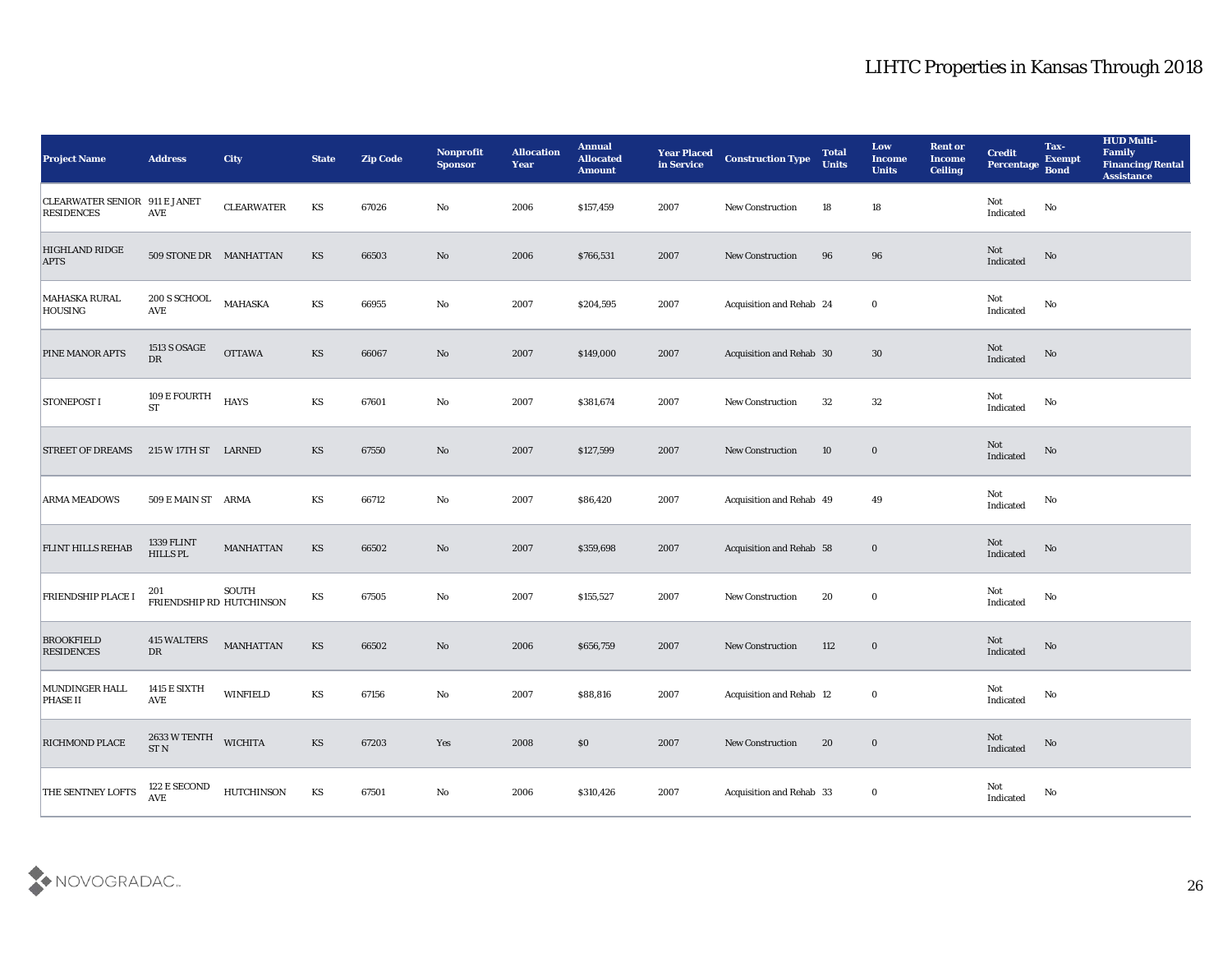# LIHTC Properties in Kansas Through 2018

| Project Name | Address | City | State | Zip Code | Nonprofit Sponsor | Allocation Year | Annual Allocated Amount | Year Placed in Service | Construction Type | Total Units | Low Income Units | Rent or Income Ceiling | Credit Percentage | Tax-Exempt Bond | HUD Multi-Family Financing/Rental Assistance |
|---|---|---|---|---|---|---|---|---|---|---|---|---|---|---|---|
| CLEARWATER SENIOR RESIDENCES | 911 E JANET AVE | CLEARWATER | KS | 67026 | No | 2006 | $157,459 | 2007 | New Construction | 18 | 18 | | Not Indicated | No | |
| HIGHLAND RIDGE APTS | 509 STONE DR | MANHATTAN | KS | 66503 | No | 2006 | $766,531 | 2007 | New Construction | 96 | 96 | | Not Indicated | No | |
| MAHASKA RURAL HOUSING | 200 S SCHOOL AVE | MAHASKA | KS | 66955 | No | 2007 | $204,595 | 2007 | Acquisition and Rehab | 24 | 0 | | Not Indicated | No | |
| PINE MANOR APTS | 1513 S OSAGE DR | OTTAWA | KS | 66067 | No | 2007 | $149,000 | 2007 | Acquisition and Rehab | 30 | 30 | | Not Indicated | No | |
| STONEPOST I | 109 E FOURTH ST | HAYS | KS | 67601 | No | 2007 | $381,674 | 2007 | New Construction | 32 | 32 | | Not Indicated | No | |
| STREET OF DREAMS | 215 W 17TH ST | LARNED | KS | 67550 | No | 2007 | $127,599 | 2007 | New Construction | 10 | 0 | | Not Indicated | No | |
| ARMA MEADOWS | 509 E MAIN ST | ARMA | KS | 66712 | No | 2007 | $86,420 | 2007 | Acquisition and Rehab | 49 | 49 | | Not Indicated | No | |
| FLINT HILLS REHAB | 1339 FLINT HILLS PL | MANHATTAN | KS | 66502 | No | 2007 | $359,698 | 2007 | Acquisition and Rehab | 58 | 0 | | Not Indicated | No | |
| FRIENDSHIP PLACE I | 201 FRIENDSHIP RD | SOUTH HUTCHINSON | KS | 67505 | No | 2007 | $155,527 | 2007 | New Construction | 20 | 0 | | Not Indicated | No | |
| BROOKFIELD RESIDENCES | 415 WALTERS DR | MANHATTAN | KS | 66502 | No | 2006 | $656,759 | 2007 | New Construction | 112 | 0 | | Not Indicated | No | |
| MUNDINGER HALL PHASE II | 1415 E SIXTH AVE | WINFIELD | KS | 67156 | No | 2007 | $88,816 | 2007 | Acquisition and Rehab | 12 | 0 | | Not Indicated | No | |
| RICHMOND PLACE | 2633 W TENTH ST N | WICHITA | KS | 67203 | Yes | 2008 | $0 | 2007 | New Construction | 20 | 0 | | Not Indicated | No | |
| THE SENTNEY LOFTS | 122 E SECOND AVE | HUTCHINSON | KS | 67501 | No | 2006 | $310,426 | 2007 | Acquisition and Rehab | 33 | 0 | | Not Indicated | No | |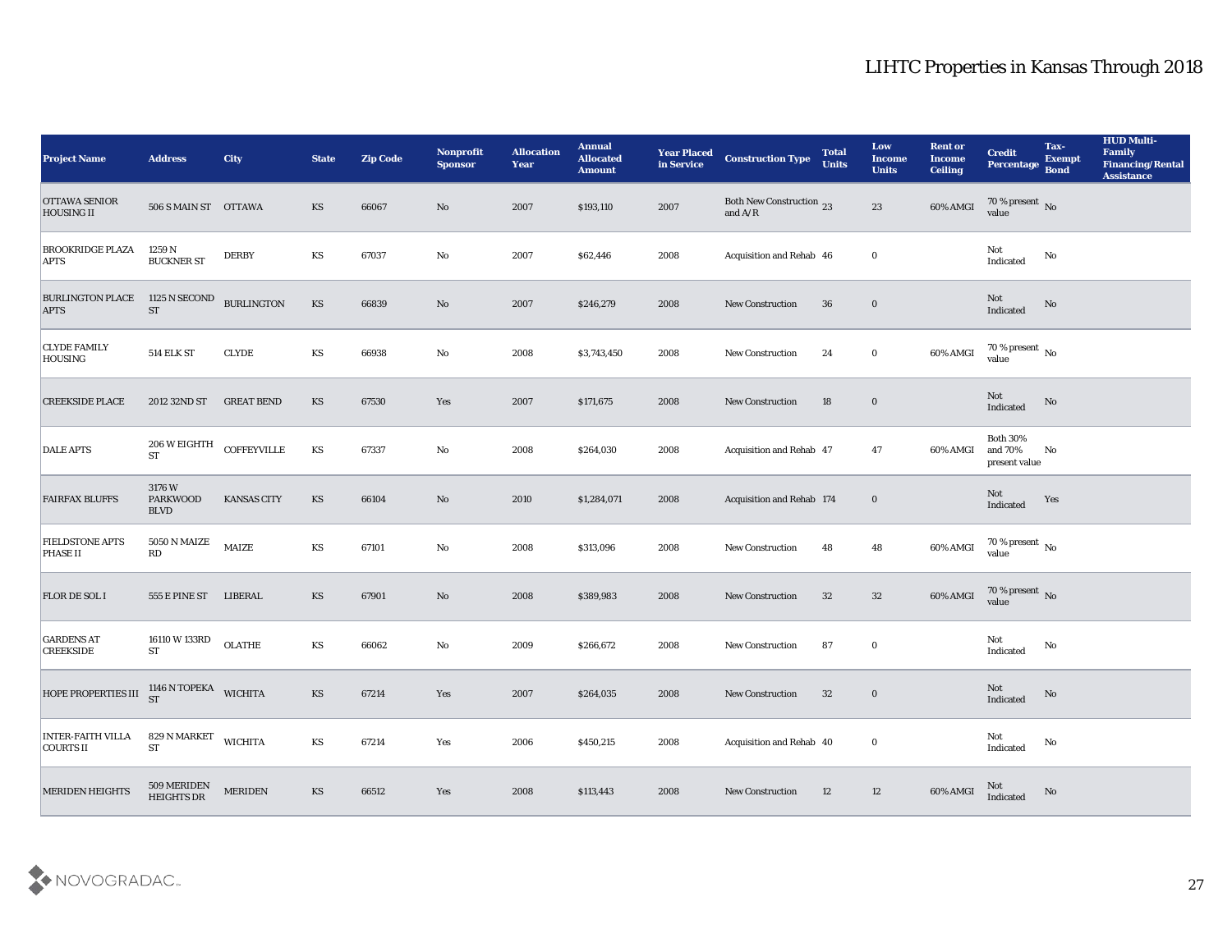# LIHTC Properties in Kansas Through 2018

| Project Name | Address | City | State | Zip Code | Nonprofit Sponsor | Allocation Year | Annual Allocated Amount | Year Placed in Service | Construction Type | Total Units | Low Income Units | Rent or Income Ceiling | Credit Percentage | Tax-Exempt Bond | HUD Multi-Family Financing/Rental Assistance |
|---|---|---|---|---|---|---|---|---|---|---|---|---|---|---|---|
| OTTAWA SENIOR HOUSING II | 506 S MAIN ST | OTTAWA | KS | 66067 | No | 2007 | $193,110 | 2007 | Both New Construction and A/R | 23 | 23 | 60% AMGI | 70 % present value | No | |
| BROOKRIDGE PLAZA APTS | 1259 N BUCKNER ST | DERBY | KS | 67037 | No | 2007 | $62,446 | 2008 | Acquisition and Rehab | 46 | 0 | | Not Indicated | No | |
| BURLINGTON PLACE APTS | 1125 N SECOND ST | BURLINGTON | KS | 66839 | No | 2007 | $246,279 | 2008 | New Construction | 36 | 0 | | Not Indicated | No | |
| CLYDE FAMILY HOUSING | 514 ELK ST | CLYDE | KS | 66938 | No | 2008 | $3,743,450 | 2008 | New Construction | 24 | 0 | 60% AMGI | 70 % present value | No | |
| CREEKSIDE PLACE | 2012 32ND ST | GREAT BEND | KS | 67530 | Yes | 2007 | $171,675 | 2008 | New Construction | 18 | 0 | | Not Indicated | No | |
| DALE APTS | 206 W EIGHTH ST | COFFEYVILLE | KS | 67337 | No | 2008 | $264,030 | 2008 | Acquisition and Rehab | 47 | 47 | 60% AMGI | Both 30% and 70% present value | No | |
| FAIRFAX BLUFFS | 3176 W PARKWOOD BLVD | KANSAS CITY | KS | 66104 | No | 2010 | $1,284,071 | 2008 | Acquisition and Rehab | 174 | 0 | | Not Indicated | Yes | |
| FIELDSTONE APTS PHASE II | 5050 N MAIZE RD | MAIZE | KS | 67101 | No | 2008 | $313,096 | 2008 | New Construction | 48 | 48 | 60% AMGI | 70 % present value | No | |
| FLOR DE SOL I | 555 E PINE ST | LIBERAL | KS | 67901 | No | 2008 | $389,983 | 2008 | New Construction | 32 | 32 | 60% AMGI | 70 % present value | No | |
| GARDENS AT CREEKSIDE | 16110 W 133RD ST | OLATHE | KS | 66062 | No | 2009 | $266,672 | 2008 | New Construction | 87 | 0 | | Not Indicated | No | |
| HOPE PROPERTIES III | 1146 N TOPEKA ST | WICHITA | KS | 67214 | Yes | 2007 | $264,035 | 2008 | New Construction | 32 | 0 | | Not Indicated | No | |
| INTER-FAITH VILLA COURTS II | 829 N MARKET ST | WICHITA | KS | 67214 | Yes | 2006 | $450,215 | 2008 | Acquisition and Rehab | 40 | 0 | | Not Indicated | No | |
| MERIDEN HEIGHTS | 509 MERIDEN HEIGHTS DR | MERIDEN | KS | 66512 | Yes | 2008 | $113,443 | 2008 | New Construction | 12 | 12 | 60% AMGI | Not Indicated | No | |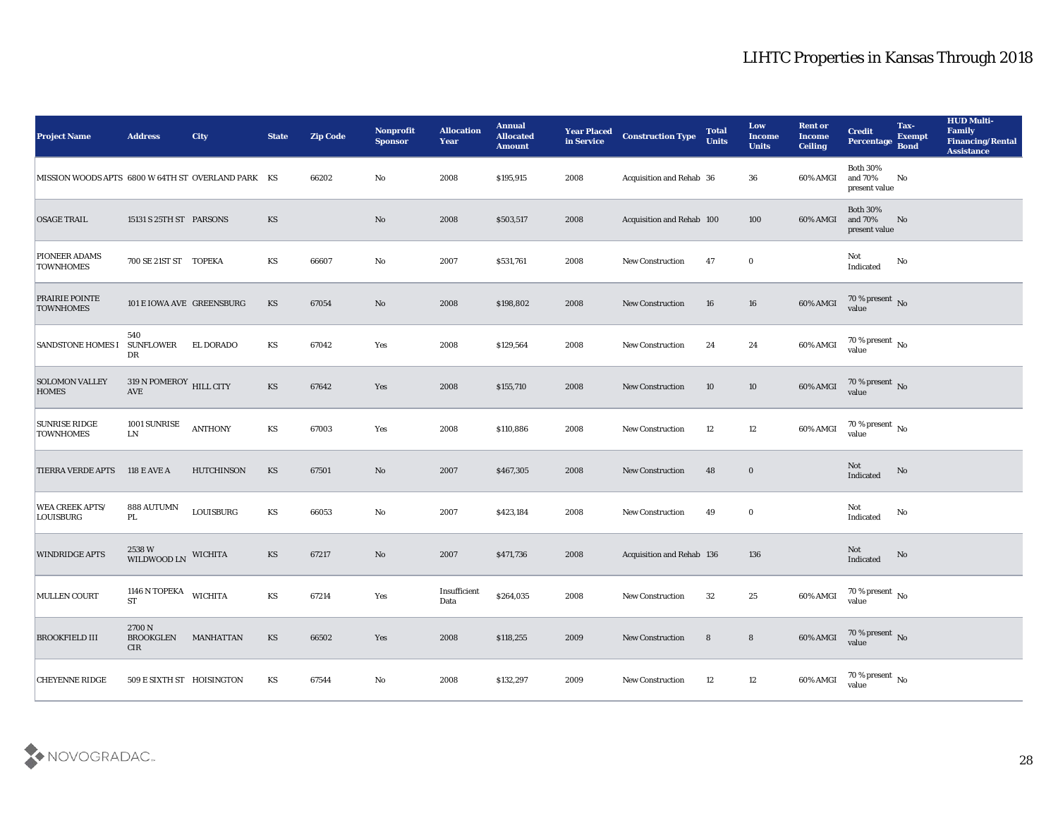# LIHTC Properties in Kansas Through 2018

| Project Name | Address | City | State | Zip Code | Nonprofit Sponsor | Allocation Year | Annual Allocated Amount | Year Placed in Service | Construction Type | Total Units | Low Income Units | Rent or Income Ceiling | Credit Percentage | Tax-Exempt Bond | HUD Multi-Family Financing/Rental Assistance |
|---|---|---|---|---|---|---|---|---|---|---|---|---|---|---|---|
| MISSION WOODS APTS | 6800 W 64TH ST | OVERLAND PARK | KS | 66202 | No | 2008 | $195,915 | 2008 | Acquisition and Rehab | 36 | 36 | 60% AMGI | Both 30% and 70% present value | No | |
| OSAGE TRAIL | 15131 S 25TH ST | PARSONS | KS | | No | 2008 | $503,517 | 2008 | Acquisition and Rehab | 100 | 100 | 60% AMGI | Both 30% and 70% present value | No | |
| PIONEER ADAMS TOWNHOMES | 700 SE 21ST ST | TOPEKA | KS | 66607 | No | 2007 | $531,761 | 2008 | New Construction | 47 | 0 | | Not Indicated | No | |
| PRAIRIE POINTE TOWNHOMES | 101 E IOWA AVE | GREENSBURG | KS | 67054 | No | 2008 | $198,802 | 2008 | New Construction | 16 | 16 | 60% AMGI | 70 % present value | No | |
| SANDSTONE HOMES I | 540 SUNFLOWER DR | EL DORADO | KS | 67042 | Yes | 2008 | $129,564 | 2008 | New Construction | 24 | 24 | 60% AMGI | 70 % present value | No | |
| SOLOMON VALLEY HOMES | 319 N POMEROY AVE | HILL CITY | KS | 67642 | Yes | 2008 | $155,710 | 2008 | New Construction | 10 | 10 | 60% AMGI | 70 % present value | No | |
| SUNRISE RIDGE TOWNHOMES | 1001 SUNRISE LN | ANTHONY | KS | 67003 | Yes | 2008 | $110,886 | 2008 | New Construction | 12 | 12 | 60% AMGI | 70 % present value | No | |
| TIERRA VERDE APTS | 118 E AVE A | HUTCHINSON | KS | 67501 | No | 2007 | $467,305 | 2008 | New Construction | 48 | 0 | | Not Indicated | No | |
| WEA CREEK APTS/ LOUISBURG | 888 AUTUMN PL | LOUISBURG | KS | 66053 | No | 2007 | $423,184 | 2008 | New Construction | 49 | 0 | | Not Indicated | No | |
| WINDRIDGE APTS | 2538 W WILDWOOD LN | WICHITA | KS | 67217 | No | 2007 | $471,736 | 2008 | Acquisition and Rehab | 136 | 136 | | Not Indicated | No | |
| MULLEN COURT | 1146 N TOPEKA ST | WICHITA | KS | 67214 | Yes | Insufficient Data | $264,035 | 2008 | New Construction | 32 | 25 | 60% AMGI | 70 % present value | No | |
| BROOKFIELD III | 2700 N BROOKGLEN CIR | MANHATTAN | KS | 66502 | Yes | 2008 | $118,255 | 2009 | New Construction | 8 | 8 | 60% AMGI | 70 % present value | No | |
| CHEYENNE RIDGE | 509 E SIXTH ST | HOISINGTON | KS | 67544 | No | 2008 | $132,297 | 2009 | New Construction | 12 | 12 | 60% AMGI | 70 % present value | No | |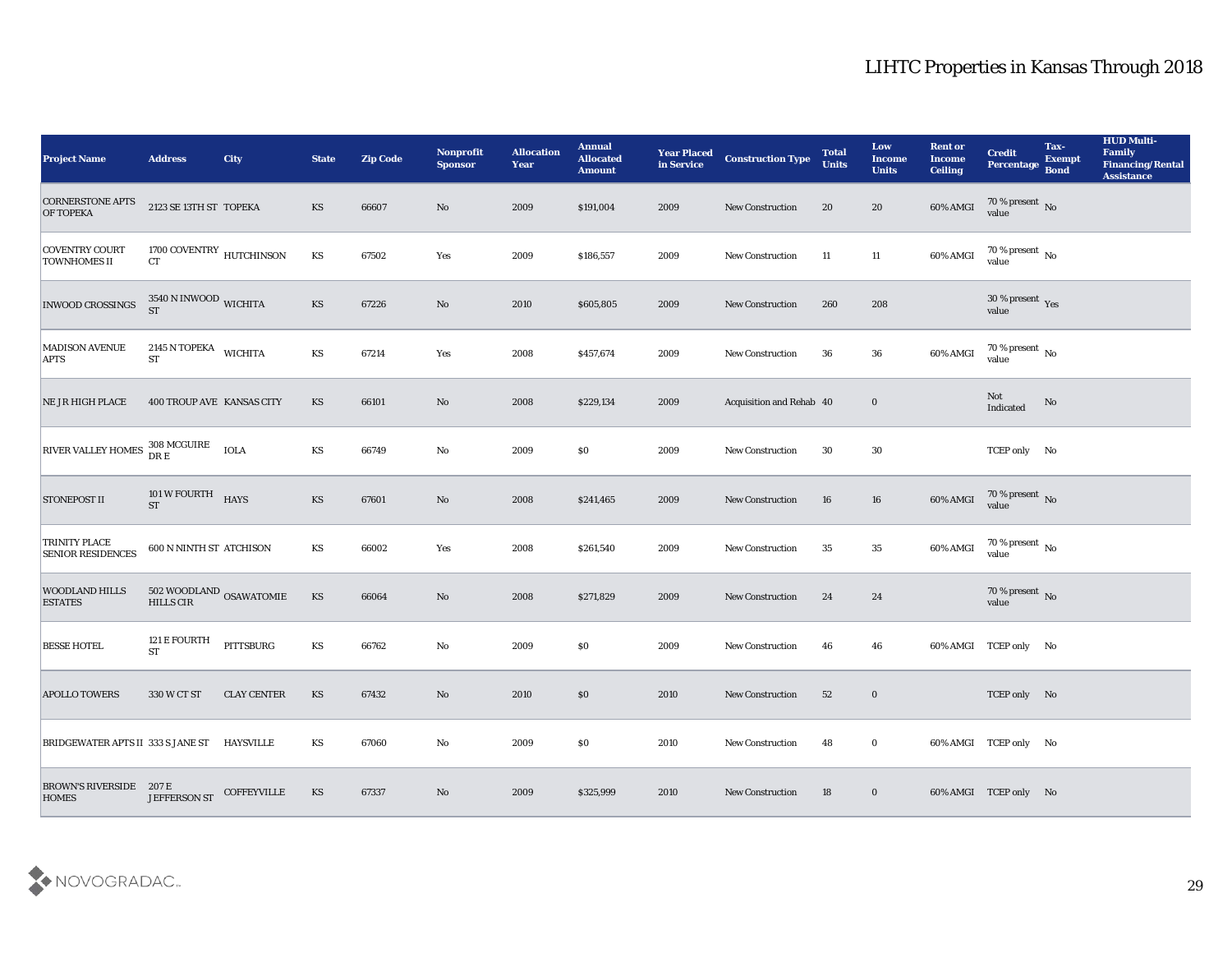# LIHTC Properties in Kansas Through 2018

| Project Name | Address | City | State | Zip Code | Nonprofit Sponsor | Allocation Year | Annual Allocated Amount | Year Placed in Service | Construction Type | Total Units | Low Income Units | Rent or Income Ceiling | Credit Percentage | Tax-Exempt Bond | HUD Multi-Family Financing/Rental Assistance |
|---|---|---|---|---|---|---|---|---|---|---|---|---|---|---|---|
| CORNERSTONE APTS OF TOPEKA | 2123 SE 13TH ST | TOPEKA | KS | 66607 | No | 2009 | $191,004 | 2009 | New Construction | 20 | 20 | 60% AMGI | 70 % present value | No | |
| COVENTRY COURT TOWNHOMES II | 1700 COVENTRY CT | HUTCHINSON | KS | 67502 | Yes | 2009 | $186,557 | 2009 | New Construction | 11 | 11 | 60% AMGI | 70 % present value | No | |
| INWOOD CROSSINGS | 3540 N INWOOD ST | WICHITA | KS | 67226 | No | 2010 | $605,805 | 2009 | New Construction | 260 | 208 | | 30 % present value | Yes | |
| MADISON AVENUE APTS | 2145 N TOPEKA ST | WICHITA | KS | 67214 | Yes | 2008 | $457,674 | 2009 | New Construction | 36 | 36 | 60% AMGI | 70 % present value | No | |
| NE JR HIGH PLACE | 400 TROUP AVE | KANSAS CITY | KS | 66101 | No | 2008 | $229,134 | 2009 | Acquisition and Rehab | 40 | 0 | | Not Indicated | No | |
| RIVER VALLEY HOMES | 308 MCGUIRE DR E | IOLA | KS | 66749 | No | 2009 | $0 | 2009 | New Construction | 30 | 30 | | TCEP only | No | |
| STONEPOST II | 101 W FOURTH ST | HAYS | KS | 67601 | No | 2008 | $241,465 | 2009 | New Construction | 16 | 16 | 60% AMGI | 70 % present value | No | |
| TRINITY PLACE SENIOR RESIDENCES | 600 N NINTH ST | ATCHISON | KS | 66002 | Yes | 2008 | $261,540 | 2009 | New Construction | 35 | 35 | 60% AMGI | 70 % present value | No | |
| WOODLAND HILLS ESTATES | 502 WOODLAND HILLS CIR | OSAWATOMIE | KS | 66064 | No | 2008 | $271,829 | 2009 | New Construction | 24 | 24 | | 70 % present value | No | |
| BESSE HOTEL | 121 E FOURTH ST | PITTSBURG | KS | 66762 | No | 2009 | $0 | 2009 | New Construction | 46 | 46 | 60% AMGI | TCEP only | No | |
| APOLLO TOWERS | 330 W CT ST | CLAY CENTER | KS | 67432 | No | 2010 | $0 | 2010 | New Construction | 52 | 0 | | TCEP only | No | |
| BRIDGEWATER APTS II | 333 S JANE ST | HAYSVILLE | KS | 67060 | No | 2009 | $0 | 2010 | New Construction | 48 | 0 | 60% AMGI | TCEP only | No | |
| BROWN'S RIVERSIDE HOMES | 207 E JEFFERSON ST | COFFEYVILLE | KS | 67337 | No | 2009 | $325,999 | 2010 | New Construction | 18 | 0 | 60% AMGI | TCEP only | No | |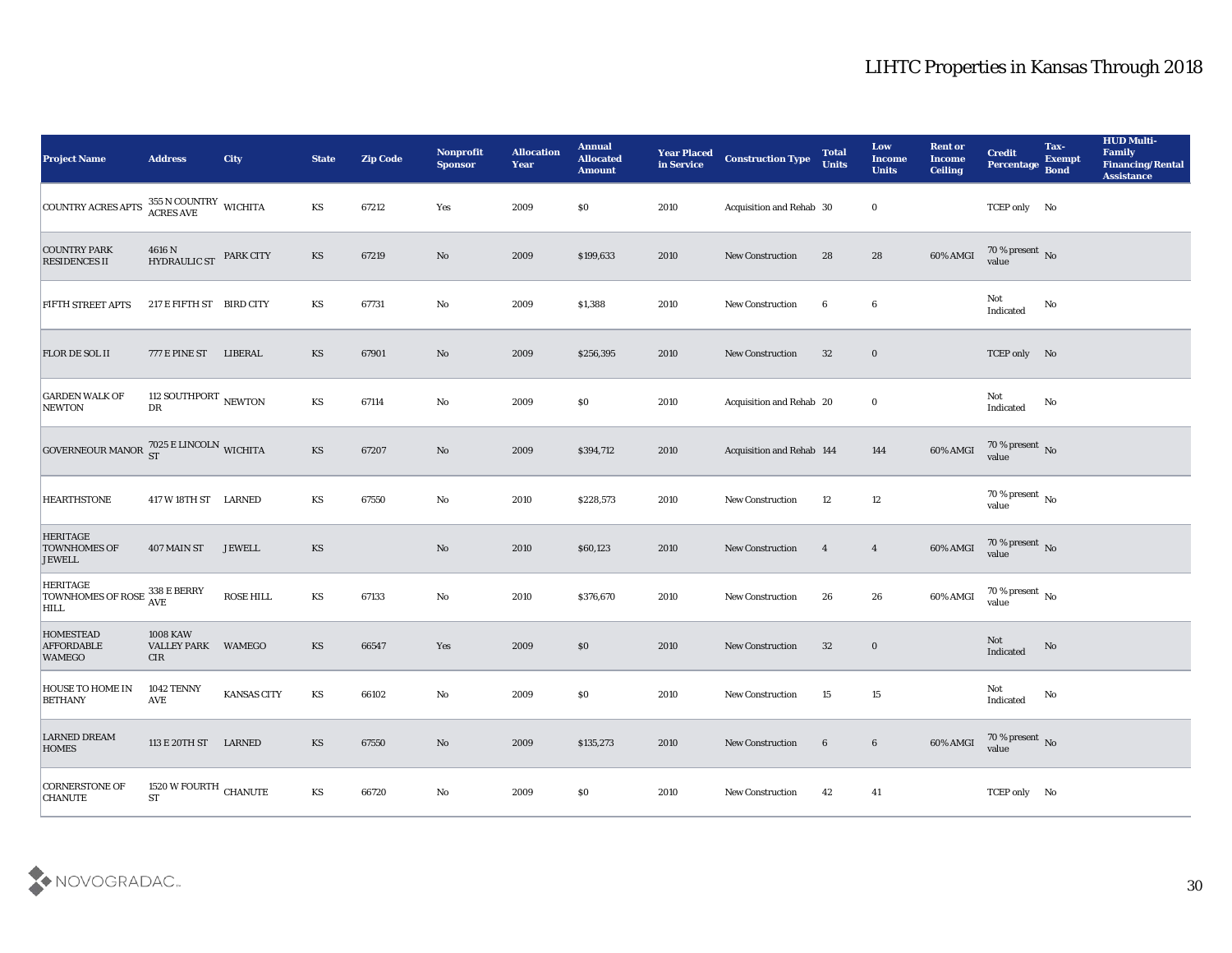# LIHTC Properties in Kansas Through 2018

| Project Name | Address | City | State | Zip Code | Nonprofit Sponsor | Allocation Year | Annual Allocated Amount | Year Placed in Service | Construction Type | Total Units | Low Income Units | Rent or Income Ceiling | Credit Percentage | Tax-Exempt Bond | HUD Multi-Family Financing/Rental Assistance |
|---|---|---|---|---|---|---|---|---|---|---|---|---|---|---|---|
| COUNTRY ACRES APTS | 355 N COUNTRY ACRES AVE | WICHITA | KS | 67212 | Yes | 2009 | $0 | 2010 | Acquisition and Rehab | 30 | 0 | | TCEP only | No | |
| COUNTRY PARK RESIDENCES II | 4616 N HYDRAULIC ST | PARK CITY | KS | 67219 | No | 2009 | $199,633 | 2010 | New Construction | 28 | 28 | 60% AMGI | 70 % present value | No | |
| FIFTH STREET APTS | 217 E FIFTH ST | BIRD CITY | KS | 67731 | No | 2009 | $1,388 | 2010 | New Construction | 6 | 6 | | Not Indicated | No | |
| FLOR DE SOL II | 777 E PINE ST | LIBERAL | KS | 67901 | No | 2009 | $256,395 | 2010 | New Construction | 32 | 0 | | TCEP only | No | |
| GARDEN WALK OF NEWTON | 112 SOUTHPORT DR | NEWTON | KS | 67114 | No | 2009 | $0 | 2010 | Acquisition and Rehab | 20 | 0 | | Not Indicated | No | |
| GOVERNEOUR MANOR | 7025 E LINCOLN ST | WICHITA | KS | 67207 | No | 2009 | $394,712 | 2010 | Acquisition and Rehab | 144 | 144 | 60% AMGI | 70 % present value | No | |
| HEARTHSTONE | 417 W 18TH ST | LARNED | KS | 67550 | No | 2010 | $228,573 | 2010 | New Construction | 12 | 12 | | 70 % present value | No | |
| HERITAGE TOWNHOMES OF JEWELL | 407 MAIN ST | JEWELL | KS | | No | 2010 | $60,123 | 2010 | New Construction | 4 | 4 | 60% AMGI | 70 % present value | No | |
| HERITAGE TOWNHOMES OF ROSE HILL | 338 E BERRY AVE | ROSE HILL | KS | 67133 | No | 2010 | $376,670 | 2010 | New Construction | 26 | 26 | 60% AMGI | 70 % present value | No | |
| HOMESTEAD AFFORDABLE WAMEGO | 1008 KAW VALLEY PARK CIR | WAMEGO | KS | 66547 | Yes | 2009 | $0 | 2010 | New Construction | 32 | 0 | | Not Indicated | No | |
| HOUSE TO HOME IN BETHANY | 1042 TENNY AVE | KANSAS CITY | KS | 66102 | No | 2009 | $0 | 2010 | New Construction | 15 | 15 | | Not Indicated | No | |
| LARNED DREAM HOMES | 113 E 20TH ST | LARNED | KS | 67550 | No | 2009 | $135,273 | 2010 | New Construction | 6 | 6 | 60% AMGI | 70 % present value | No | |
| CORNERSTONE OF CHANUTE | 1520 W FOURTH ST | CHANUTE | KS | 66720 | No | 2009 | $0 | 2010 | New Construction | 42 | 41 | | TCEP only | No | |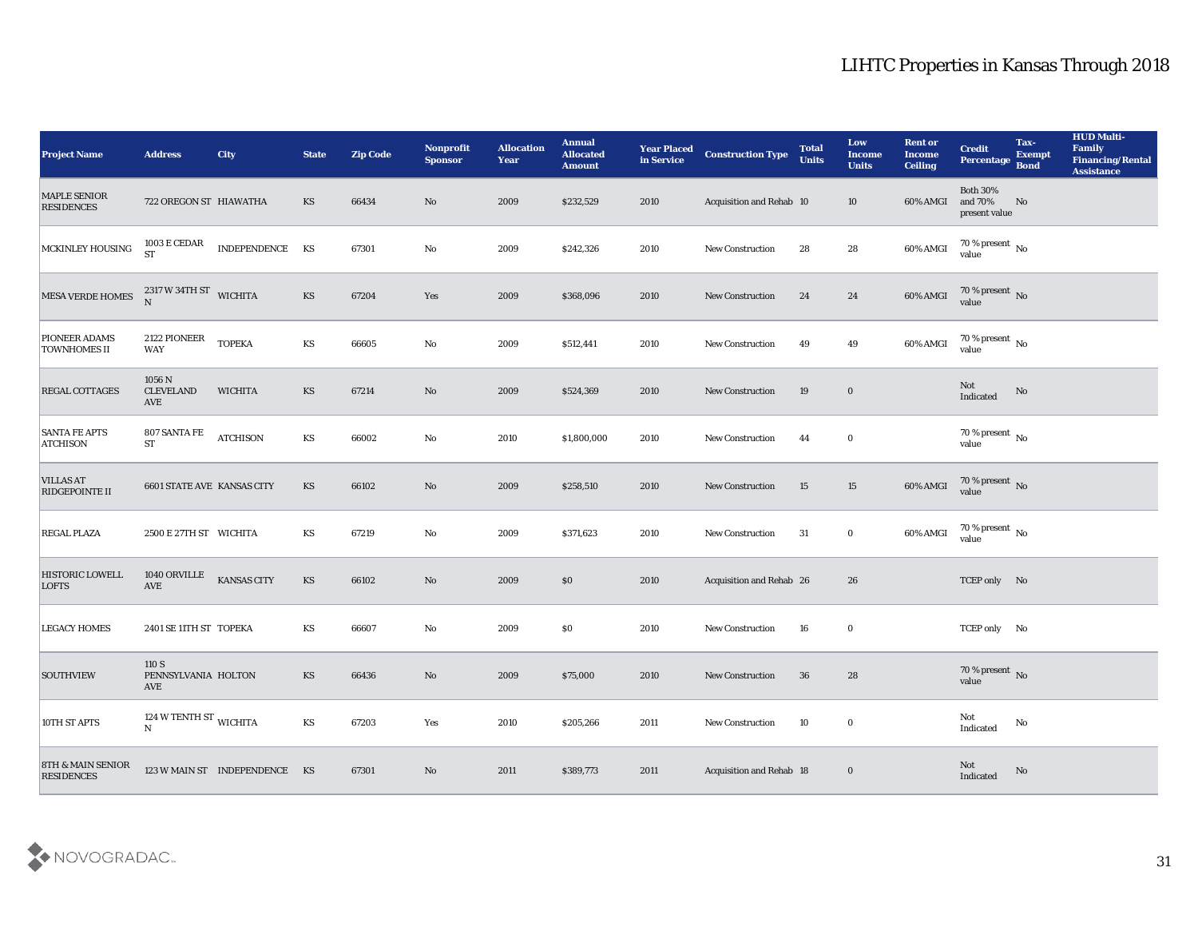# LIHTC Properties in Kansas Through 2018

| Project Name | Address | City | State | Zip Code | Nonprofit Sponsor | Allocation Year | Annual Allocated Amount | Year Placed in Service | Construction Type | Total Units | Low Income Units | Rent or Income Ceiling | Credit Percentage | Tax-Exempt Bond | HUD Multi-Family Financing/Rental Assistance |
|---|---|---|---|---|---|---|---|---|---|---|---|---|---|---|---|
| MAPLE SENIOR RESIDENCES | 722 OREGON ST | HIAWATHA | KS | 66434 | No | 2009 | $232,529 | 2010 | Acquisition and Rehab | 10 | 10 | 60% AMGI | Both 30% and 70% present value | No | |
| MCKINLEY HOUSING | 1003 E CEDAR ST | INDEPENDENCE | KS | 67301 | No | 2009 | $242,326 | 2010 | New Construction | 28 | 28 | 60% AMGI | 70 % present value | No | |
| MESA VERDE HOMES | 2317 W 34TH ST N | WICHITA | KS | 67204 | Yes | 2009 | $368,096 | 2010 | New Construction | 24 | 24 | 60% AMGI | 70 % present value | No | |
| PIONEER ADAMS TOWNHOMES II | 2122 PIONEER WAY | TOPEKA | KS | 66605 | No | 2009 | $512,441 | 2010 | New Construction | 49 | 49 | 60% AMGI | 70 % present value | No | |
| REGAL COTTAGES | 1056 N CLEVELAND AVE | WICHITA | KS | 67214 | No | 2009 | $524,369 | 2010 | New Construction | 19 | 0 | | Not Indicated | No | |
| SANTA FE APTS ATCHISON | 807 SANTA FE ST | ATCHISON | KS | 66002 | No | 2010 | $1,800,000 | 2010 | New Construction | 44 | 0 | | 70 % present value | No | |
| VILLAS AT RIDGEPOINTE II | 6601 STATE AVE | KANSAS CITY | KS | 66102 | No | 2009 | $258,510 | 2010 | New Construction | 15 | 15 | 60% AMGI | 70 % present value | No | |
| REGAL PLAZA | 2500 E 27TH ST | WICHITA | KS | 67219 | No | 2009 | $371,623 | 2010 | New Construction | 31 | 0 | 60% AMGI | 70 % present value | No | |
| HISTORIC LOWELL LOFTS | 1040 ORVILLE AVE | KANSAS CITY | KS | 66102 | No | 2009 | $0 | 2010 | Acquisition and Rehab | 26 | 26 | | TCEP only | No | |
| LEGACY HOMES | 2401 SE 11TH ST | TOPEKA | KS | 66607 | No | 2009 | $0 | 2010 | New Construction | 16 | 0 | | TCEP only | No | |
| SOUTHVIEW | 110 S PENNSYLVANIA AVE | HOLTON | KS | 66436 | No | 2009 | $75,000 | 2010 | New Construction | 36 | 28 | | 70 % present value | No | |
| 10TH ST APTS | 124 W TENTH ST N | WICHITA | KS | 67203 | Yes | 2010 | $205,266 | 2011 | New Construction | 10 | 0 | | Not Indicated | No | |
| 8TH & MAIN SENIOR RESIDENCES | 123 W MAIN ST | INDEPENDENCE | KS | 67301 | No | 2011 | $389,773 | 2011 | Acquisition and Rehab | 18 | 0 | | Not Indicated | No | |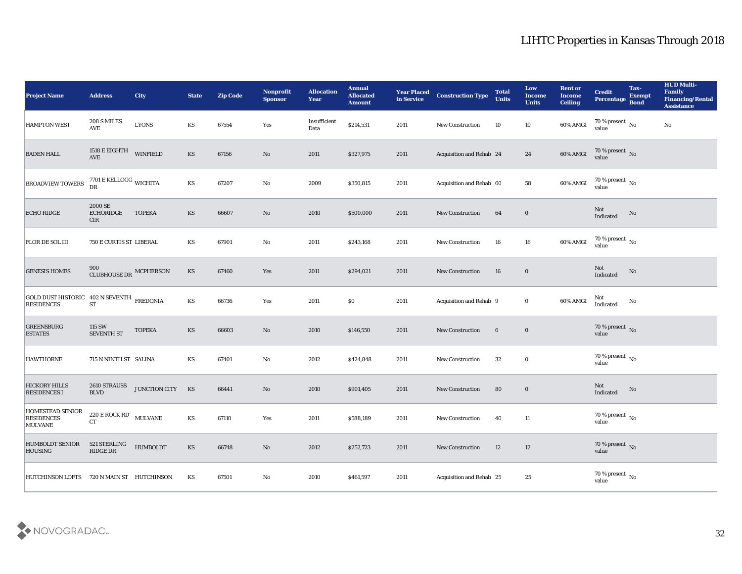# LIHTC Properties in Kansas Through 2018

| Project Name | Address | City | State | Zip Code | Nonprofit Sponsor | Allocation Year | Annual Allocated Amount | Year Placed in Service | Construction Type | Total Units | Low Income Units | Rent or Income Ceiling | Credit Percentage | Tax-Exempt Bond | HUD Multi-Family Financing/Rental Assistance |
|---|---|---|---|---|---|---|---|---|---|---|---|---|---|---|---|
| HAMPTON WEST | 208 S MILES AVE | LYONS | KS | 67554 | Yes | Insufficient Data | $214,531 | 2011 | New Construction | 10 | 10 | 60% AMGI | 70 % present value | No | No |
| BADEN HALL | 1518 E EIGHTH AVE | WINFIELD | KS | 67156 | No | 2011 | $327,975 | 2011 | Acquisition and Rehab | 24 | 24 | 60% AMGI | 70 % present value | No | |
| BROADVIEW TOWERS | 7701 E KELLOGG DR | WICHITA | KS | 67207 | No | 2009 | $350,815 | 2011 | Acquisition and Rehab | 60 | 58 | 60% AMGI | 70 % present value | No | |
| ECHO RIDGE | 2000 SE ECHORIDGE CIR | TOPEKA | KS | 66607 | No | 2010 | $500,000 | 2011 | New Construction | 64 | 0 | | Not Indicated | No | |
| FLOR DE SOL III | 750 E CURTIS ST | LIBERAL | KS | 67901 | No | 2011 | $243,168 | 2011 | New Construction | 16 | 16 | 60% AMGI | 70 % present value | No | |
| GENESIS HOMES | 900 CLUBHOUSE DR | MCPHERSON | KS | 67460 | Yes | 2011 | $294,021 | 2011 | New Construction | 16 | 0 | | Not Indicated | No | |
| GOLD DUST HISTORIC RESIDENCES | 402 N SEVENTH ST | FREDONIA | KS | 66736 | Yes | 2011 | $0 | 2011 | Acquisition and Rehab | 9 | 0 | 60% AMGI | Not Indicated | No | |
| GREENSBURG ESTATES | 115 SW SEVENTH ST | TOPEKA | KS | 66603 | No | 2010 | $146,550 | 2011 | New Construction | 6 | 0 | | 70 % present value | No | |
| HAWTHORNE | 715 N NINTH ST | SALINA | KS | 67401 | No | 2012 | $424,848 | 2011 | New Construction | 32 | 0 | | 70 % present value | No | |
| HICKORY HILLS RESIDENCES I | 2610 STRAUSS BLVD | JUNCTION CITY | KS | 66441 | No | 2010 | $901,405 | 2011 | New Construction | 80 | 0 | | Not Indicated | No | |
| HOMESTEAD SENIOR RESIDENCES MULVANE | 220 E ROCK RD CT | MULVANE | KS | 67110 | Yes | 2011 | $588,189 | 2011 | New Construction | 40 | 11 | | 70 % present value | No | |
| HUMBOLDT SENIOR HOUSING | 521 STERLING RIDGE DR | HUMBOLDT | KS | 66748 | No | 2012 | $252,723 | 2011 | New Construction | 12 | 12 | | 70 % present value | No | |
| HUTCHINSON LOFTS | 720 N MAIN ST | HUTCHINSON | KS | 67501 | No | 2010 | $461,597 | 2011 | Acquisition and Rehab | 25 | 25 | | 70 % present value | No | |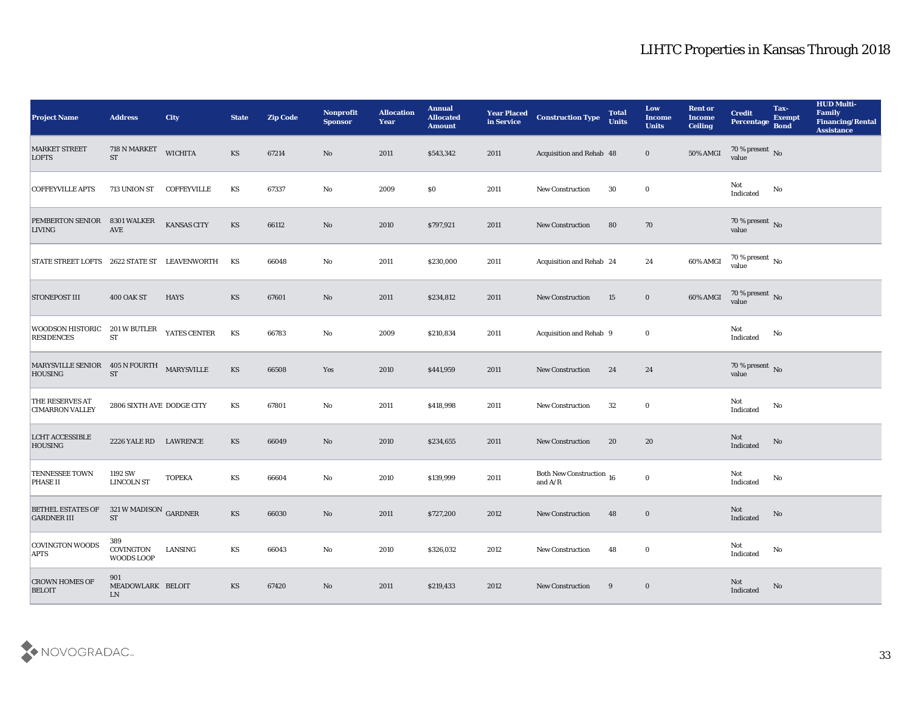# LIHTC Properties in Kansas Through 2018

| Project Name | Address | City | State | Zip Code | Nonprofit Sponsor | Allocation Year | Annual Allocated Amount | Year Placed in Service | Construction Type | Total Units | Low Income Units | Rent or Income Ceiling | Credit Percentage | Tax-Exempt Bond | HUD Multi-Family Financing/Rental Assistance |
|---|---|---|---|---|---|---|---|---|---|---|---|---|---|---|---|
| MARKET STREET LOFTS | 718 N MARKET ST | WICHITA | KS | 67214 | No | 2011 | $543,342 | 2011 | Acquisition and Rehab | 48 | 0 | 50% AMGI | 70 % present value | No | |
| COFFEYVILLE APTS | 713 UNION ST | COFFEYVILLE | KS | 67337 | No | 2009 | $0 | 2011 | New Construction | 30 | 0 | | Not Indicated | No | |
| PEMBERTON SENIOR LIVING | 8301 WALKER AVE | KANSAS CITY | KS | 66112 | No | 2010 | $797,921 | 2011 | New Construction | 80 | 70 | | 70 % present value | No | |
| STATE STREET LOFTS | 2622 STATE ST | LEAVENWORTH | KS | 66048 | No | 2011 | $230,000 | 2011 | Acquisition and Rehab | 24 | 24 | 60% AMGI | 70 % present value | No | |
| STONEPOST III | 400 OAK ST | HAYS | KS | 67601 | No | 2011 | $234,812 | 2011 | New Construction | 15 | 0 | 60% AMGI | 70 % present value | No | |
| WOODSON HISTORIC RESIDENCES | 201 W BUTLER ST | YATES CENTER | KS | 66783 | No | 2009 | $210,834 | 2011 | Acquisition and Rehab | 9 | 0 | | Not Indicated | No | |
| MARYSVILLE SENIOR HOUSING | 405 N FOURTH ST | MARYSVILLE | KS | 66508 | Yes | 2010 | $441,959 | 2011 | New Construction | 24 | 24 | | 70 % present value | No | |
| THE RESERVES AT CIMARRON VALLEY | 2806 SIXTH AVE | DODGE CITY | KS | 67801 | No | 2011 | $418,998 | 2011 | New Construction | 32 | 0 | | Not Indicated | No | |
| LCHT ACCESSIBLE HOUSING | 2226 YALE RD | LAWRENCE | KS | 66049 | No | 2010 | $234,655 | 2011 | New Construction | 20 | 20 | | Not Indicated | No | |
| TENNESSEE TOWN PHASE II | 1192 SW LINCOLN ST | TOPEKA | KS | 66604 | No | 2010 | $139,999 | 2011 | Both New Construction and A/R | 16 | 0 | | Not Indicated | No | |
| BETHEL ESTATES OF GARDNER III | 321 W MADISON ST | GARDNER | KS | 66030 | No | 2011 | $727,200 | 2012 | New Construction | 48 | 0 | | Not Indicated | No | |
| COVINGTON WOODS APTS | 389 COVINGTON WOODS LOOP | LANSING | KS | 66043 | No | 2010 | $326,032 | 2012 | New Construction | 48 | 0 | | Not Indicated | No | |
| CROWN HOMES OF BELOIT | 901 MEADOWLARK LN | BELOIT | KS | 67420 | No | 2011 | $219,433 | 2012 | New Construction | 9 | 0 | | Not Indicated | No | |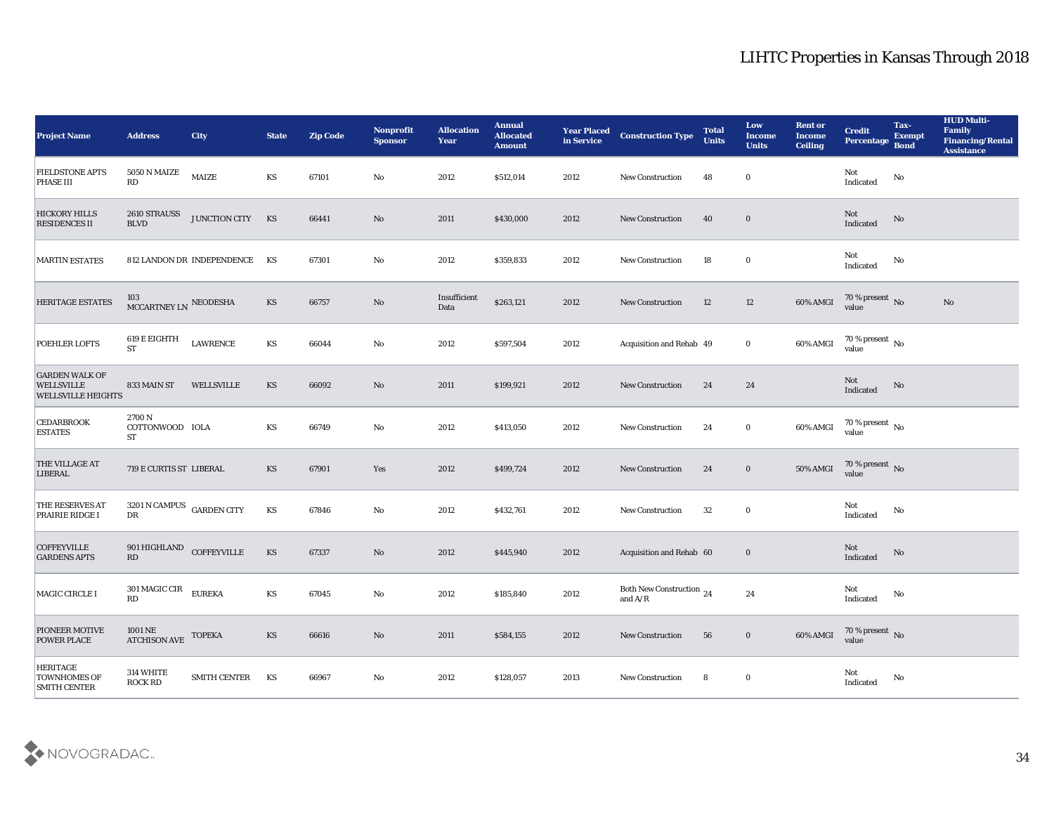# LIHTC Properties in Kansas Through 2018

| Project Name | Address | City | State | Zip Code | Nonprofit Sponsor | Allocation Year | Annual Allocated Amount | Year Placed in Service | Construction Type | Total Units | Low Income Units | Rent or Income Ceiling | Credit Percentage | Tax-Exempt Bond | HUD Multi-Family Financing/Rental Assistance |
|---|---|---|---|---|---|---|---|---|---|---|---|---|---|---|---|
| FIELDSTONE APTS PHASE III | 5050 N MAIZE RD | MAIZE | KS | 67101 | No | 2012 | $512,014 | 2012 | New Construction | 48 | 0 | | Not Indicated | No | |
| HICKORY HILLS RESIDENCES II | 2610 STRAUSS BLVD | JUNCTION CITY | KS | 66441 | No | 2011 | $430,000 | 2012 | New Construction | 40 | 0 | | Not Indicated | No | |
| MARTIN ESTATES | 812 LANDON DR | INDEPENDENCE | KS | 67301 | No | 2012 | $359,833 | 2012 | New Construction | 18 | 0 | | Not Indicated | No | |
| HERITAGE ESTATES | 103 MCCARTNEY LN | NEODESHA | KS | 66757 | No | Insufficient Data | $263,121 | 2012 | New Construction | 12 | 12 | 60% AMGI | 70 % present value | No | No |
| POEHLER LOFTS | 619 E EIGHTH ST | LAWRENCE | KS | 66044 | No | 2012 | $597,504 | 2012 | Acquisition and Rehab | 49 | 0 | 60% AMGI | 70 % present value | No | |
| GARDEN WALK OF WELLSVILLE WELLSVILLE HEIGHTS | 833 MAIN ST | WELLSVILLE | KS | 66092 | No | 2011 | $199,921 | 2012 | New Construction | 24 | 24 | | Not Indicated | No | |
| CEDARBROOK ESTATES | 2700 N COTTONWOOD ST | IOLA | KS | 66749 | No | 2012 | $413,050 | 2012 | New Construction | 24 | 0 | 60% AMGI | 70 % present value | No | |
| THE VILLAGE AT LIBERAL | 719 E CURTIS ST | LIBERAL | KS | 67901 | Yes | 2012 | $499,724 | 2012 | New Construction | 24 | 0 | 50% AMGI | 70 % present value | No | |
| THE RESERVES AT PRAIRIE RIDGE I | 3201 N CAMPUS DR | GARDEN CITY | KS | 67846 | No | 2012 | $432,761 | 2012 | New Construction | 32 | 0 | | Not Indicated | No | |
| COFFEYVILLE GARDENS APTS | 901 HIGHLAND RD | COFFEYVILLE | KS | 67337 | No | 2012 | $445,940 | 2012 | Acquisition and Rehab | 60 | 0 | | Not Indicated | No | |
| MAGIC CIRCLE I | 301 MAGIC CIR RD | EUREKA | KS | 67045 | No | 2012 | $185,840 | 2012 | Both New Construction and A/R | 24 | 24 | | Not Indicated | No | |
| PIONEER MOTIVE POWER PLACE | 1001 NE ATCHISON AVE | TOPEKA | KS | 66616 | No | 2011 | $584,155 | 2012 | New Construction | 56 | 0 | 60% AMGI | 70 % present value | No | |
| HERITAGE TOWNHOMES OF SMITH CENTER | 314 WHITE ROCK RD | SMITH CENTER | KS | 66967 | No | 2012 | $128,057 | 2013 | New Construction | 8 | 0 | | Not Indicated | No | |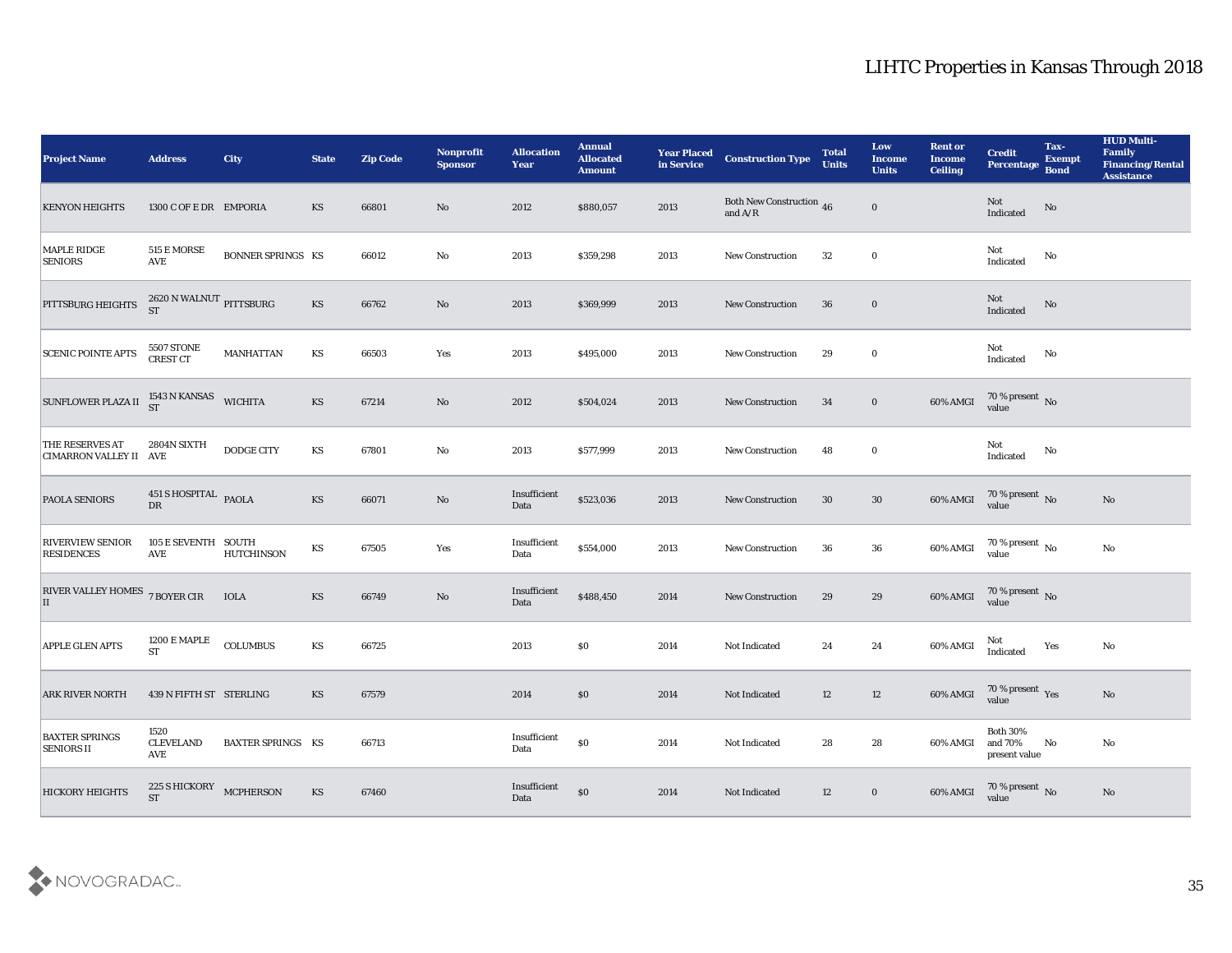# LIHTC Properties in Kansas Through 2018

| Project Name | Address | City | State | Zip Code | Nonprofit Sponsor | Allocation Year | Annual Allocated Amount | Year Placed in Service | Construction Type | Total Units | Low Income Units | Rent or Income Ceiling | Credit Percentage | Tax-Exempt Bond | HUD Multi-Family Financing/Rental Assistance |
|---|---|---|---|---|---|---|---|---|---|---|---|---|---|---|---|
| KENYON HEIGHTS | 1300 C OF E DR | EMPORIA | KS | 66801 | No | 2012 | $880,057 | 2013 | Both New Construction and A/R | 46 | 0 | | Not Indicated | No | |
| MAPLE RIDGE SENIORS | 515 E MORSE AVE | BONNER SPRINGS | KS | 66012 | No | 2013 | $359,298 | 2013 | New Construction | 32 | 0 | | Not Indicated | No | |
| PITTSBURG HEIGHTS | 2620 N WALNUT ST | PITTSBURG | KS | 66762 | No | 2013 | $369,999 | 2013 | New Construction | 36 | 0 | | Not Indicated | No | |
| SCENIC POINTE APTS | 5507 STONE CREST CT | MANHATTAN | KS | 66503 | Yes | 2013 | $495,000 | 2013 | New Construction | 29 | 0 | | Not Indicated | No | |
| SUNFLOWER PLAZA II | 1543 N KANSAS ST | WICHITA | KS | 67214 | No | 2012 | $504,024 | 2013 | New Construction | 34 | 0 | 60% AMGI | 70 % present value | No | |
| THE RESERVES AT CIMARRON VALLEY II | 2804N SIXTH AVE | DODGE CITY | KS | 67801 | No | 2013 | $577,999 | 2013 | New Construction | 48 | 0 | | Not Indicated | No | |
| PAOLA SENIORS | 451 S HOSPITAL DR | PAOLA | KS | 66071 | No | Insufficient Data | $523,036 | 2013 | New Construction | 30 | 30 | 60% AMGI | 70 % present value | No | No |
| RIVERVIEW SENIOR RESIDENCES | 105 E SEVENTH AVE | SOUTH HUTCHINSON | KS | 67505 | Yes | Insufficient Data | $554,000 | 2013 | New Construction | 36 | 36 | 60% AMGI | 70 % present value | No | No |
| RIVER VALLEY HOMES II | 7 BOYER CIR | IOLA | KS | 66749 | No | Insufficient Data | $488,450 | 2014 | New Construction | 29 | 29 | 60% AMGI | 70 % present value | No | |
| APPLE GLEN APTS | 1200 E MAPLE ST | COLUMBUS | KS | 66725 | | 2013 | $0 | 2014 | Not Indicated | 24 | 24 | 60% AMGI | Not Indicated | Yes | No |
| ARK RIVER NORTH | 439 N FIFTH ST | STERLING | KS | 67579 | | 2014 | $0 | 2014 | Not Indicated | 12 | 12 | 60% AMGI | 70 % present value | Yes | No |
| BAXTER SPRINGS SENIORS II | 1520 CLEVELAND AVE | BAXTER SPRINGS | KS | 66713 | | Insufficient Data | $0 | 2014 | Not Indicated | 28 | 28 | 60% AMGI | Both 30% and 70% present value | No | No |
| HICKORY HEIGHTS | 225 S HICKORY ST | MCPHERSON | KS | 67460 | | Insufficient Data | $0 | 2014 | Not Indicated | 12 | 0 | 60% AMGI | 70 % present value | No | No |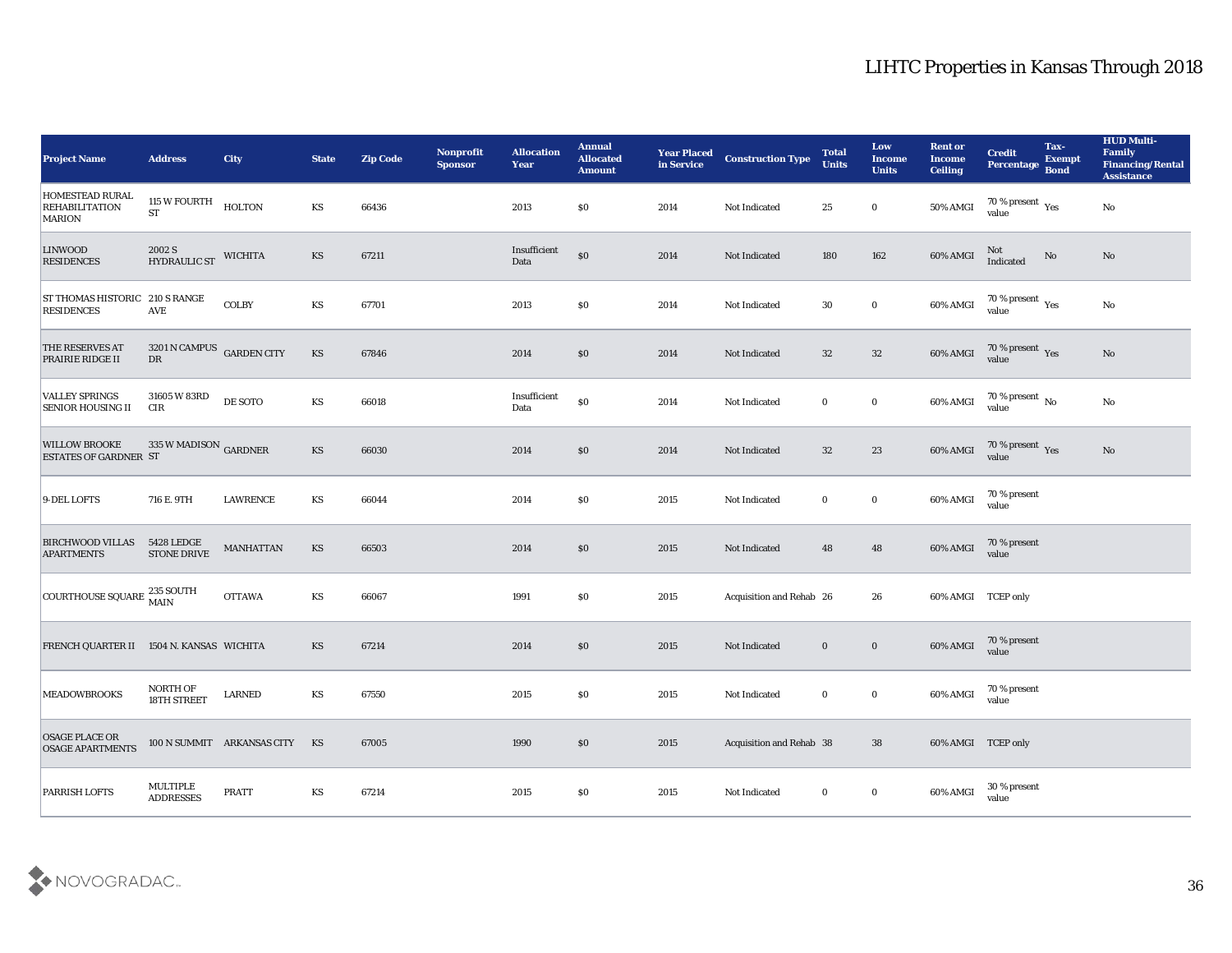# LIHTC Properties in Kansas Through 2018

| Project Name | Address | City | State | Zip Code | Nonprofit Sponsor | Allocation Year | Annual Allocated Amount | Year Placed in Service | Construction Type | Total Units | Low Income Units | Rent or Income Ceiling | Credit Percentage | Tax-Exempt Bond | HUD Multi-Family Financing/Rental Assistance |
|---|---|---|---|---|---|---|---|---|---|---|---|---|---|---|---|
| HOMESTEAD RURAL REHABILITATION MARION | 115 W FOURTH ST | HOLTON | KS | 66436 | | 2013 | $0 | 2014 | Not Indicated | 25 | 0 | 50% AMGI | 70 % present value | Yes | No |
| LINWOOD RESIDENCES | 2002 S HYDRAULIC ST | WICHITA | KS | 67211 | | Insufficient Data | $0 | 2014 | Not Indicated | 180 | 162 | 60% AMGI | Not Indicated | No | No |
| ST THOMAS HISTORIC RESIDENCES | 210 S RANGE AVE | COLBY | KS | 67701 | | 2013 | $0 | 2014 | Not Indicated | 30 | 0 | 60% AMGI | 70 % present value | Yes | No |
| THE RESERVES AT PRAIRIE RIDGE II | 3201 N CAMPUS DR | GARDEN CITY | KS | 67846 | | 2014 | $0 | 2014 | Not Indicated | 32 | 32 | 60% AMGI | 70 % present value | Yes | No |
| VALLEY SPRINGS SENIOR HOUSING II | 31605 W 83RD CIR | DE SOTO | KS | 66018 | | Insufficient Data | $0 | 2014 | Not Indicated | 0 | 0 | 60% AMGI | 70 % present value | No | No |
| WILLOW BROOKE ESTATES OF GARDNER | 335 W MADISON ST | GARDNER | KS | 66030 | | 2014 | $0 | 2014 | Not Indicated | 32 | 23 | 60% AMGI | 70 % present value | Yes | No |
| 9-DEL LOFTS | 716 E. 9TH | LAWRENCE | KS | 66044 | | 2014 | $0 | 2015 | Not Indicated | 0 | 0 | 60% AMGI | 70 % present value | | |
| BIRCHWOOD VILLAS APARTMENTS | 5428 LEDGE STONE DRIVE | MANHATTAN | KS | 66503 | | 2014 | $0 | 2015 | Not Indicated | 48 | 48 | 60% AMGI | 70 % present value | | |
| COURTHOUSE SQUARE | 235 SOUTH MAIN | OTTAWA | KS | 66067 | | 1991 | $0 | 2015 | Acquisition and Rehab | 26 | 26 | 60% AMGI | TCEP only | | |
| FRENCH QUARTER II | 1504 N. KANSAS | WICHITA | KS | 67214 | | 2014 | $0 | 2015 | Not Indicated | 0 | 0 | 60% AMGI | 70 % present value | | |
| MEADOWBROOKS | NORTH OF 18TH STREET | LARNED | KS | 67550 | | 2015 | $0 | 2015 | Not Indicated | 0 | 0 | 60% AMGI | 70 % present value | | |
| OSAGE PLACE OR OSAGE APARTMENTS | 100 N SUMMIT | ARKANSAS CITY | KS | 67005 | | 1990 | $0 | 2015 | Acquisition and Rehab | 38 | 38 | 60% AMGI | TCEP only | | |
| PARRISH LOFTS | MULTIPLE ADDRESSES | PRATT | KS | 67214 | | 2015 | $0 | 2015 | Not Indicated | 0 | 0 | 60% AMGI | 30 % present value | | |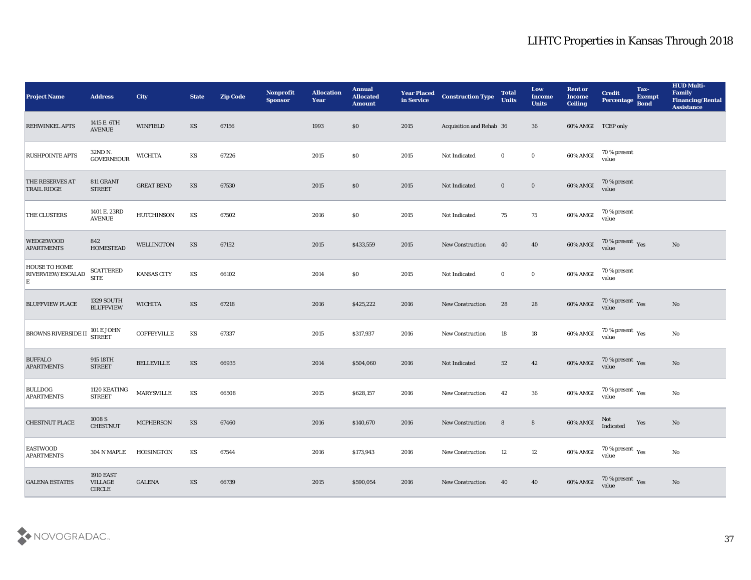# LIHTC Properties in Kansas Through 2018

| Project Name | Address | City | State | Zip Code | Nonprofit Sponsor | Allocation Year | Annual Allocated Amount | Year Placed in Service | Construction Type | Total Units | Low Income Units | Rent or Income Ceiling | Credit Percentage | Tax-Exempt Bond | HUD Multi-Family Financing/Rental Assistance |
|---|---|---|---|---|---|---|---|---|---|---|---|---|---|---|---|
| REHWINKEL APTS | 1415 E. 6TH AVENUE | WINFIELD | KS | 67156 | | 1993 | $0 | 2015 | Acquisition and Rehab | 36 | 36 | 60% AMGI | TCEP only | | |
| RUSHPOINTE APTS | 32ND N. GOVERNEOUR | WICHITA | KS | 67226 | | 2015 | $0 | 2015 | Not Indicated | 0 | 0 | 60% AMGI | 70 % present value | | |
| THE RESERVES AT TRAIL RIDGE | 811 GRANT STREET | GREAT BEND | KS | 67530 | | 2015 | $0 | 2015 | Not Indicated | 0 | 0 | 60% AMGI | 70 % present value | | |
| THE CLUSTERS | 1401 E. 23RD AVENUE | HUTCHINSON | KS | 67502 | | 2016 | $0 | 2015 | Not Indicated | 75 | 75 | 60% AMGI | 70 % present value | | |
| WEDGEWOOD APARTMENTS | 842 HOMESTEAD | WELLINGTON | KS | 67152 | | 2015 | $433,559 | 2015 | New Construction | 40 | 40 | 60% AMGI | 70 % present value | Yes | No |
| HOUSE TO HOME RIVERVIEW/ESCALADE | SCATTERED SITE | KANSAS CITY | KS | 66102 | | 2014 | $0 | 2015 | Not Indicated | 0 | 0 | 60% AMGI | 70 % present value | | |
| BLUFFVIEW PLACE | 1329 SOUTH BLUFFVIEW | WICHITA | KS | 67218 | | 2016 | $425,222 | 2016 | New Construction | 28 | 28 | 60% AMGI | 70 % present value | Yes | No |
| BROWNS RIVERSIDE II | 101 E JOHN STREET | COFFEYVILLE | KS | 67337 | | 2015 | $317,937 | 2016 | New Construction | 18 | 18 | 60% AMGI | 70 % present value | Yes | No |
| BUFFALO APARTMENTS | 915 18TH STREET | BELLEVILLE | KS | 66935 | | 2014 | $504,060 | 2016 | Not Indicated | 52 | 42 | 60% AMGI | 70 % present value | Yes | No |
| BULLDOG APARTMENTS | 1120 KEATING STREET | MARYSVILLE | KS | 66508 | | 2015 | $628,157 | 2016 | New Construction | 42 | 36 | 60% AMGI | 70 % present value | Yes | No |
| CHESTNUT PLACE | 1008 S CHESTNUT | MCPHERSON | KS | 67460 | | 2016 | $140,670 | 2016 | New Construction | 8 | 8 | 60% AMGI | Not Indicated | Yes | No |
| EASTWOOD APARTMENTS | 304 N MAPLE | HOISINGTON | KS | 67544 | | 2016 | $173,943 | 2016 | New Construction | 12 | 12 | 60% AMGI | 70 % present value | Yes | No |
| GALENA ESTATES | 1910 EAST VILLAGE CIRCLE | GALENA | KS | 66739 | | 2015 | $590,054 | 2016 | New Construction | 40 | 40 | 60% AMGI | 70 % present value | Yes | No |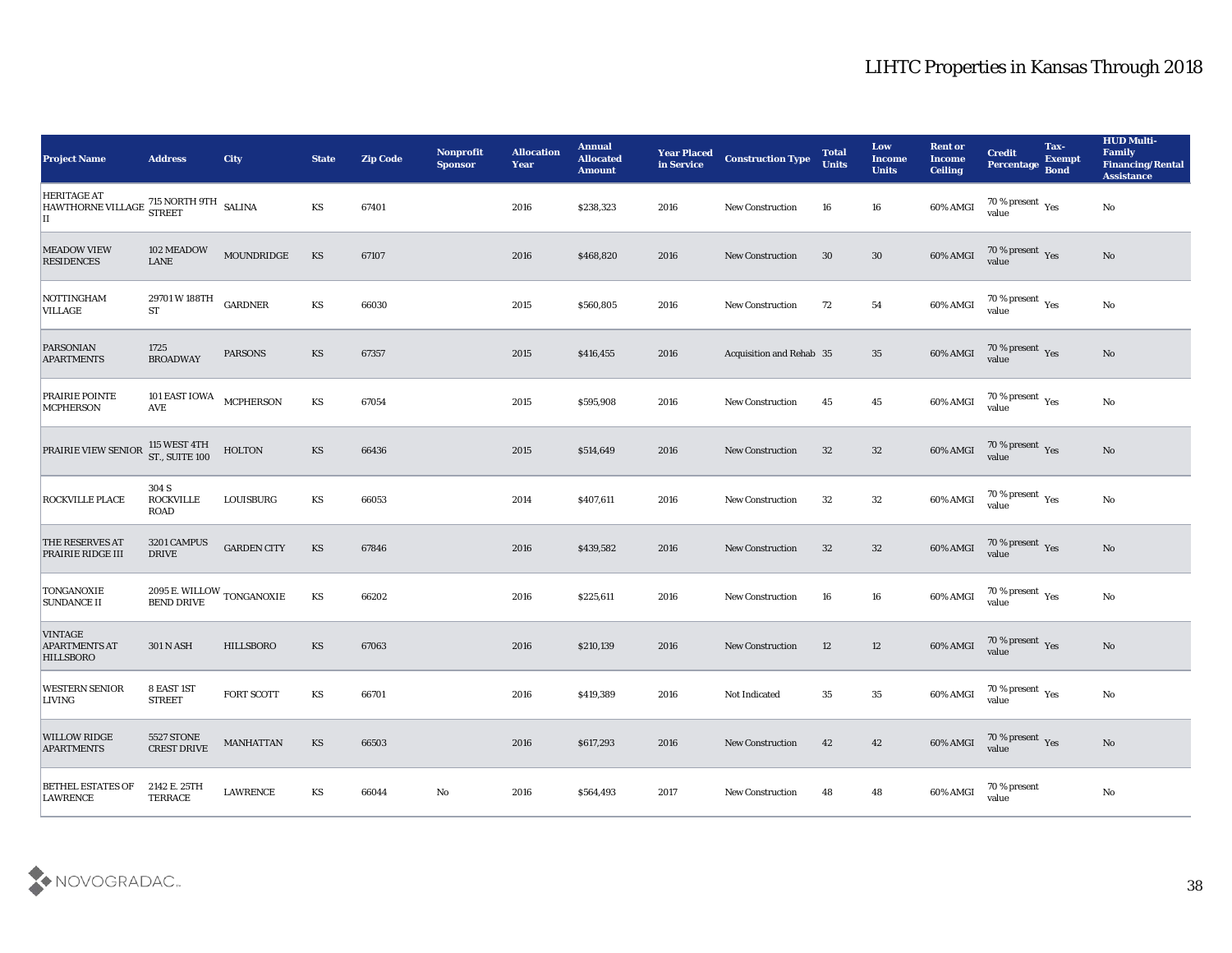# LIHTC Properties in Kansas Through 2018

| Project Name | Address | City | State | Zip Code | Nonprofit Sponsor | Allocation Year | Annual Allocated Amount | Year Placed in Service | Construction Type | Total Units | Low Income Units | Rent or Income Ceiling | Credit Percentage | Tax-Exempt Bond | HUD Multi-Family Financing/Rental Assistance |
|---|---|---|---|---|---|---|---|---|---|---|---|---|---|---|---|
| HERITAGE AT HAWTHORNE VILLAGE II | 715 NORTH 9TH STREET | SALINA | KS | 67401 | | 2016 | $238,323 | 2016 | New Construction | 16 | 16 | 60% AMGI | 70 % present value | Yes | No |
| MEADOW VIEW RESIDENCES | 102 MEADOW LANE | MOUNDRIDGE | KS | 67107 | | 2016 | $468,820 | 2016 | New Construction | 30 | 30 | 60% AMGI | 70 % present value | Yes | No |
| NOTTINGHAM VILLAGE | 29701 W 188TH ST | GARDNER | KS | 66030 | | 2015 | $560,805 | 2016 | New Construction | 72 | 54 | 60% AMGI | 70 % present value | Yes | No |
| PARSONIAN APARTMENTS | 1725 BROADWAY | PARSONS | KS | 67357 | | 2015 | $416,455 | 2016 | Acquisition and Rehab | 35 | 35 | 60% AMGI | 70 % present value | Yes | No |
| PRAIRIE POINTE MCPHERSON | 101 EAST IOWA AVE | MCPHERSON | KS | 67054 | | 2015 | $595,908 | 2016 | New Construction | 45 | 45 | 60% AMGI | 70 % present value | Yes | No |
| PRAIRIE VIEW SENIOR | 115 WEST 4TH ST., SUITE 100 | HOLTON | KS | 66436 | | 2015 | $514,649 | 2016 | New Construction | 32 | 32 | 60% AMGI | 70 % present value | Yes | No |
| ROCKVILLE PLACE | 304 S ROCKVILLE ROAD | LOUISBURG | KS | 66053 | | 2014 | $407,611 | 2016 | New Construction | 32 | 32 | 60% AMGI | 70 % present value | Yes | No |
| THE RESERVES AT PRAIRIE RIDGE III | 3201 CAMPUS DRIVE | GARDEN CITY | KS | 67846 | | 2016 | $439,582 | 2016 | New Construction | 32 | 32 | 60% AMGI | 70 % present value | Yes | No |
| TONGANOXIE SUNDANCE II | 2095 E. WILLOW BEND DRIVE | TONGANOXIE | KS | 66202 | | 2016 | $225,611 | 2016 | New Construction | 16 | 16 | 60% AMGI | 70 % present value | Yes | No |
| VINTAGE APARTMENTS AT HILLSBORO | 301 N ASH | HILLSBORO | KS | 67063 | | 2016 | $210,139 | 2016 | New Construction | 12 | 12 | 60% AMGI | 70 % present value | Yes | No |
| WESTERN SENIOR LIVING | 8 EAST 1ST STREET | FORT SCOTT | KS | 66701 | | 2016 | $419,389 | 2016 | Not Indicated | 35 | 35 | 60% AMGI | 70 % present value | Yes | No |
| WILLOW RIDGE APARTMENTS | 5527 STONE CREST DRIVE | MANHATTAN | KS | 66503 | | 2016 | $617,293 | 2016 | New Construction | 42 | 42 | 60% AMGI | 70 % present value | Yes | No |
| BETHEL ESTATES OF LAWRENCE | 2142 E. 25TH TERRACE | LAWRENCE | KS | 66044 | No | 2016 | $564,493 | 2017 | New Construction | 48 | 48 | 60% AMGI | 70 % present value | | No |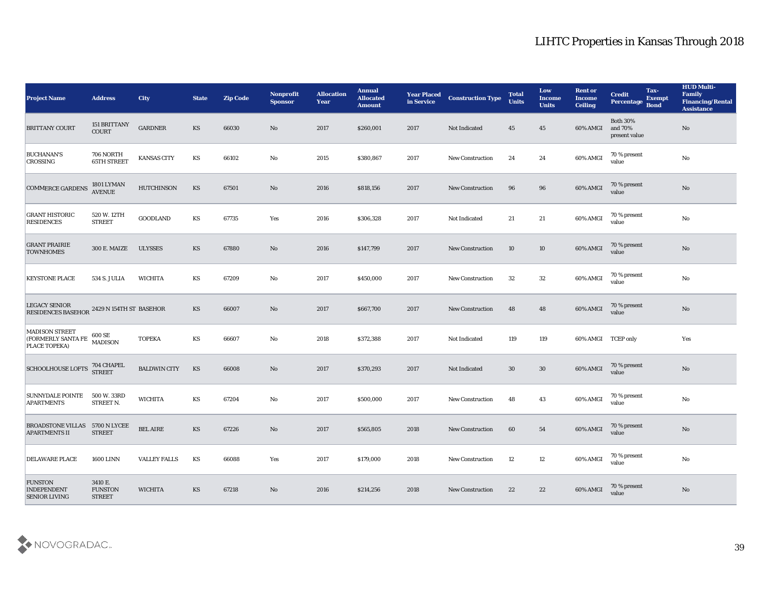# LIHTC Properties in Kansas Through 2018

| Project Name | Address | City | State | Zip Code | Nonprofit Sponsor | Allocation Year | Annual Allocated Amount | Year Placed in Service | Construction Type | Total Units | Low Income Units | Rent or Income Ceiling | Credit Percentage | Tax-Exempt Bond | HUD Multi-Family Financing/Rental Assistance |
|---|---|---|---|---|---|---|---|---|---|---|---|---|---|---|---|
| BRITTANY COURT | 151 BRITTANY COURT | GARDNER | KS | 66030 | No | 2017 | $260,001 | 2017 | Not Indicated | 45 | 45 | 60% AMGI | Both 30% and 70% present value | | No |
| BUCHANAN'S CROSSING | 706 NORTH 65TH STREET | KANSAS CITY | KS | 66102 | No | 2015 | $380,867 | 2017 | New Construction | 24 | 24 | 60% AMGI | 70 % present value | | No |
| COMMERCE GARDENS | 1801 LYMAN AVENUE | HUTCHINSON | KS | 67501 | No | 2016 | $818,156 | 2017 | New Construction | 96 | 96 | 60% AMGI | 70 % present value | | No |
| GRANT HISTORIC RESIDENCES | 520 W. 12TH STREET | GOODLAND | KS | 67735 | Yes | 2016 | $306,328 | 2017 | Not Indicated | 21 | 21 | 60% AMGI | 70 % present value | | No |
| GRANT PRAIRIE TOWNHOMES | 300 E. MAIZE | ULYSSES | KS | 67880 | No | 2016 | $147,799 | 2017 | New Construction | 10 | 10 | 60% AMGI | 70 % present value | | No |
| KEYSTONE PLACE | 534 S. JULIA | WICHITA | KS | 67209 | No | 2017 | $450,000 | 2017 | New Construction | 32 | 32 | 60% AMGI | 70 % present value | | No |
| LEGACY SENIOR RESIDENCES BASEHOR | 2429 N 154TH ST | BASEHOR | KS | 66007 | No | 2017 | $667,700 | 2017 | New Construction | 48 | 48 | 60% AMGI | 70 % present value | | No |
| MADISON STREET (FORMERLY SANTA FE PLACE TOPEKA) | 600 SE MADISON | TOPEKA | KS | 66607 | No | 2018 | $372,388 | 2017 | Not Indicated | 119 | 119 | 60% AMGI | TCEP only | | Yes |
| SCHOOLHOUSE LOFTS | 704 CHAPEL STREET | BALDWIN CITY | KS | 66008 | No | 2017 | $370,293 | 2017 | Not Indicated | 30 | 30 | 60% AMGI | 70 % present value | | No |
| SUNNYDALE POINTE APARTMENTS | 500 W. 33RD STREET N. | WICHITA | KS | 67204 | No | 2017 | $500,000 | 2017 | New Construction | 48 | 43 | 60% AMGI | 70 % present value | | No |
| BROADSTONE VILLAS APARTMENTS II | 5700 N LYCEE STREET | BEL AIRE | KS | 67226 | No | 2017 | $565,805 | 2018 | New Construction | 60 | 54 | 60% AMGI | 70 % present value | | No |
| DELAWARE PLACE | 1600 LINN | VALLEY FALLS | KS | 66088 | Yes | 2017 | $179,000 | 2018 | New Construction | 12 | 12 | 60% AMGI | 70 % present value | | No |
| FUNSTON INDEPENDENT SENIOR LIVING | 3410 E. FUNSTON STREET | WICHITA | KS | 67218 | No | 2016 | $214,256 | 2018 | New Construction | 22 | 22 | 60% AMGI | 70 % present value | | No |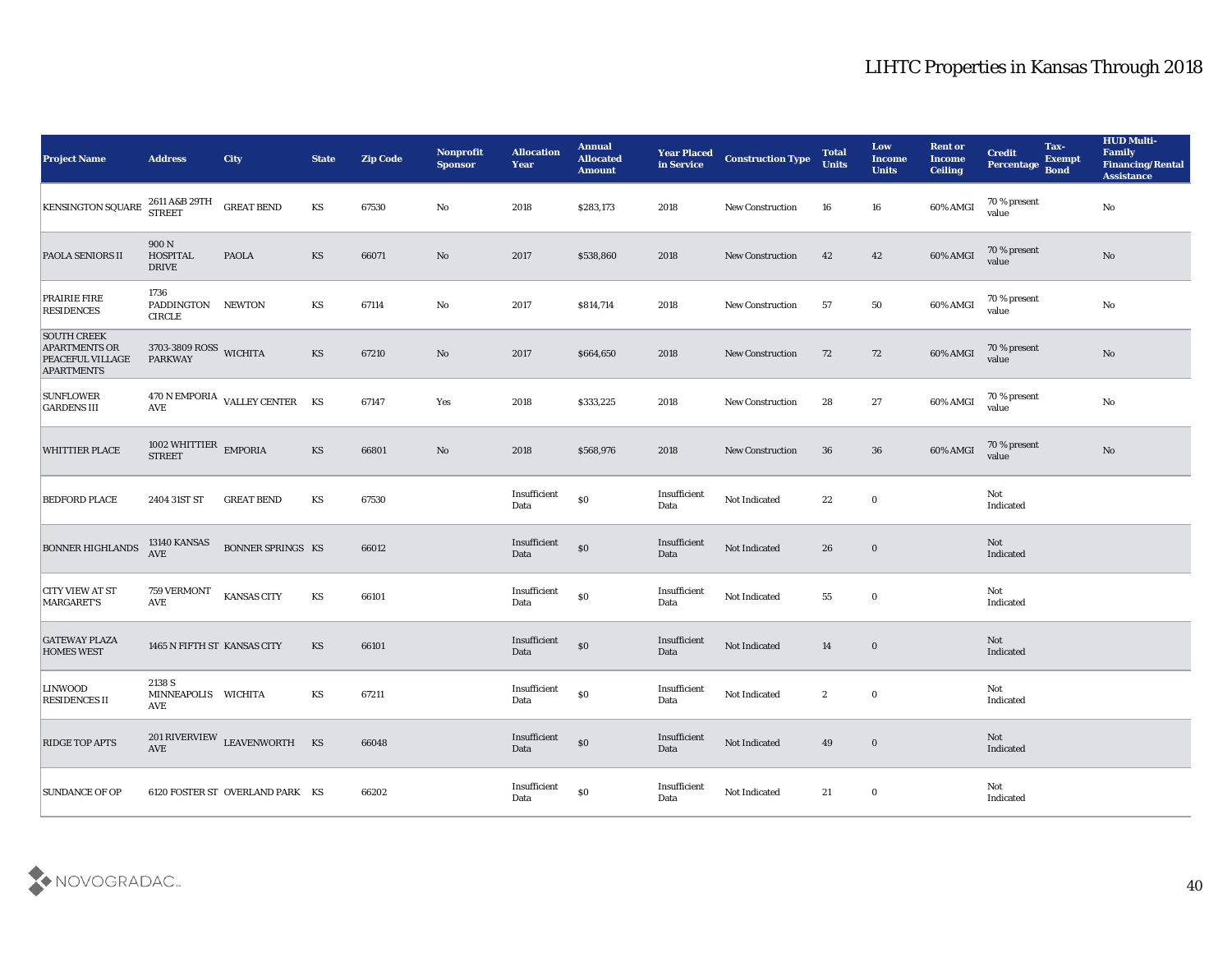# LIHTC Properties in Kansas Through 2018

| Project Name | Address | City | State | Zip Code | Nonprofit Sponsor | Allocation Year | Annual Allocated Amount | Year Placed in Service | Construction Type | Total Units | Low Income Units | Rent or Income Ceiling | Credit Percentage | Tax-Exempt Bond | HUD Multi-Family Financing/Rental Assistance |
|---|---|---|---|---|---|---|---|---|---|---|---|---|---|---|---|
| KENSINGTON SQUARE | 2611 A&B 29TH STREET | GREAT BEND | KS | 67530 | No | 2018 | $283,173 | 2018 | New Construction | 16 | 16 | 60% AMGI | 70 % present value | | No |
| PAOLA SENIORS II | 900 N HOSPITAL DRIVE | PAOLA | KS | 66071 | No | 2017 | $538,860 | 2018 | New Construction | 42 | 42 | 60% AMGI | 70 % present value | | No |
| PRAIRIE FIRE RESIDENCES | 1736 PADDINGTON CIRCLE | NEWTON | KS | 67114 | No | 2017 | $814,714 | 2018 | New Construction | 57 | 50 | 60% AMGI | 70 % present value | | No |
| SOUTH CREEK APARTMENTS OR PEACEFUL VILLAGE APARTMENTS | 3703-3809 ROSS PARKWAY | WICHITA | KS | 67210 | No | 2017 | $664,650 | 2018 | New Construction | 72 | 72 | 60% AMGI | 70 % present value | | No |
| SUNFLOWER GARDENS III | 470 N EMPORIA AVE | VALLEY CENTER | KS | 67147 | Yes | 2018 | $333,225 | 2018 | New Construction | 28 | 27 | 60% AMGI | 70 % present value | | No |
| WHITTIER PLACE | 1002 WHITTIER STREET | EMPORIA | KS | 66801 | No | 2018 | $568,976 | 2018 | New Construction | 36 | 36 | 60% AMGI | 70 % present value | | No |
| BEDFORD PLACE | 2404 31ST ST | GREAT BEND | KS | 67530 | | Insufficient Data | $0 | Insufficient Data | Not Indicated | 22 | 0 | | Not Indicated | | |
| BONNER HIGHLANDS | 13140 KANSAS AVE | BONNER SPRINGS | KS | 66012 | | Insufficient Data | $0 | Insufficient Data | Not Indicated | 26 | 0 | | Not Indicated | | |
| CITY VIEW AT ST MARGARET'S | 759 VERMONT AVE | KANSAS CITY | KS | 66101 | | Insufficient Data | $0 | Insufficient Data | Not Indicated | 55 | 0 | | Not Indicated | | |
| GATEWAY PLAZA HOMES WEST | 1465 N FIFTH ST | KANSAS CITY | KS | 66101 | | Insufficient Data | $0 | Insufficient Data | Not Indicated | 14 | 0 | | Not Indicated | | |
| LINWOOD RESIDENCES II | 2138 S MINNEAPOLIS AVE | WICHITA | KS | 67211 | | Insufficient Data | $0 | Insufficient Data | Not Indicated | 2 | 0 | | Not Indicated | | |
| RIDGE TOP APTS | 201 RIVERVIEW AVE | LEAVENWORTH | KS | 66048 | | Insufficient Data | $0 | Insufficient Data | Not Indicated | 49 | 0 | | Not Indicated | | |
| SUNDANCE OF OP | 6120 FOSTER ST | OVERLAND PARK | KS | 66202 | | Insufficient Data | $0 | Insufficient Data | Not Indicated | 21 | 0 | | Not Indicated | | |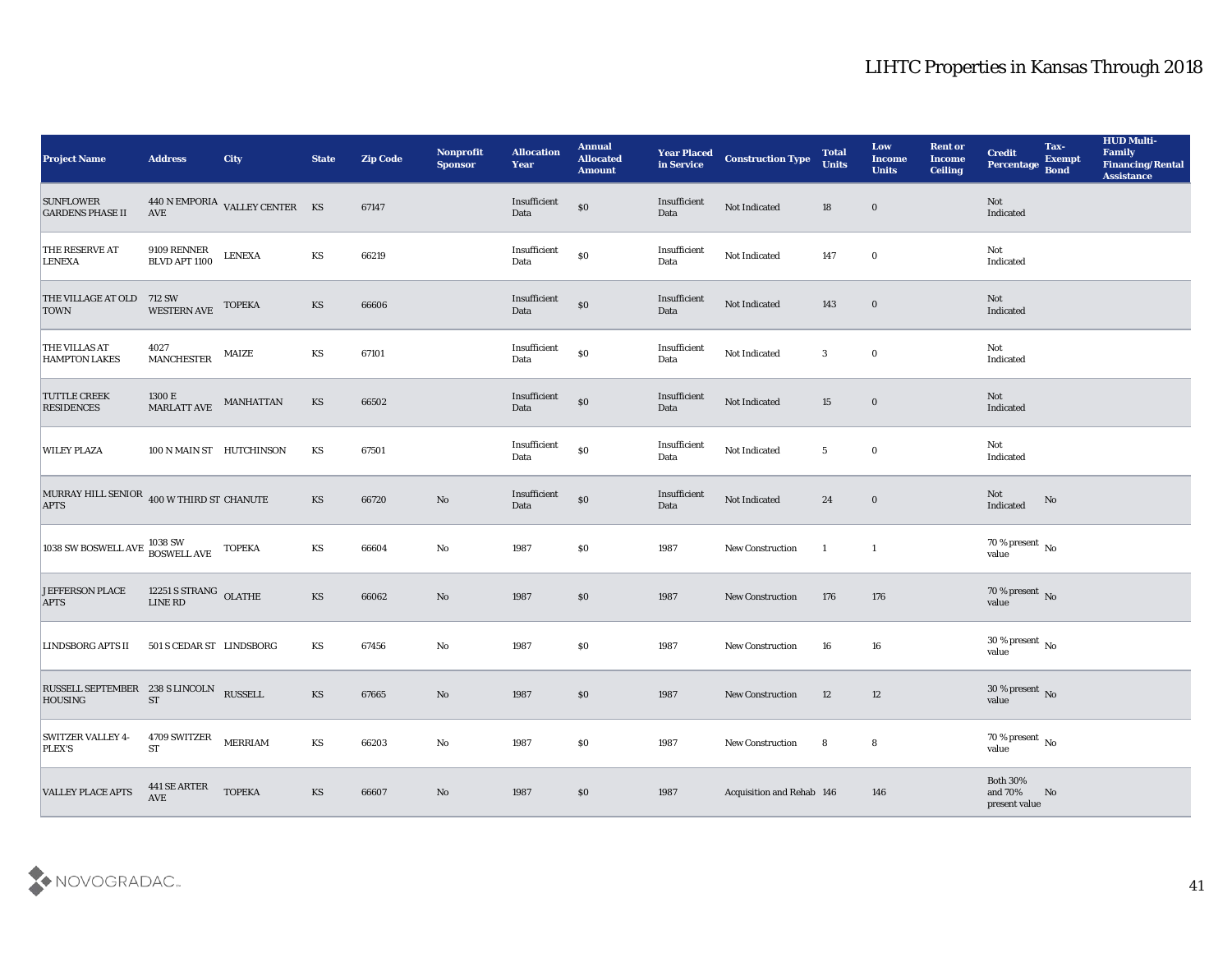# LIHTC Properties in Kansas Through 2018

| Project Name | Address | City | State | Zip Code | Nonprofit Sponsor | Allocation Year | Annual Allocated Amount | Year Placed in Service | Construction Type | Total Units | Low Income Units | Rent or Income Ceiling | Credit Percentage | Tax-Exempt Bond | HUD Multi-Family Financing/Rental Assistance |
|---|---|---|---|---|---|---|---|---|---|---|---|---|---|---|---|
| SUNFLOWER GARDENS PHASE II | 440 N EMPORIA AVE | VALLEY CENTER | KS | 67147 | | Insufficient Data | $0 | Insufficient Data | Not Indicated | 18 | 0 | | Not Indicated | | |
| THE RESERVE AT LENEXA | 9109 RENNER BLVD APT 1100 | LENEXA | KS | 66219 | | Insufficient Data | $0 | Insufficient Data | Not Indicated | 147 | 0 | | Not Indicated | | |
| THE VILLAGE AT OLD TOWN | 712 SW WESTERN AVE | TOPEKA | KS | 66606 | | Insufficient Data | $0 | Insufficient Data | Not Indicated | 143 | 0 | | Not Indicated | | |
| THE VILLAS AT HAMPTON LAKES | 4027 MANCHESTER | MAIZE | KS | 67101 | | Insufficient Data | $0 | Insufficient Data | Not Indicated | 3 | 0 | | Not Indicated | | |
| TUTTLE CREEK RESIDENCES | 1300 E MARLATT AVE | MANHATTAN | KS | 66502 | | Insufficient Data | $0 | Insufficient Data | Not Indicated | 15 | 0 | | Not Indicated | | |
| WILEY PLAZA | 100 N MAIN ST | HUTCHINSON | KS | 67501 | | Insufficient Data | $0 | Insufficient Data | Not Indicated | 5 | 0 | | Not Indicated | | |
| MURRAY HILL SENIOR APTS | 400 W THIRD ST | CHANUTE | KS | 66720 | No | Insufficient Data | $0 | Insufficient Data | Not Indicated | 24 | 0 | | Not Indicated | No | |
| 1038 SW BOSWELL AVE | 1038 SW BOSWELL AVE | TOPEKA | KS | 66604 | No | 1987 | $0 | 1987 | New Construction | 1 | 1 | | 70 % present value | No | |
| JEFFERSON PLACE APTS | 12251 S STRANG LINE RD | OLATHE | KS | 66062 | No | 1987 | $0 | 1987 | New Construction | 176 | 176 | | 70 % present value | No | |
| LINDSBORG APTS II | 501 S CEDAR ST | LINDSBORG | KS | 67456 | No | 1987 | $0 | 1987 | New Construction | 16 | 16 | | 30 % present value | No | |
| RUSSELL SEPTEMBER HOUSING | 238 S LINCOLN ST | RUSSELL | KS | 67665 | No | 1987 | $0 | 1987 | New Construction | 12 | 12 | | 30 % present value | No | |
| SWITZER VALLEY 4-PLEX'S | 4709 SWITZER ST | MERRIAM | KS | 66203 | No | 1987 | $0 | 1987 | New Construction | 8 | 8 | | 70 % present value | No | |
| VALLEY PLACE APTS | 441 SE ARTER AVE | TOPEKA | KS | 66607 | No | 1987 | $0 | 1987 | Acquisition and Rehab | 146 | 146 | | Both 30% and 70% present value | No | |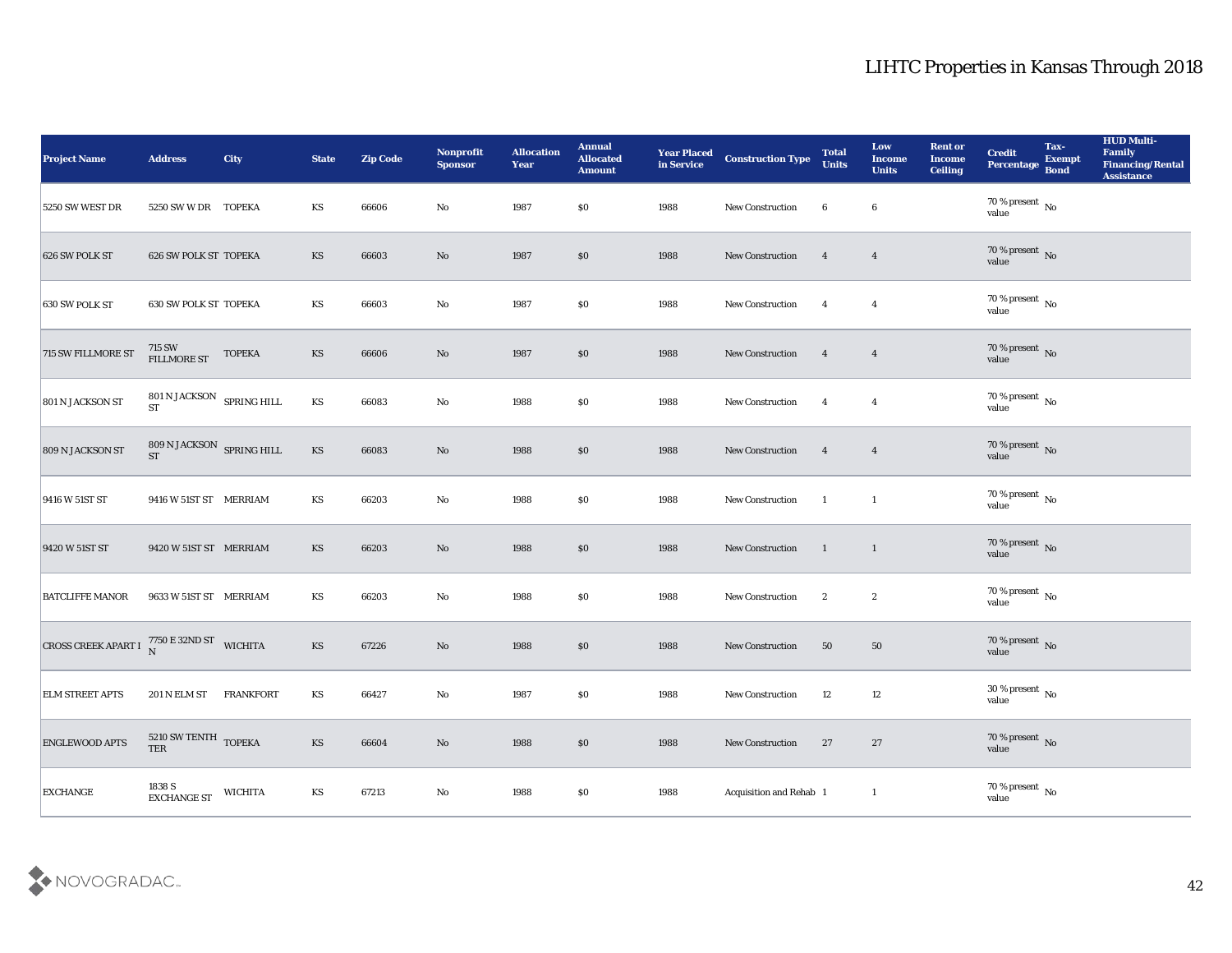# LIHTC Properties in Kansas Through 2018

| Project Name | Address | City | State | Zip Code | Nonprofit Sponsor | Allocation Year | Annual Allocated Amount | Year Placed in Service | Construction Type | Total Units | Low Income Units | Rent or Income Ceiling | Credit Percentage | Tax-Exempt Bond | HUD Multi-Family Financing/Rental Assistance |
|---|---|---|---|---|---|---|---|---|---|---|---|---|---|---|---|
| 5250 SW WEST DR | 5250 SW W DR | TOPEKA | KS | 66606 | No | 1987 | $0 | 1988 | New Construction | 6 | 6 | | 70 % present value | No | |
| 626 SW POLK ST | 626 SW POLK ST | TOPEKA | KS | 66603 | No | 1987 | $0 | 1988 | New Construction | 4 | 4 | | 70 % present value | No | |
| 630 SW POLK ST | 630 SW POLK ST | TOPEKA | KS | 66603 | No | 1987 | $0 | 1988 | New Construction | 4 | 4 | | 70 % present value | No | |
| 715 SW FILLMORE ST | 715 SW FILLMORE ST | TOPEKA | KS | 66606 | No | 1987 | $0 | 1988 | New Construction | 4 | 4 | | 70 % present value | No | |
| 801 N JACKSON ST | 801 N JACKSON ST | SPRING HILL | KS | 66083 | No | 1988 | $0 | 1988 | New Construction | 4 | 4 | | 70 % present value | No | |
| 809 N JACKSON ST | 809 N JACKSON ST | SPRING HILL | KS | 66083 | No | 1988 | $0 | 1988 | New Construction | 4 | 4 | | 70 % present value | No | |
| 9416 W 51ST ST | 9416 W 51ST ST | MERRIAM | KS | 66203 | No | 1988 | $0 | 1988 | New Construction | 1 | 1 | | 70 % present value | No | |
| 9420 W 51ST ST | 9420 W 51ST ST | MERRIAM | KS | 66203 | No | 1988 | $0 | 1988 | New Construction | 1 | 1 | | 70 % present value | No | |
| BATCLIFFE MANOR | 9633 W 51ST ST | MERRIAM | KS | 66203 | No | 1988 | $0 | 1988 | New Construction | 2 | 2 | | 70 % present value | No | |
| CROSS CREEK APART I | 7750 E 32ND ST N | WICHITA | KS | 67226 | No | 1988 | $0 | 1988 | New Construction | 50 | 50 | | 70 % present value | No | |
| ELM STREET APTS | 201 N ELM ST | FRANKFORT | KS | 66427 | No | 1987 | $0 | 1988 | New Construction | 12 | 12 | | 30 % present value | No | |
| ENGLEWOOD APTS | 5210 SW TENTH TER | TOPEKA | KS | 66604 | No | 1988 | $0 | 1988 | New Construction | 27 | 27 | | 70 % present value | No | |
| EXCHANGE | 1838 S EXCHANGE ST | WICHITA | KS | 67213 | No | 1988 | $0 | 1988 | Acquisition and Rehab | 1 | 1 | | 70 % present value | No | |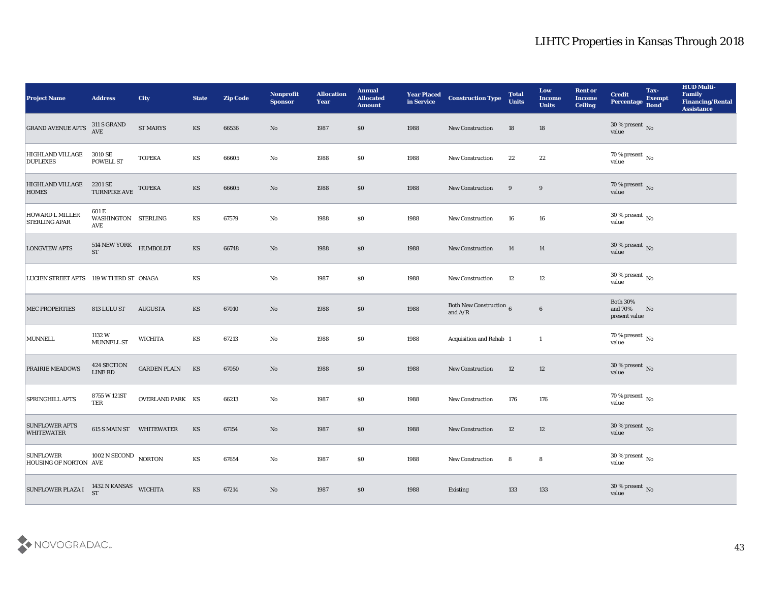# LIHTC Properties in Kansas Through 2018

| Project Name | Address | City | State | Zip Code | Nonprofit Sponsor | Allocation Year | Annual Allocated Amount | Year Placed in Service | Construction Type | Total Units | Low Income Units | Rent or Income Ceiling | Credit Percentage | Tax-Exempt Bond | HUD Multi-Family Financing/Rental Assistance |
|---|---|---|---|---|---|---|---|---|---|---|---|---|---|---|---|
| GRAND AVENUE APTS | 311 S GRAND AVE | ST MARYS | KS | 66536 | No | 1987 | $0 | 1988 | New Construction | 18 | 18 | | 30 % present value | No | |
| HIGHLAND VILLAGE DUPLEXES | 3010 SE POWELL ST | TOPEKA | KS | 66605 | No | 1988 | $0 | 1988 | New Construction | 22 | 22 | | 70 % present value | No | |
| HIGHLAND VILLAGE HOMES | 2201 SE TURNPIKE AVE | TOPEKA | KS | 66605 | No | 1988 | $0 | 1988 | New Construction | 9 | 9 | | 70 % present value | No | |
| HOWARD L MILLER STERLING APAR | 601 E WASHINGTON AVE | STERLING | KS | 67579 | No | 1988 | $0 | 1988 | New Construction | 16 | 16 | | 30 % present value | No | |
| LONGVIEW APTS | 514 NEW YORK ST | HUMBOLDT | KS | 66748 | No | 1988 | $0 | 1988 | New Construction | 14 | 14 | | 30 % present value | No | |
| LUCIEN STREET APTS | 119 W THIRD ST | ONAGA | KS | | No | 1987 | $0 | 1988 | New Construction | 12 | 12 | | 30 % present value | No | |
| MEC PROPERTIES | 813 LULU ST | AUGUSTA | KS | 67010 | No | 1988 | $0 | 1988 | Both New Construction and A/R | 6 | 6 | | Both 30% and 70% present value | No | |
| MUNNELL | 1132 W MUNNELL ST | WICHITA | KS | 67213 | No | 1988 | $0 | 1988 | Acquisition and Rehab | 1 | 1 | | 70 % present value | No | |
| PRAIRIE MEADOWS | 424 SECTION LINE RD | GARDEN PLAIN | KS | 67050 | No | 1988 | $0 | 1988 | New Construction | 12 | 12 | | 30 % present value | No | |
| SPRINGHILL APTS | 8755 W 121ST TER | OVERLAND PARK | KS | 66213 | No | 1987 | $0 | 1988 | New Construction | 176 | 176 | | 70 % present value | No | |
| SUNFLOWER APTS WHITEWATER | 615 S MAIN ST | WHITEWATER | KS | 67154 | No | 1987 | $0 | 1988 | New Construction | 12 | 12 | | 30 % present value | No | |
| SUNFLOWER HOUSING OF NORTON | 1002 N SECOND AVE | NORTON | KS | 67654 | No | 1987 | $0 | 1988 | New Construction | 8 | 8 | | 30 % present value | No | |
| SUNFLOWER PLAZA I | 1432 N KANSAS ST | WICHITA | KS | 67214 | No | 1987 | $0 | 1988 | Existing | 133 | 133 | | 30 % present value | No | |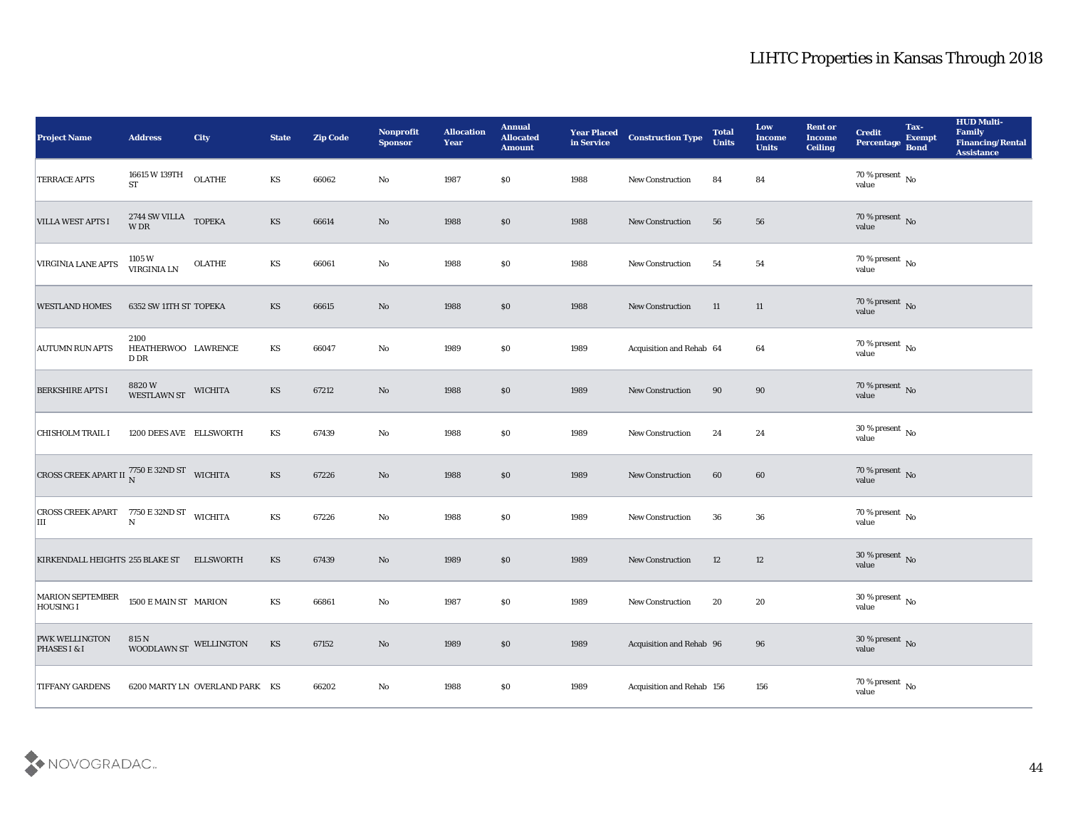# LIHTC Properties in Kansas Through 2018

| Project Name | Address | City | State | Zip Code | Nonprofit Sponsor | Allocation Year | Annual Allocated Amount | Year Placed in Service | Construction Type | Total Units | Low Income Units | Rent or Income Ceiling | Credit Percentage | Tax-Exempt Bond | HUD Multi-Family Financing/Rental Assistance |
|---|---|---|---|---|---|---|---|---|---|---|---|---|---|---|---|
| TERRACE APTS | 16615 W 139TH ST | OLATHE | KS | 66062 | No | 1987 | $0 | 1988 | New Construction | 84 | 84 | | 70 % present value | No | |
| VILLA WEST APTS I | 2744 SW VILLA W DR | TOPEKA | KS | 66614 | No | 1988 | $0 | 1988 | New Construction | 56 | 56 | | 70 % present value | No | |
| VIRGINIA LANE APTS | 1105 W VIRGINIA LN | OLATHE | KS | 66061 | No | 1988 | $0 | 1988 | New Construction | 54 | 54 | | 70 % present value | No | |
| WESTLAND HOMES | 6352 SW 11TH ST | TOPEKA | KS | 66615 | No | 1988 | $0 | 1988 | New Construction | 11 | 11 | | 70 % present value | No | |
| AUTUMN RUN APTS | 2100 HEATHERWOOD DR | LAWRENCE | KS | 66047 | No | 1989 | $0 | 1989 | Acquisition and Rehab | 64 | 64 | | 70 % present value | No | |
| BERKSHIRE APTS I | 8820 W WESTLAWN ST | WICHITA | KS | 67212 | No | 1988 | $0 | 1989 | New Construction | 90 | 90 | | 70 % present value | No | |
| CHISHOLM TRAIL I | 1200 DEES AVE | ELLSWORTH | KS | 67439 | No | 1988 | $0 | 1989 | New Construction | 24 | 24 | | 30 % present value | No | |
| CROSS CREEK APART II | 7750 E 32ND ST N | WICHITA | KS | 67226 | No | 1988 | $0 | 1989 | New Construction | 60 | 60 | | 70 % present value | No | |
| CROSS CREEK APART III | 7750 E 32ND ST N | WICHITA | KS | 67226 | No | 1988 | $0 | 1989 | New Construction | 36 | 36 | | 70 % present value | No | |
| KIRKENDALL HEIGHTS | 255 BLAKE ST | ELLSWORTH | KS | 67439 | No | 1989 | $0 | 1989 | New Construction | 12 | 12 | | 30 % present value | No | |
| MARION SEPTEMBER HOUSING I | 1500 E MAIN ST | MARION | KS | 66861 | No | 1987 | $0 | 1989 | New Construction | 20 | 20 | | 30 % present value | No | |
| PWK WELLINGTON PHASES I & I | 815 N WOODLAWN ST | WELLINGTON | KS | 67152 | No | 1989 | $0 | 1989 | Acquisition and Rehab | 96 | 96 | | 30 % present value | No | |
| TIFFANY GARDENS | 6200 MARTY LN | OVERLAND PARK | KS | 66202 | No | 1988 | $0 | 1989 | Acquisition and Rehab | 156 | 156 | | 70 % present value | No | |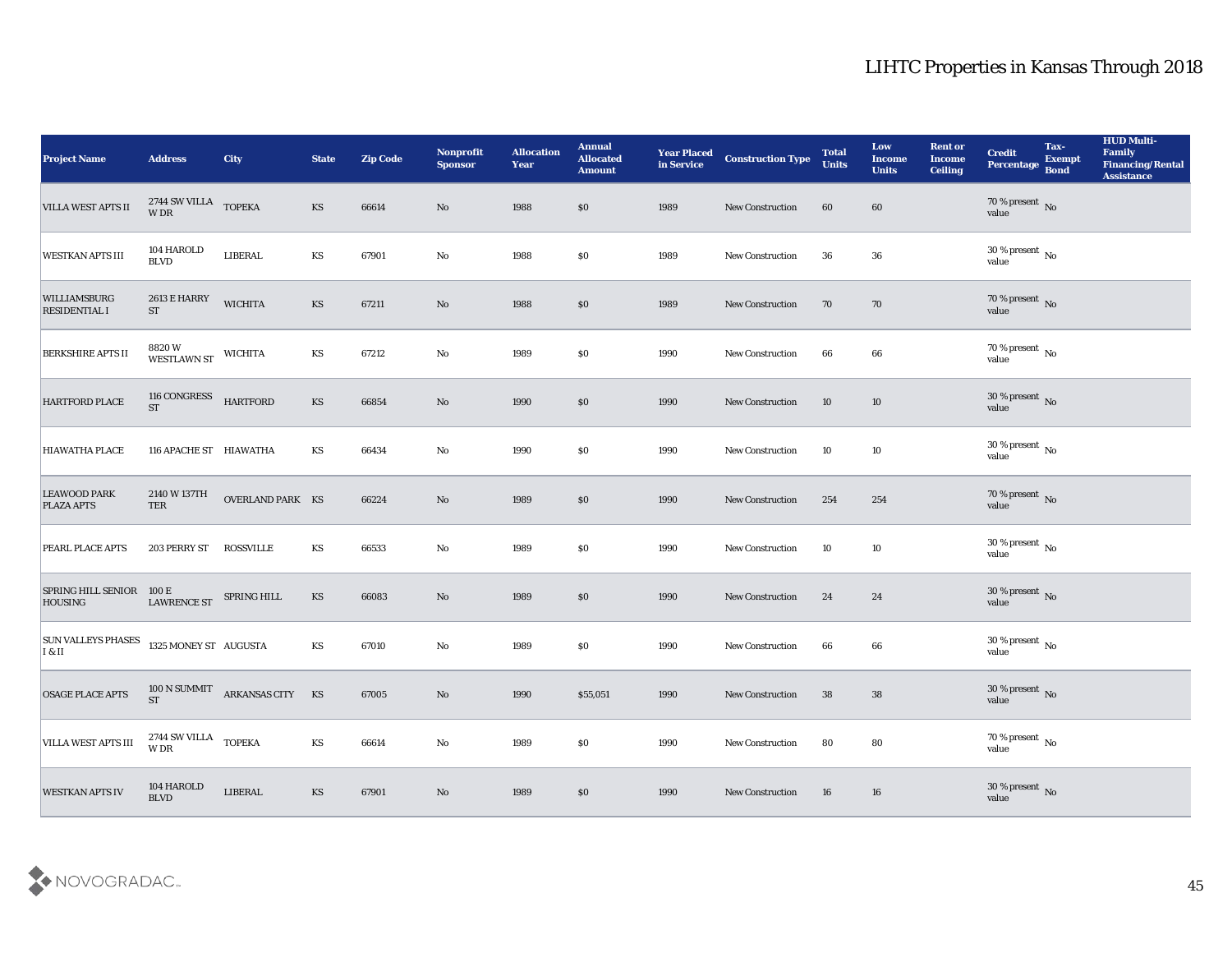# LIHTC Properties in Kansas Through 2018

| Project Name | Address | City | State | Zip Code | Nonprofit Sponsor | Allocation Year | Annual Allocated Amount | Year Placed in Service | Construction Type | Total Units | Low Income Units | Rent or Income Ceiling | Credit Percentage | Tax-Exempt Bond | HUD Multi-Family Financing/Rental Assistance |
|---|---|---|---|---|---|---|---|---|---|---|---|---|---|---|---|
| VILLA WEST APTS II | 2744 SW VILLA W DR | TOPEKA | KS | 66614 | No | 1988 | $0 | 1989 | New Construction | 60 | 60 | | 70 % present value | No | |
| WESTKAN APTS III | 104 HAROLD BLVD | LIBERAL | KS | 67901 | No | 1988 | $0 | 1989 | New Construction | 36 | 36 | | 30 % present value | No | |
| WILLIAMSBURG RESIDENTIAL I | 2613 E HARRY ST | WICHITA | KS | 67211 | No | 1988 | $0 | 1989 | New Construction | 70 | 70 | | 70 % present value | No | |
| BERKSHIRE APTS II | 8820 W WESTLAWN ST | WICHITA | KS | 67212 | No | 1989 | $0 | 1990 | New Construction | 66 | 66 | | 70 % present value | No | |
| HARTFORD PLACE | 116 CONGRESS ST | HARTFORD | KS | 66854 | No | 1990 | $0 | 1990 | New Construction | 10 | 10 | | 30 % present value | No | |
| HIAWATHA PLACE | 116 APACHE ST | HIAWATHA | KS | 66434 | No | 1990 | $0 | 1990 | New Construction | 10 | 10 | | 30 % present value | No | |
| LEAWOOD PARK PLAZA APTS | 2140 W 137TH TER | OVERLAND PARK | KS | 66224 | No | 1989 | $0 | 1990 | New Construction | 254 | 254 | | 70 % present value | No | |
| PEARL PLACE APTS | 203 PERRY ST | ROSSVILLE | KS | 66533 | No | 1989 | $0 | 1990 | New Construction | 10 | 10 | | 30 % present value | No | |
| SPRING HILL SENIOR HOUSING | 100 E LAWRENCE ST | SPRING HILL | KS | 66083 | No | 1989 | $0 | 1990 | New Construction | 24 | 24 | | 30 % present value | No | |
| SUN VALLEYS PHASES I & II | 1325 MONEY ST | AUGUSTA | KS | 67010 | No | 1989 | $0 | 1990 | New Construction | 66 | 66 | | 30 % present value | No | |
| OSAGE PLACE APTS | 100 N SUMMIT ST | ARKANSAS CITY | KS | 67005 | No | 1990 | $55,051 | 1990 | New Construction | 38 | 38 | | 30 % present value | No | |
| VILLA WEST APTS III | 2744 SW VILLA W DR | TOPEKA | KS | 66614 | No | 1989 | $0 | 1990 | New Construction | 80 | 80 | | 70 % present value | No | |
| WESTKAN APTS IV | 104 HAROLD BLVD | LIBERAL | KS | 67901 | No | 1989 | $0 | 1990 | New Construction | 16 | 16 | | 30 % present value | No | |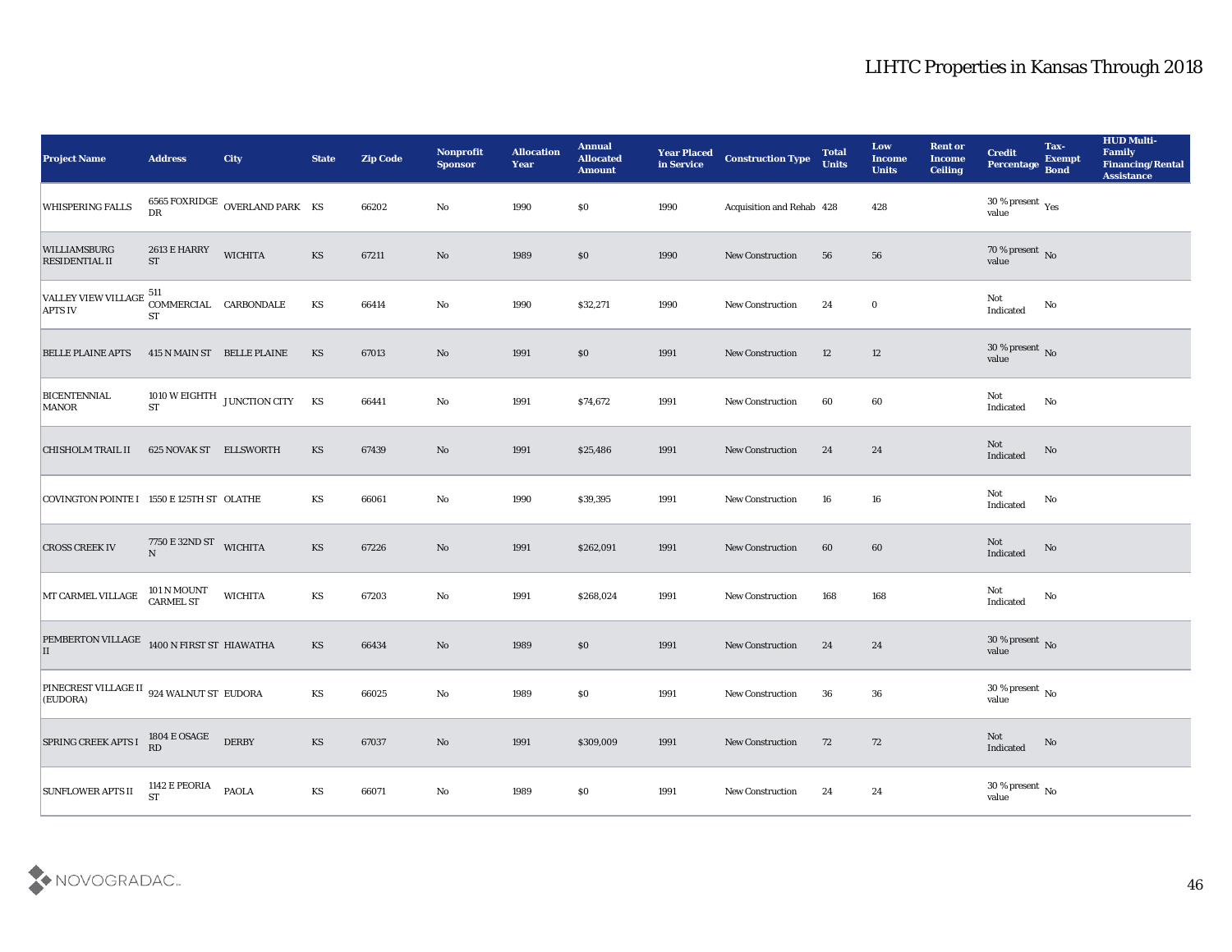# LIHTC Properties in Kansas Through 2018

| Project Name | Address | City | State | Zip Code | Nonprofit Sponsor | Allocation Year | Annual Allocated Amount | Year Placed in Service | Construction Type | Total Units | Low Income Units | Rent or Income Ceiling | Credit Percentage | Tax-Exempt Bond | HUD Multi-Family Financing/Rental Assistance |
|---|---|---|---|---|---|---|---|---|---|---|---|---|---|---|---|
| WHISPERING FALLS | 6565 FOXRIDGE DR | OVERLAND PARK | KS | 66202 | No | 1990 | $0 | 1990 | Acquisition and Rehab | 428 | 428 | | 30 % present value | Yes | |
| WILLIAMSBURG RESIDENTIAL II | 2613 E HARRY ST | WICHITA | KS | 67211 | No | 1989 | $0 | 1990 | New Construction | 56 | 56 | | 70 % present value | No | |
| VALLEY VIEW VILLAGE APTS IV | 511 COMMERCIAL ST | CARBONDALE | KS | 66414 | No | 1990 | $32,271 | 1990 | New Construction | 24 | 0 | | Not Indicated | No | |
| BELLE PLAINE APTS | 415 N MAIN ST | BELLE PLAINE | KS | 67013 | No | 1991 | $0 | 1991 | New Construction | 12 | 12 | | 30 % present value | No | |
| BICENTENNIAL MANOR | 1010 W EIGHTH ST | JUNCTION CITY | KS | 66441 | No | 1991 | $74,672 | 1991 | New Construction | 60 | 60 | | Not Indicated | No | |
| CHISHOLM TRAIL II | 625 NOVAK ST | ELLSWORTH | KS | 67439 | No | 1991 | $25,486 | 1991 | New Construction | 24 | 24 | | Not Indicated | No | |
| COVINGTON POINTE I | 1550 E 125TH ST | OLATHE | KS | 66061 | No | 1990 | $39,395 | 1991 | New Construction | 16 | 16 | | Not Indicated | No | |
| CROSS CREEK IV | 7750 E 32ND ST N | WICHITA | KS | 67226 | No | 1991 | $262,091 | 1991 | New Construction | 60 | 60 | | Not Indicated | No | |
| MT CARMEL VILLAGE | 101 N MOUNT CARMEL ST | WICHITA | KS | 67203 | No | 1991 | $268,024 | 1991 | New Construction | 168 | 168 | | Not Indicated | No | |
| PEMBERTON VILLAGE II | 1400 N FIRST ST | HIAWATHA | KS | 66434 | No | 1989 | $0 | 1991 | New Construction | 24 | 24 | | 30 % present value | No | |
| PINECREST VILLAGE II (EUDORA) | 924 WALNUT ST | EUDORA | KS | 66025 | No | 1989 | $0 | 1991 | New Construction | 36 | 36 | | 30 % present value | No | |
| SPRING CREEK APTS I | 1804 E OSAGE RD | DERBY | KS | 67037 | No | 1991 | $309,009 | 1991 | New Construction | 72 | 72 | | Not Indicated | No | |
| SUNFLOWER APTS II | 1142 E PEORIA ST | PAOLA | KS | 66071 | No | 1989 | $0 | 1991 | New Construction | 24 | 24 | | 30 % present value | No | |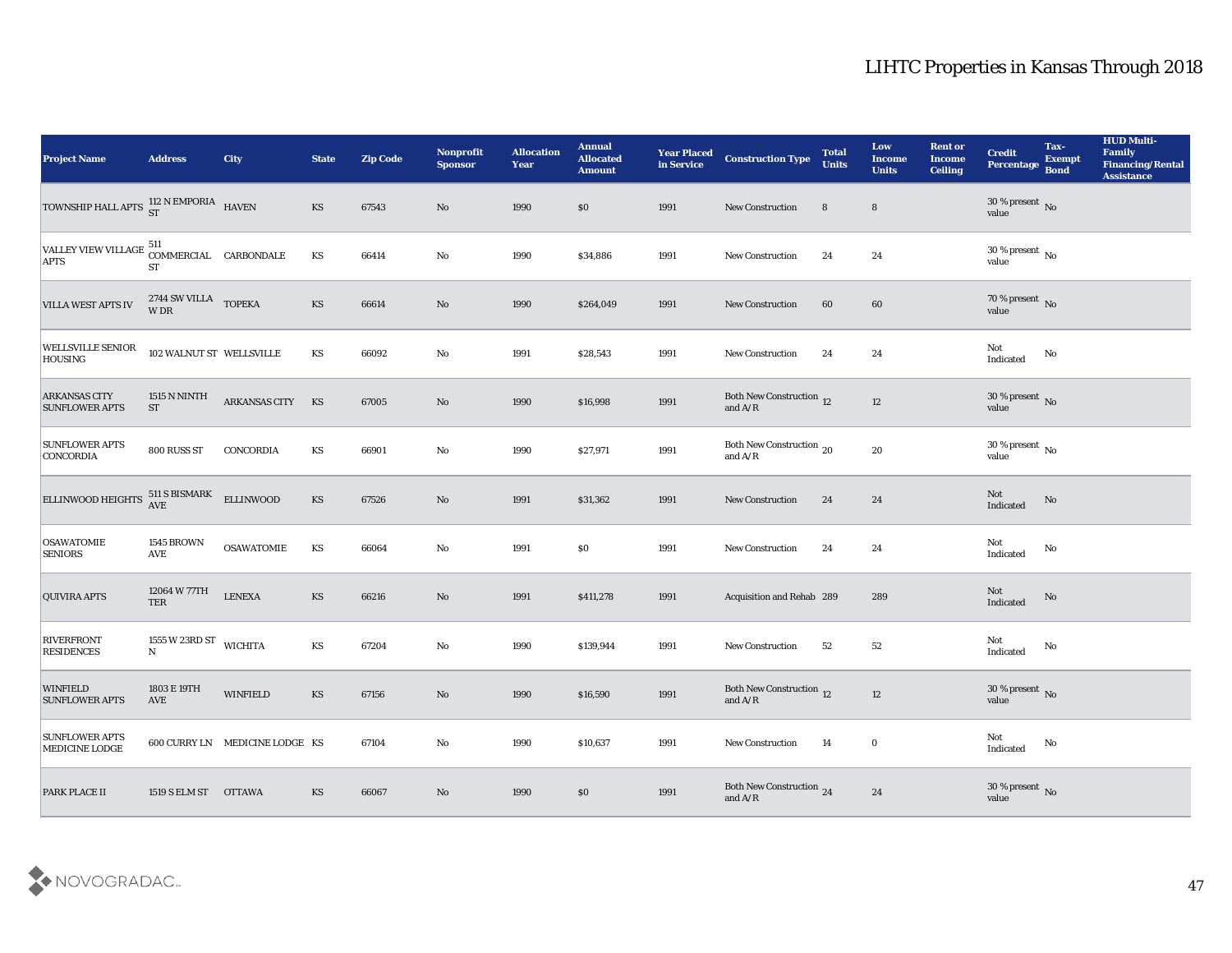# LIHTC Properties in Kansas Through 2018

| Project Name | Address | City | State | Zip Code | Nonprofit Sponsor | Allocation Year | Annual Allocated Amount | Year Placed in Service | Construction Type | Total Units | Low Income Units | Rent or Income Ceiling | Credit Percentage | Tax-Exempt Bond | HUD Multi-Family Financing/Rental Assistance |
|---|---|---|---|---|---|---|---|---|---|---|---|---|---|---|---|
| TOWNSHIP HALL APTS | 112 N EMPORIA ST | HAVEN | KS | 67543 | No | 1990 | $0 | 1991 | New Construction | 8 | 8 | | 30 % present value | No | |
| VALLEY VIEW VILLAGE APTS | 511 COMMERCIAL ST | CARBONDALE | KS | 66414 | No | 1990 | $34,886 | 1991 | New Construction | 24 | 24 | | 30 % present value | No | |
| VILLA WEST APTS IV | 2744 SW VILLA W DR | TOPEKA | KS | 66614 | No | 1990 | $264,049 | 1991 | New Construction | 60 | 60 | | 70 % present value | No | |
| WELLSVILLE SENIOR HOUSING | 102 WALNUT ST | WELLSVILLE | KS | 66092 | No | 1991 | $28,543 | 1991 | New Construction | 24 | 24 | | Not Indicated | No | |
| ARKANSAS CITY SUNFLOWER APTS | 1515 N NINTH ST | ARKANSAS CITY | KS | 67005 | No | 1990 | $16,998 | 1991 | Both New Construction and A/R | 12 | 12 | | 30 % present value | No | |
| SUNFLOWER APTS CONCORDIA | 800 RUSS ST | CONCORDIA | KS | 66901 | No | 1990 | $27,971 | 1991 | Both New Construction and A/R | 20 | 20 | | 30 % present value | No | |
| ELLINWOOD HEIGHTS | 511 S BISMARK AVE | ELLINWOOD | KS | 67526 | No | 1991 | $31,362 | 1991 | New Construction | 24 | 24 | | Not Indicated | No | |
| OSAWATOMIE SENIORS | 1545 BROWN AVE | OSAWATOMIE | KS | 66064 | No | 1991 | $0 | 1991 | New Construction | 24 | 24 | | Not Indicated | No | |
| QUIVIRA APTS | 12064 W 77TH TER | LENEXA | KS | 66216 | No | 1991 | $411,278 | 1991 | Acquisition and Rehab | 289 | 289 | | Not Indicated | No | |
| RIVERFRONT RESIDENCES | 1555 W 23RD ST N | WICHITA | KS | 67204 | No | 1990 | $139,944 | 1991 | New Construction | 52 | 52 | | Not Indicated | No | |
| WINFIELD SUNFLOWER APTS | 1803 E 19TH AVE | WINFIELD | KS | 67156 | No | 1990 | $16,590 | 1991 | Both New Construction and A/R | 12 | 12 | | 30 % present value | No | |
| SUNFLOWER APTS MEDICINE LODGE | 600 CURRY LN | MEDICINE LODGE | KS | 67104 | No | 1990 | $10,637 | 1991 | New Construction | 14 | 0 | | Not Indicated | No | |
| PARK PLACE II | 1519 S ELM ST | OTTAWA | KS | 66067 | No | 1990 | $0 | 1991 | Both New Construction and A/R | 24 | 24 | | 30 % present value | No | |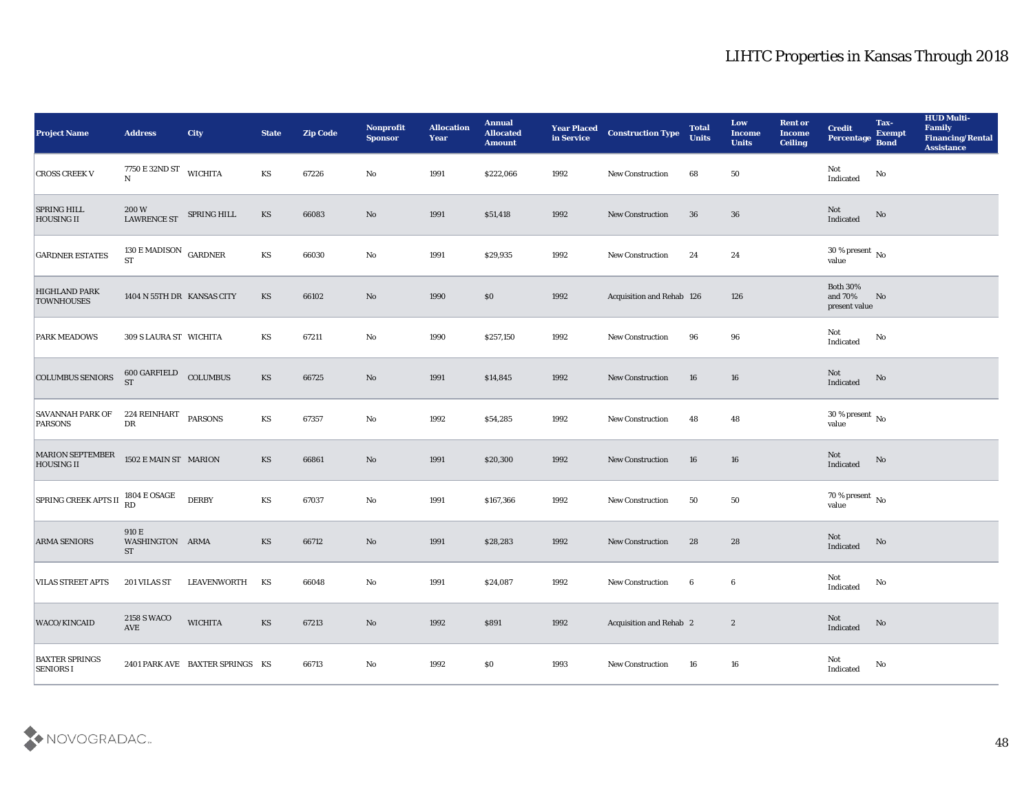# LIHTC Properties in Kansas Through 2018

| Project Name | Address | City | State | Zip Code | Nonprofit Sponsor | Allocation Year | Annual Allocated Amount | Year Placed in Service | Construction Type | Total Units | Low Income Units | Rent or Income Ceiling | Credit Percentage | Tax-Exempt Bond | HUD Multi-Family Financing/Rental Assistance |
|---|---|---|---|---|---|---|---|---|---|---|---|---|---|---|---|
| CROSS CREEK V | 7750 E 32ND ST N | WICHITA | KS | 67226 | No | 1991 | $222,066 | 1992 | New Construction | 68 | 50 | | Not Indicated | No | |
| SPRING HILL HOUSING II | 200 W LAWRENCE ST | SPRING HILL | KS | 66083 | No | 1991 | $51,418 | 1992 | New Construction | 36 | 36 | | Not Indicated | No | |
| GARDNER ESTATES | 130 E MADISON ST | GARDNER | KS | 66030 | No | 1991 | $29,935 | 1992 | New Construction | 24 | 24 | | 30 % present value | No | |
| HIGHLAND PARK TOWNHOUSES | 1404 N 55TH DR | KANSAS CITY | KS | 66102 | No | 1990 | $0 | 1992 | Acquisition and Rehab | 126 | 126 | | Both 30% and 70% present value | No | |
| PARK MEADOWS | 309 S LAURA ST | WICHITA | KS | 67211 | No | 1990 | $257,150 | 1992 | New Construction | 96 | 96 | | Not Indicated | No | |
| COLUMBUS SENIORS | 600 GARFIELD ST | COLUMBUS | KS | 66725 | No | 1991 | $14,845 | 1992 | New Construction | 16 | 16 | | Not Indicated | No | |
| SAVANNAH PARK OF PARSONS | 224 REINHART DR | PARSONS | KS | 67357 | No | 1992 | $54,285 | 1992 | New Construction | 48 | 48 | | 30 % present value | No | |
| MARION SEPTEMBER HOUSING II | 1502 E MAIN ST | MARION | KS | 66861 | No | 1991 | $20,300 | 1992 | New Construction | 16 | 16 | | Not Indicated | No | |
| SPRING CREEK APTS II | 1804 E OSAGE RD | DERBY | KS | 67037 | No | 1991 | $167,366 | 1992 | New Construction | 50 | 50 | | 70 % present value | No | |
| ARMA SENIORS | 910 E WASHINGTON ST | ARMA | KS | 66712 | No | 1991 | $28,283 | 1992 | New Construction | 28 | 28 | | Not Indicated | No | |
| VILAS STREET APTS | 201 VILAS ST | LEAVENWORTH | KS | 66048 | No | 1991 | $24,087 | 1992 | New Construction | 6 | 6 | | Not Indicated | No | |
| WACO/KINCAID | 2158 S WACO AVE | WICHITA | KS | 67213 | No | 1992 | $891 | 1992 | Acquisition and Rehab | 2 | 2 | | Not Indicated | No | |
| BAXTER SPRINGS SENIORS I | 2401 PARK AVE | BAXTER SPRINGS | KS | 66713 | No | 1992 | $0 | 1993 | New Construction | 16 | 16 | | Not Indicated | No | |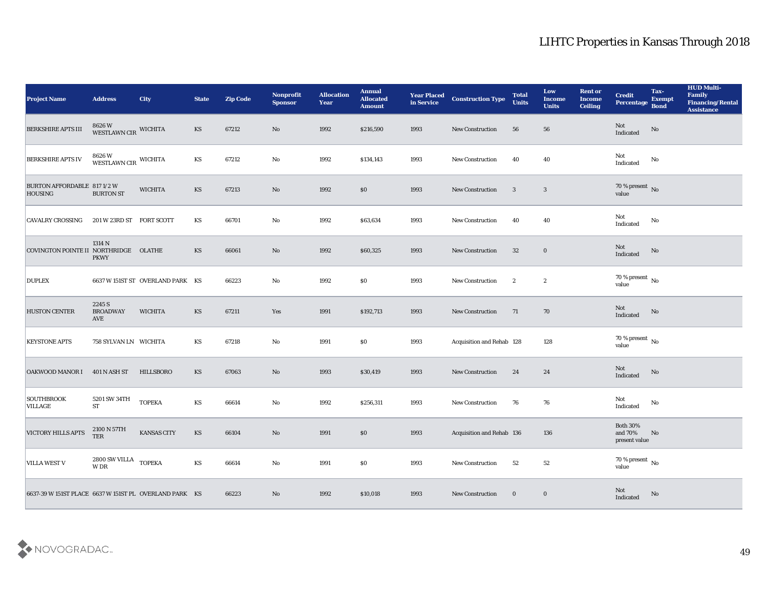| Project Name | Address | City | State | Zip Code | Nonprofit Sponsor | Allocation Year | Annual Allocated Amount | Year Placed in Service | Construction Type | Total Units | Low Income Units | Rent or Income Ceiling | Credit Percentage | Tax-Exempt Bond | HUD Multi-Family Financing/Rental Assistance |
|---|---|---|---|---|---|---|---|---|---|---|---|---|---|---|---|
| BERKSHIRE APTS III | 8626 W WESTLAWN CIR | WICHITA | KS | 67212 | No | 1992 | $216,590 | 1993 | New Construction | 56 | 56 | | Not Indicated | No | |
| BERKSHIRE APTS IV | 8626 W WESTLAWN CIR | WICHITA | KS | 67212 | No | 1992 | $134,143 | 1993 | New Construction | 40 | 40 | | Not Indicated | No | |
| BURTON AFFORDABLE HOUSING | 817 1/2 W BURTON ST | WICHITA | KS | 67213 | No | 1992 | $0 | 1993 | New Construction | 3 | 3 | | 70 % present value | No | |
| CAVALRY CROSSING | 201 W 23RD ST | FORT SCOTT | KS | 66701 | No | 1992 | $63,634 | 1993 | New Construction | 40 | 40 | | Not Indicated | No | |
| COVINGTON POINTE II | 1314 N NORTHRIDGE PKWY | OLATHE | KS | 66061 | No | 1992 | $60,325 | 1993 | New Construction | 32 | 0 | | Not Indicated | No | |
| DUPLEX | 6637 W 151ST ST | OVERLAND PARK | KS | 66223 | No | 1992 | $0 | 1993 | New Construction | 2 | 2 | | 70 % present value | No | |
| HUSTON CENTER | 2245 S BROADWAY AVE | WICHITA | KS | 67211 | Yes | 1991 | $192,713 | 1993 | New Construction | 71 | 70 | | Not Indicated | No | |
| KEYSTONE APTS | 758 SYLVAN LN | WICHITA | KS | 67218 | No | 1991 | $0 | 1993 | Acquisition and Rehab | 128 | 128 | | 70 % present value | No | |
| OAKWOOD MANOR I | 401 N ASH ST | HILLSBORO | KS | 67063 | No | 1993 | $30,419 | 1993 | New Construction | 24 | 24 | | Not Indicated | No | |
| SOUTHBROOK VILLAGE | 5201 SW 34TH ST | TOPEKA | KS | 66614 | No | 1992 | $256,311 | 1993 | New Construction | 76 | 76 | | Not Indicated | No | |
| VICTORY HILLS APTS | 2100 N 57TH TER | KANSAS CITY | KS | 66104 | No | 1991 | $0 | 1993 | Acquisition and Rehab | 136 | 136 | | Both 30% and 70% present value | No | |
| VILLA WEST V | 2800 SW VILLA W DR | TOPEKA | KS | 66614 | No | 1991 | $0 | 1993 | New Construction | 52 | 52 | | 70 % present value | No | |
| 6637-39 W 151ST PLACE | 6637 W 151ST PL | OVERLAND PARK | KS | 66223 | No | 1992 | $10,018 | 1993 | New Construction | 0 | 0 | | Not Indicated | No | |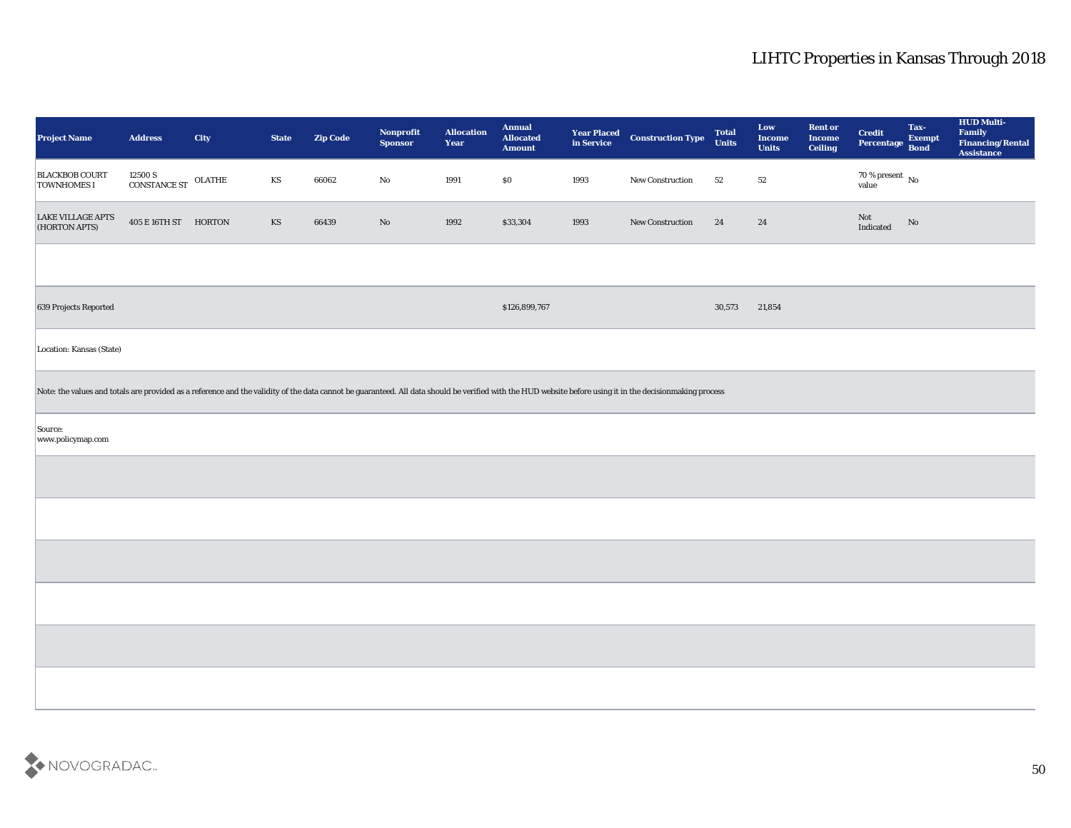| Project Name | Address | City | State | Zip Code | Nonprofit Sponsor | Allocation Year | Annual Allocated Amount | Year Placed in Service | Construction Type | Total Units | Low Income Units | Rent or Income Ceiling | Credit Percentage | Tax-Exempt Bond | HUD Multi-Family Financing/Rental Assistance |
|---|---|---|---|---|---|---|---|---|---|---|---|---|---|---|---|
| BLACKBOB COURT TOWNHOMES I | 12500 S CONSTANCE ST | OLATHE | KS | 66062 | No | 1991 | $0 | 1993 | New Construction | 52 | 52 | | 70 % present value | No | |
| LAKE VILLAGE APTS (HORTON APTS) | 405 E 16TH ST | HORTON | KS | 66439 | No | 1992 | $33,304 | 1993 | New Construction | 24 | 24 | | Not Indicated | No | |
| | | | | | | | | | | | | | | | |
| 639 Projects Reported | | | | | | | $126,899,767 | | | 30,573 | 21,854 | | | | |

Location: Kansas (State)

Note: the values and totals are provided as a reference and the validity of the data cannot be guaranteed. All data should be verified with the HUD website before using it in the decisionmaking process

Source:
www.policymap.com